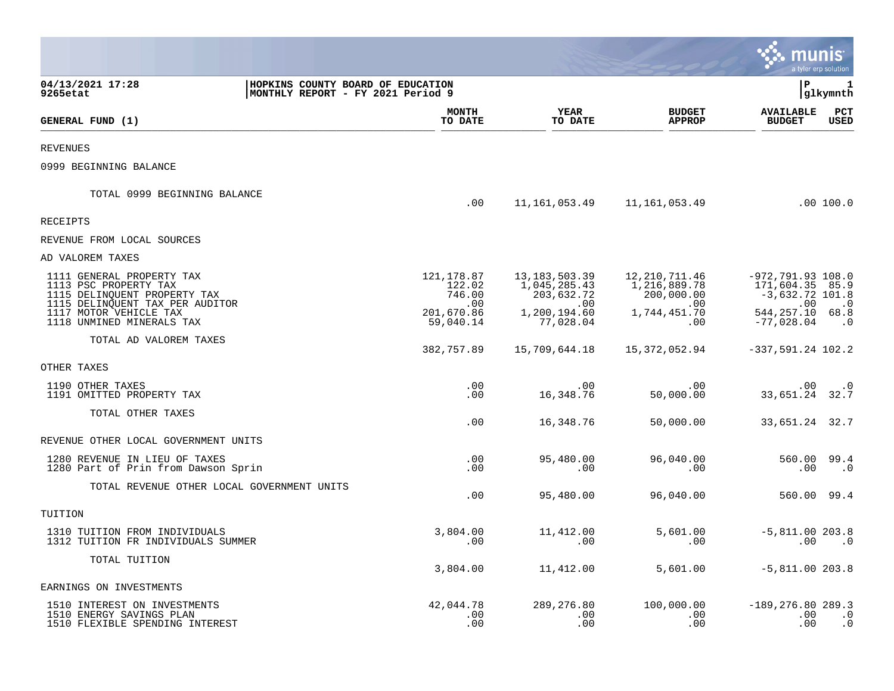04/13/2021 17:28
9265etat

HOPKINS COUNTY BOARD OF EDUCATION
MONTHLY REPORT - FY 2021 Period 9

P 1
glkymnth

| GENERAL FUND (1) | MONTH TO DATE | YEAR TO DATE | BUDGET APPROP | AVAILABLE BUDGET | PCT USED |
|---|---|---|---|---|---|
| REVENUES | | | | | |
| 0999 BEGINNING BALANCE | | | | | |
| TOTAL 0999 BEGINNING BALANCE | .00 | 11,161,053.49 | 11,161,053.49 | .00 | 100.0 |
| RECEIPTS | | | | | |
| REVENUE FROM LOCAL SOURCES | | | | | |
| AD VALOREM TAXES | | | | | |
| 1111 GENERAL PROPERTY TAX | 121,178.87 | 13,183,503.39 | 12,210,711.46 | -972,791.93 | 108.0 |
| 1113 PSC PROPERTY TAX | 122.02 | 1,045,285.43 | 1,216,889.78 | 171,604.35 | 85.9 |
| 1115 DELINQUENT PROPERTY TAX | 746.00 | 203,632.72 | 200,000.00 | -3,632.72 | 101.8 |
| 1115 DELINQUENT TAX PER AUDITOR | .00 | .00 | .00 | .00 | .0 |
| 1117 MOTOR VEHICLE TAX | 201,670.86 | 1,200,194.60 | 1,744,451.70 | 544,257.10 | 68.8 |
| 1118 UNMINED MINERALS TAX | 59,040.14 | 77,028.04 | .00 | -77,028.04 | .0 |
| TOTAL AD VALOREM TAXES | 382,757.89 | 15,709,644.18 | 15,372,052.94 | -337,591.24 | 102.2 |
| OTHER TAXES | | | | | |
| 1190 OTHER TAXES | .00 | .00 | .00 | .00 | .0 |
| 1191 OMITTED PROPERTY TAX | .00 | 16,348.76 | 50,000.00 | 33,651.24 | 32.7 |
| TOTAL OTHER TAXES | .00 | 16,348.76 | 50,000.00 | 33,651.24 | 32.7 |
| REVENUE OTHER LOCAL GOVERNMENT UNITS | | | | | |
| 1280 REVENUE IN LIEU OF TAXES | .00 | 95,480.00 | 96,040.00 | 560.00 | 99.4 |
| 1280 Part of Prin from Dawson Sprin | .00 | .00 | .00 | .00 | .0 |
| TOTAL REVENUE OTHER LOCAL GOVERNMENT UNITS | .00 | 95,480.00 | 96,040.00 | 560.00 | 99.4 |
| TUITION | | | | | |
| 1310 TUITION FROM INDIVIDUALS | 3,804.00 | 11,412.00 | 5,601.00 | -5,811.00 | 203.8 |
| 1312 TUITION FR INDIVIDUALS SUMMER | .00 | .00 | .00 | .00 | .0 |
| TOTAL TUITION | 3,804.00 | 11,412.00 | 5,601.00 | -5,811.00 | 203.8 |
| EARNINGS ON INVESTMENTS | | | | | |
| 1510 INTEREST ON INVESTMENTS | 42,044.78 | 289,276.80 | 100,000.00 | -189,276.80 | 289.3 |
| 1510 ENERGY SAVINGS PLAN | .00 | .00 | .00 | .00 | .0 |
| 1510 FLEXIBLE SPENDING INTEREST | .00 | .00 | .00 | .00 | .0 |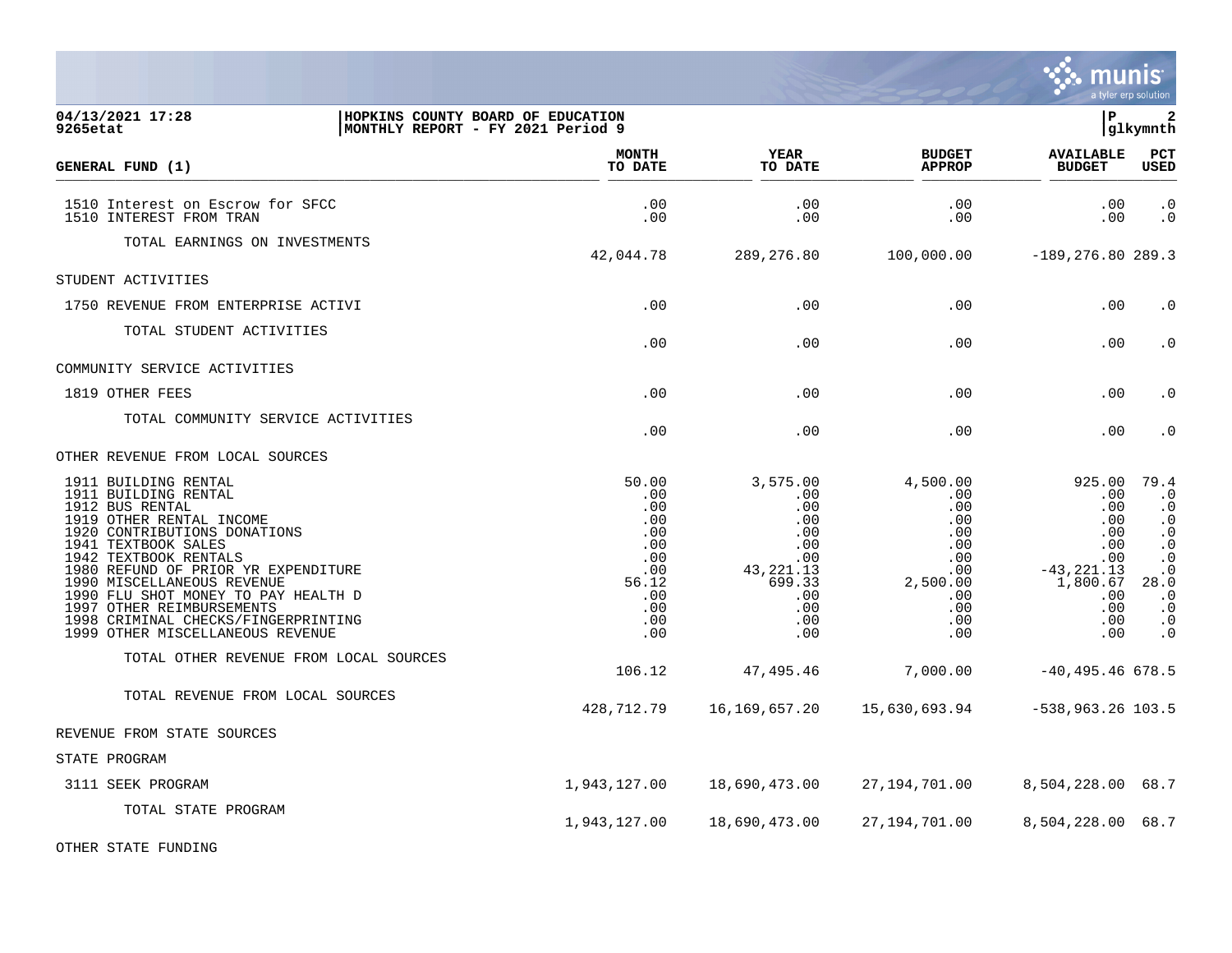**HOPKINS COUNTY BOARD OF EDUCATION**
**MONTHLY REPORT - FY 2021 Period 9**

04/13/2021 17:28
9265etat

glkymnth

| GENERAL FUND (1) | MONTH TO DATE | YEAR TO DATE | BUDGET APPROP | AVAILABLE BUDGET | PCT USED |
|---|---|---|---|---|---|
| 1510 Interest on Escrow for SFCC | .00 | .00 | .00 | .00 | .0 |
| 1510 INTEREST FROM TRAN | .00 | .00 | .00 | .00 | .0 |
| TOTAL EARNINGS ON INVESTMENTS | 42,044.78 | 289,276.80 | 100,000.00 | -189,276.80 | 289.3 |
| STUDENT ACTIVITIES | | | | | |
| 1750 REVENUE FROM ENTERPRISE ACTIVI | .00 | .00 | .00 | .00 | .0 |
| TOTAL STUDENT ACTIVITIES | .00 | .00 | .00 | .00 | .0 |
| COMMUNITY SERVICE ACTIVITIES | | | | | |
| 1819 OTHER FEES | .00 | .00 | .00 | .00 | .0 |
| TOTAL COMMUNITY SERVICE ACTIVITIES | .00 | .00 | .00 | .00 | .0 |
| OTHER REVENUE FROM LOCAL SOURCES | | | | | |
| 1911 BUILDING RENTAL | 50.00 | 3,575.00 | 4,500.00 | 925.00 | 79.4 |
| 1911 BUILDING RENTAL | .00 | .00 | .00 | .00 | .0 |
| 1912 BUS RENTAL | .00 | .00 | .00 | .00 | .0 |
| 1919 OTHER RENTAL INCOME | .00 | .00 | .00 | .00 | .0 |
| 1920 CONTRIBUTIONS DONATIONS | .00 | .00 | .00 | .00 | .0 |
| 1941 TEXTBOOK SALES | .00 | .00 | .00 | .00 | .0 |
| 1942 TEXTBOOK RENTALS | .00 | .00 | .00 | .00 | .0 |
| 1980 REFUND OF PRIOR YR EXPENDITURE | .00 | 43,221.13 | .00 | -43,221.13 | .0 |
| 1990 MISCELLANEOUS REVENUE | 56.12 | 699.33 | 2,500.00 | 1,800.67 | 28.0 |
| 1990 FLU SHOT MONEY TO PAY HEALTH D | .00 | .00 | .00 | .00 | .0 |
| 1997 OTHER REIMBURSEMENTS | .00 | .00 | .00 | .00 | .0 |
| 1998 CRIMINAL CHECKS/FINGERPRINTING | .00 | .00 | .00 | .00 | .0 |
| 1999 OTHER MISCELLANEOUS REVENUE | .00 | .00 | .00 | .00 | .0 |
| TOTAL OTHER REVENUE FROM LOCAL SOURCES | 106.12 | 47,495.46 | 7,000.00 | -40,495.46 | 678.5 |
| TOTAL REVENUE FROM LOCAL SOURCES | 428,712.79 | 16,169,657.20 | 15,630,693.94 | -538,963.26 | 103.5 |
| REVENUE FROM STATE SOURCES | | | | | |
| STATE PROGRAM | | | | | |
| 3111 SEEK PROGRAM | 1,943,127.00 | 18,690,473.00 | 27,194,701.00 | 8,504,228.00 | 68.7 |
| TOTAL STATE PROGRAM | 1,943,127.00 | 18,690,473.00 | 27,194,701.00 | 8,504,228.00 | 68.7 |
| OTHER STATE FUNDING | | | | | |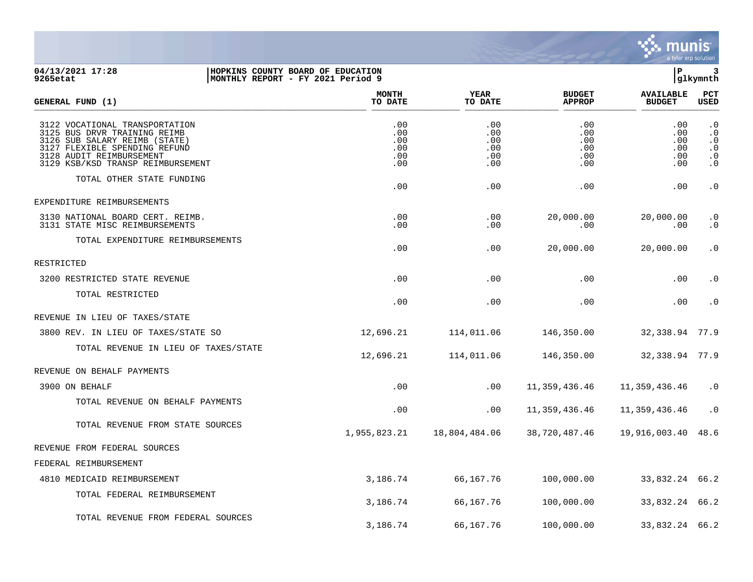04/13/2021 17:28 | HOPKINS COUNTY BOARD OF EDUCATION
9265etat | MONTHLY REPORT - FY 2021 Period 9

| GENERAL FUND (1) | MONTH TO DATE | YEAR TO DATE | BUDGET APPROP | AVAILABLE BUDGET | PCT USED |
|---|---|---|---|---|---|
| 3122 VOCATIONAL TRANSPORTATION | .00 | .00 | .00 | .00 | .0 |
| 3125 BUS DRVR TRAINING REIMB | .00 | .00 | .00 | .00 | .0 |
| 3126 SUB SALARY REIMB (STATE) | .00 | .00 | .00 | .00 | .0 |
| 3127 FLEXIBLE SPENDING REFUND | .00 | .00 | .00 | .00 | .0 |
| 3128 AUDIT REIMBURSEMENT | .00 | .00 | .00 | .00 | .0 |
| 3129 KSB/KSD TRANSP REIMBURSEMENT | .00 | .00 | .00 | .00 | .0 |
| TOTAL OTHER STATE FUNDING | .00 | .00 | .00 | .00 | .0 |
| EXPENDITURE REIMBURSEMENTS | | | | | |
| 3130 NATIONAL BOARD CERT. REIMB. | .00 | .00 | 20,000.00 | 20,000.00 | .0 |
| 3131 STATE MISC REIMBURSEMENTS | .00 | .00 | .00 | .00 | .0 |
| TOTAL EXPENDITURE REIMBURSEMENTS | .00 | .00 | 20,000.00 | 20,000.00 | .0 |
| RESTRICTED | | | | | |
| 3200 RESTRICTED STATE REVENUE | .00 | .00 | .00 | .00 | .0 |
| TOTAL RESTRICTED | .00 | .00 | .00 | .00 | .0 |
| REVENUE IN LIEU OF TAXES/STATE | | | | | |
| 3800 REV. IN LIEU OF TAXES/STATE SO | 12,696.21 | 114,011.06 | 146,350.00 | 32,338.94 | 77.9 |
| TOTAL REVENUE IN LIEU OF TAXES/STATE | 12,696.21 | 114,011.06 | 146,350.00 | 32,338.94 | 77.9 |
| REVENUE ON BEHALF PAYMENTS | | | | | |
| 3900 ON BEHALF | .00 | .00 | 11,359,436.46 | 11,359,436.46 | .0 |
| TOTAL REVENUE ON BEHALF PAYMENTS | .00 | .00 | 11,359,436.46 | 11,359,436.46 | .0 |
| TOTAL REVENUE FROM STATE SOURCES | 1,955,823.21 | 18,804,484.06 | 38,720,487.46 | 19,916,003.40 | 48.6 |
| REVENUE FROM FEDERAL SOURCES | | | | | |
| FEDERAL REIMBURSEMENT | | | | | |
| 4810 MEDICAID REIMBURSEMENT | 3,186.74 | 66,167.76 | 100,000.00 | 33,832.24 | 66.2 |
| TOTAL FEDERAL REIMBURSEMENT | 3,186.74 | 66,167.76 | 100,000.00 | 33,832.24 | 66.2 |
| TOTAL REVENUE FROM FEDERAL SOURCES | 3,186.74 | 66,167.76 | 100,000.00 | 33,832.24 | 66.2 |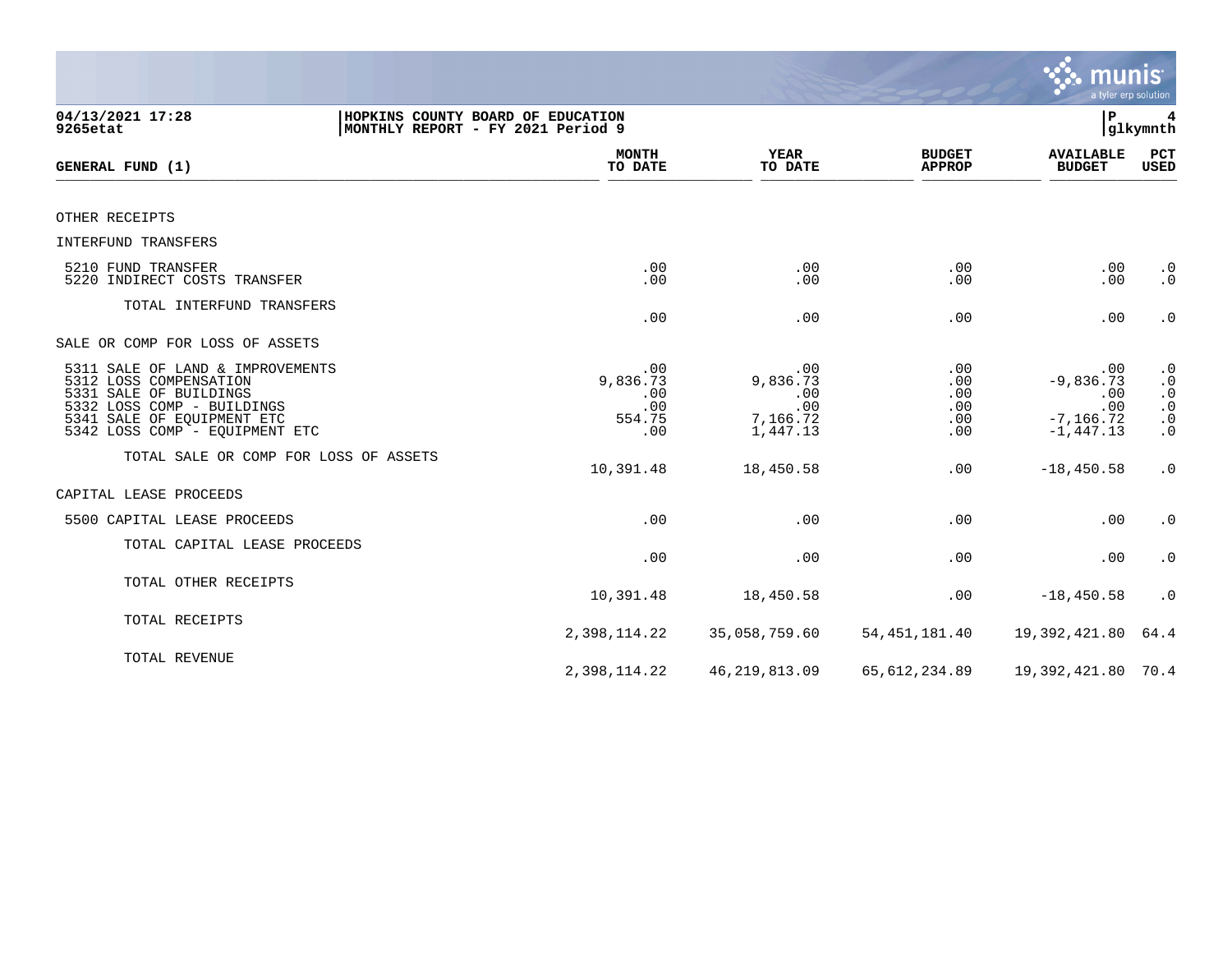**04/13/2021 17:28** | **HOPKINS COUNTY BOARD OF EDUCATION** | **P 4**
**9265etat** | **MONTHLY REPORT - FY 2021 Period 9** | **glkymnth**

| GENERAL FUND (1) | MONTH TO DATE | YEAR TO DATE | BUDGET APPROP | AVAILABLE BUDGET | PCT USED |
|---|---|---|---|---|---|
| OTHER RECEIPTS | | | | | |
| INTERFUND TRANSFERS | | | | | |
| 5210 FUND TRANSFER | .00 | .00 | .00 | .00 | .0 |
| 5220 INDIRECT COSTS TRANSFER | .00 | .00 | .00 | .00 | .0 |
| TOTAL INTERFUND TRANSFERS | .00 | .00 | .00 | .00 | .0 |
| SALE OR COMP FOR LOSS OF ASSETS | | | | | |
| 5311 SALE OF LAND & IMPROVEMENTS | .00 | .00 | .00 | .00 | .0 |
| 5312 LOSS COMPENSATION | 9,836.73 | 9,836.73 | .00 | -9,836.73 | .0 |
| 5331 SALE OF BUILDINGS | .00 | .00 | .00 | .00 | .0 |
| 5332 LOSS COMP - BUILDINGS | .00 | .00 | .00 | .00 | .0 |
| 5341 SALE OF EQUIPMENT ETC | 554.75 | 7,166.72 | .00 | -7,166.72 | .0 |
| 5342 LOSS COMP - EQUIPMENT ETC | .00 | 1,447.13 | .00 | -1,447.13 | .0 |
| TOTAL SALE OR COMP FOR LOSS OF ASSETS | 10,391.48 | 18,450.58 | .00 | -18,450.58 | .0 |
| CAPITAL LEASE PROCEEDS | | | | | |
| 5500 CAPITAL LEASE PROCEEDS | .00 | .00 | .00 | .00 | .0 |
| TOTAL CAPITAL LEASE PROCEEDS | .00 | .00 | .00 | .00 | .0 |
| TOTAL OTHER RECEIPTS | 10,391.48 | 18,450.58 | .00 | -18,450.58 | .0 |
| TOTAL RECEIPTS | 2,398,114.22 | 35,058,759.60 | 54,451,181.40 | 19,392,421.80 | 64.4 |
| TOTAL REVENUE | 2,398,114.22 | 46,219,813.09 | 65,612,234.89 | 19,392,421.80 | 70.4 |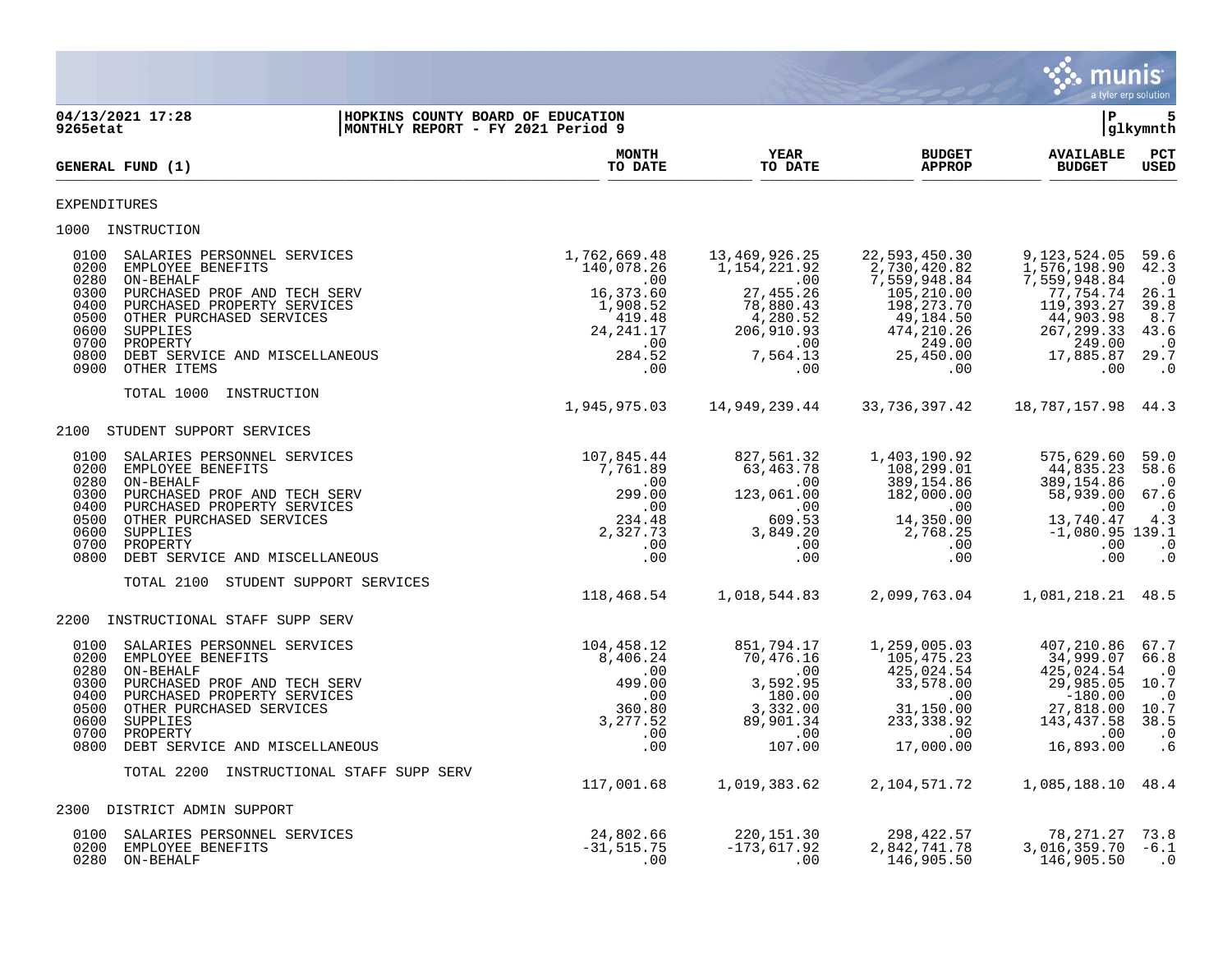04/13/2021 17:28 | HOPKINS COUNTY BOARD OF EDUCATION
9265etat | MONTHLY REPORT - FY 2021 Period 9

glkymnth

| GENERAL FUND (1) | MONTH TO DATE | YEAR TO DATE | BUDGET APPROP | AVAILABLE BUDGET | PCT USED |
|---|---|---|---|---|---|
| **EXPENDITURES** | | | | | |
| **1000 INSTRUCTION** | | | | | |
| 0100 SALARIES PERSONNEL SERVICES | 1,762,669.48 | 13,469,926.25 | 22,593,450.30 | 9,123,524.05 | 59.6 |
| 0200 EMPLOYEE BENEFITS | 140,078.26 | 1,154,221.92 | 2,730,420.82 | 1,576,198.90 | 42.3 |
| 0280 ON-BEHALF | .00 | .00 | 7,559,948.84 | 7,559,948.84 | .0 |
| 0300 PURCHASED PROF AND TECH SERV | 16,373.60 | 27,455.26 | 105,210.00 | 77,754.74 | 26.1 |
| 0400 PURCHASED PROPERTY SERVICES | 1,908.52 | 78,880.43 | 198,273.70 | 119,393.27 | 39.8 |
| 0500 OTHER PURCHASED SERVICES | 419.48 | 4,280.52 | 49,184.50 | 44,903.98 | 8.7 |
| 0600 SUPPLIES | 24,241.17 | 206,910.93 | 474,210.26 | 267,299.33 | 43.6 |
| 0700 PROPERTY | .00 | .00 | 249.00 | 249.00 | .0 |
| 0800 DEBT SERVICE AND MISCELLANEOUS | 284.52 | 7,564.13 | 25,450.00 | 17,885.87 | 29.7 |
| 0900 OTHER ITEMS | .00 | .00 | .00 | .00 | .0 |
| TOTAL 1000 INSTRUCTION | 1,945,975.03 | 14,949,239.44 | 33,736,397.42 | 18,787,157.98 | 44.3 |
| **2100 STUDENT SUPPORT SERVICES** | | | | | |
| 0100 SALARIES PERSONNEL SERVICES | 107,845.44 | 827,561.32 | 1,403,190.92 | 575,629.60 | 59.0 |
| 0200 EMPLOYEE BENEFITS | 7,761.89 | 63,463.78 | 108,299.01 | 44,835.23 | 58.6 |
| 0280 ON-BEHALF | .00 | .00 | 389,154.86 | 389,154.86 | .0 |
| 0300 PURCHASED PROF AND TECH SERV | 299.00 | 123,061.00 | 182,000.00 | 58,939.00 | 67.6 |
| 0400 PURCHASED PROPERTY SERVICES | .00 | .00 | .00 | .00 | .0 |
| 0500 OTHER PURCHASED SERVICES | 234.48 | 609.53 | 14,350.00 | 13,740.47 | 4.3 |
| 0600 SUPPLIES | 2,327.73 | 3,849.20 | 2,768.25 | -1,080.95 | 139.1 |
| 0700 PROPERTY | .00 | .00 | .00 | .00 | .0 |
| 0800 DEBT SERVICE AND MISCELLANEOUS | .00 | .00 | .00 | .00 | .0 |
| TOTAL 2100 STUDENT SUPPORT SERVICES | 118,468.54 | 1,018,544.83 | 2,099,763.04 | 1,081,218.21 | 48.5 |
| **2200 INSTRUCTIONAL STAFF SUPP SERV** | | | | | |
| 0100 SALARIES PERSONNEL SERVICES | 104,458.12 | 851,794.17 | 1,259,005.03 | 407,210.86 | 67.7 |
| 0200 EMPLOYEE BENEFITS | 8,406.24 | 70,476.16 | 105,475.23 | 34,999.07 | 66.8 |
| 0280 ON-BEHALF | .00 | .00 | 425,024.54 | 425,024.54 | .0 |
| 0300 PURCHASED PROF AND TECH SERV | 499.00 | 3,592.95 | 33,578.00 | 29,985.05 | 10.7 |
| 0400 PURCHASED PROPERTY SERVICES | .00 | 180.00 | .00 | -180.00 | .0 |
| 0500 OTHER PURCHASED SERVICES | 360.80 | 3,332.00 | 31,150.00 | 27,818.00 | 10.7 |
| 0600 SUPPLIES | 3,277.52 | 89,901.34 | 233,338.92 | 143,437.58 | 38.5 |
| 0700 PROPERTY | .00 | .00 | .00 | .00 | .0 |
| 0800 DEBT SERVICE AND MISCELLANEOUS | .00 | 107.00 | 17,000.00 | 16,893.00 | .6 |
| TOTAL 2200 INSTRUCTIONAL STAFF SUPP SERV | 117,001.68 | 1,019,383.62 | 2,104,571.72 | 1,085,188.10 | 48.4 |
| **2300 DISTRICT ADMIN SUPPORT** | | | | | |
| 0100 SALARIES PERSONNEL SERVICES | 24,802.66 | 220,151.30 | 298,422.57 | 78,271.27 | 73.8 |
| 0200 EMPLOYEE BENEFITS | -31,515.75 | -173,617.92 | 2,842,741.78 | 3,016,359.70 | -6.1 |
| 0280 ON-BEHALF | .00 | .00 | 146,905.50 | 146,905.50 | .0 |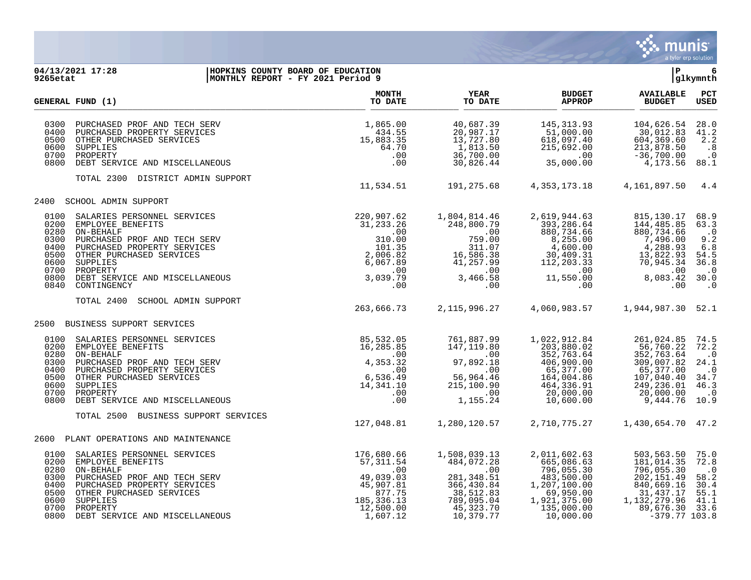04/13/2021 17:28 | HOPKINS COUNTY BOARD OF EDUCATION | P 6
9265etat | MONTHLY REPORT - FY 2021 Period 9 | glkymnth

| GENERAL FUND (1) | | MONTH TO DATE | YEAR TO DATE | BUDGET APPROP | AVAILABLE BUDGET | PCT USED |
|---|---|---|---|---|---|---|
| 0300 | PURCHASED PROF AND TECH SERV | 1,865.00 | 40,687.39 | 145,313.93 | 104,626.54 | 28.0 |
| 0400 | PURCHASED PROPERTY SERVICES | 434.55 | 20,987.17 | 51,000.00 | 30,012.83 | 41.2 |
| 0500 | OTHER PURCHASED SERVICES | 15,883.35 | 13,727.80 | 618,097.40 | 604,369.60 | 2.2 |
| 0600 | SUPPLIES | 64.70 | 1,813.50 | 215,692.00 | 213,878.50 | .8 |
| 0700 | PROPERTY | .00 | 36,700.00 | .00 | -36,700.00 | .0 |
| 0800 | DEBT SERVICE AND MISCELLANEOUS | .00 | 30,826.44 | 35,000.00 | 4,173.56 | 88.1 |
| | TOTAL 2300 DISTRICT ADMIN SUPPORT | 11,534.51 | 191,275.68 | 4,353,173.18 | 4,161,897.50 | 4.4 |
| 2400 | SCHOOL ADMIN SUPPORT | | | | | |
| 0100 | SALARIES PERSONNEL SERVICES | 220,907.62 | 1,804,814.46 | 2,619,944.63 | 815,130.17 | 68.9 |
| 0200 | EMPLOYEE BENEFITS | 31,233.26 | 248,800.79 | 393,286.64 | 144,485.85 | 63.3 |
| 0280 | ON-BEHALF | .00 | .00 | 880,734.66 | 880,734.66 | .0 |
| 0300 | PURCHASED PROF AND TECH SERV | 310.00 | 759.00 | 8,255.00 | 7,496.00 | 9.2 |
| 0400 | PURCHASED PROPERTY SERVICES | 101.35 | 311.07 | 4,600.00 | 4,288.93 | 6.8 |
| 0500 | OTHER PURCHASED SERVICES | 2,006.82 | 16,586.38 | 30,409.31 | 13,822.93 | 54.5 |
| 0600 | SUPPLIES | 6,067.89 | 41,257.99 | 112,203.33 | 70,945.34 | 36.8 |
| 0700 | PROPERTY | .00 | .00 | .00 | .00 | .0 |
| 0800 | DEBT SERVICE AND MISCELLANEOUS | 3,039.79 | 3,466.58 | 11,550.00 | 8,083.42 | 30.0 |
| 0840 | CONTINGENCY | .00 | .00 | .00 | .00 | .0 |
| | TOTAL 2400 SCHOOL ADMIN SUPPORT | 263,666.73 | 2,115,996.27 | 4,060,983.57 | 1,944,987.30 | 52.1 |
| 2500 | BUSINESS SUPPORT SERVICES | | | | | |
| 0100 | SALARIES PERSONNEL SERVICES | 85,532.05 | 761,887.99 | 1,022,912.84 | 261,024.85 | 74.5 |
| 0200 | EMPLOYEE BENEFITS | 16,285.85 | 147,119.80 | 203,880.02 | 56,760.22 | 72.2 |
| 0280 | ON-BEHALF | .00 | .00 | 352,763.64 | 352,763.64 | .0 |
| 0300 | PURCHASED PROF AND TECH SERV | 4,353.32 | 97,892.18 | 406,900.00 | 309,007.82 | 24.1 |
| 0400 | PURCHASED PROPERTY SERVICES | .00 | .00 | 65,377.00 | 65,377.00 | .0 |
| 0500 | OTHER PURCHASED SERVICES | 6,536.49 | 56,964.46 | 164,004.86 | 107,040.40 | 34.7 |
| 0600 | SUPPLIES | 14,341.10 | 215,100.90 | 464,336.91 | 249,236.01 | 46.3 |
| 0700 | PROPERTY | .00 | .00 | 20,000.00 | 20,000.00 | .0 |
| 0800 | DEBT SERVICE AND MISCELLANEOUS | .00 | 1,155.24 | 10,600.00 | 9,444.76 | 10.9 |
| | TOTAL 2500 BUSINESS SUPPORT SERVICES | 127,048.81 | 1,280,120.57 | 2,710,775.27 | 1,430,654.70 | 47.2 |
| 2600 | PLANT OPERATIONS AND MAINTENANCE | | | | | |
| 0100 | SALARIES PERSONNEL SERVICES | 176,680.66 | 1,508,039.13 | 2,011,602.63 | 503,563.50 | 75.0 |
| 0200 | EMPLOYEE BENEFITS | 57,311.54 | 484,072.28 | 665,086.63 | 181,014.35 | 72.8 |
| 0280 | ON-BEHALF | .00 | .00 | 796,055.30 | 796,055.30 | .0 |
| 0300 | PURCHASED PROF AND TECH SERV | 49,039.03 | 281,348.51 | 483,500.00 | 202,151.49 | 58.2 |
| 0400 | PURCHASED PROPERTY SERVICES | 45,907.81 | 366,430.84 | 1,207,100.00 | 840,669.16 | 30.4 |
| 0500 | OTHER PURCHASED SERVICES | 877.75 | 38,512.83 | 69,950.00 | 31,437.17 | 55.1 |
| 0600 | SUPPLIES | 185,336.13 | 789,095.04 | 1,921,375.00 | 1,132,279.96 | 41.1 |
| 0700 | PROPERTY | 12,500.00 | 45,323.70 | 135,000.00 | 89,676.30 | 33.6 |
| 0800 | DEBT SERVICE AND MISCELLANEOUS | 1,607.12 | 10,379.77 | 10,000.00 | -379.77 | 103.8 |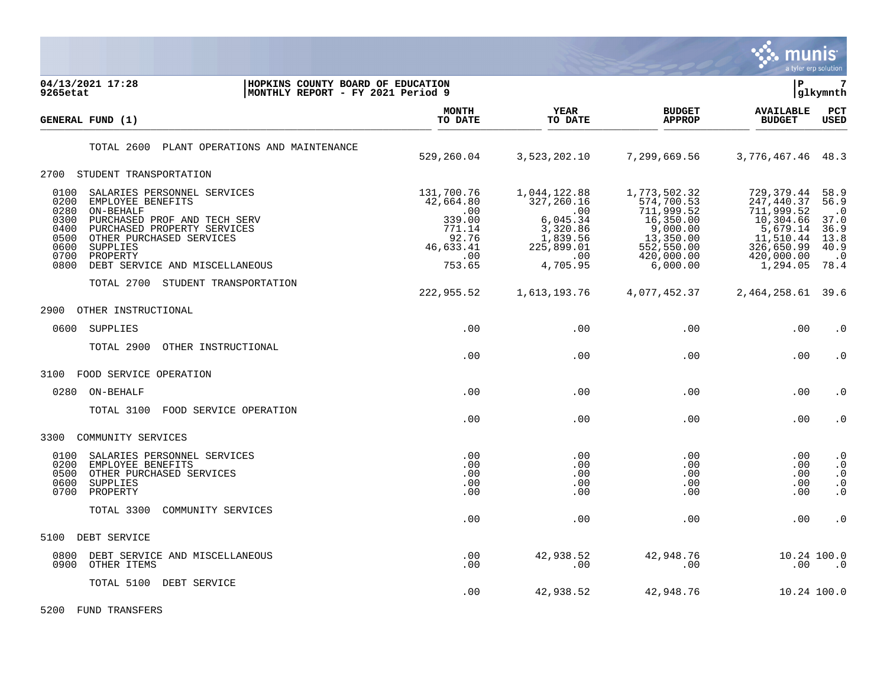**HOPKINS COUNTY BOARD OF EDUCATION**
**MONTHLY REPORT - FY 2021 Period 9**

04/13/2021 17:28
9265etat

| GENERAL FUND (1) | MONTH TO DATE | YEAR TO DATE | BUDGET APPROP | AVAILABLE BUDGET | PCT USED |
|---|---|---|---|---|---|
| TOTAL 2600 PLANT OPERATIONS AND MAINTENANCE | 529,260.04 | 3,523,202.10 | 7,299,669.56 | 3,776,467.46 | 48.3 |
| **2700 STUDENT TRANSPORTATION** | | | | | |
| 0100 SALARIES PERSONNEL SERVICES | 131,700.76 | 1,044,122.88 | 1,773,502.32 | 729,379.44 | 58.9 |
| 0200 EMPLOYEE BENEFITS | 42,664.80 | 327,260.16 | 574,700.53 | 247,440.37 | 56.9 |
| 0280 ON-BEHALF | .00 | .00 | 711,999.52 | 711,999.52 | .0 |
| 0300 PURCHASED PROF AND TECH SERV | 339.00 | 6,045.34 | 16,350.00 | 10,304.66 | 37.0 |
| 0400 PURCHASED PROPERTY SERVICES | 771.14 | 3,320.86 | 9,000.00 | 5,679.14 | 36.9 |
| 0500 OTHER PURCHASED SERVICES | 92.76 | 1,839.56 | 13,350.00 | 11,510.44 | 13.8 |
| 0600 SUPPLIES | 46,633.41 | 225,899.01 | 552,550.00 | 326,650.99 | 40.9 |
| 0700 PROPERTY | .00 | .00 | 420,000.00 | 420,000.00 | .0 |
| 0800 DEBT SERVICE AND MISCELLANEOUS | 753.65 | 4,705.95 | 6,000.00 | 1,294.05 | 78.4 |
| TOTAL 2700 STUDENT TRANSPORTATION | 222,955.52 | 1,613,193.76 | 4,077,452.37 | 2,464,258.61 | 39.6 |
| **2900 OTHER INSTRUCTIONAL** | | | | | |
| 0600 SUPPLIES | .00 | .00 | .00 | .00 | .0 |
| TOTAL 2900 OTHER INSTRUCTIONAL | .00 | .00 | .00 | .00 | .0 |
| **3100 FOOD SERVICE OPERATION** | | | | | |
| 0280 ON-BEHALF | .00 | .00 | .00 | .00 | .0 |
| TOTAL 3100 FOOD SERVICE OPERATION | .00 | .00 | .00 | .00 | .0 |
| **3300 COMMUNITY SERVICES** | | | | | |
| 0100 SALARIES PERSONNEL SERVICES | .00 | .00 | .00 | .00 | .0 |
| 0200 EMPLOYEE BENEFITS | .00 | .00 | .00 | .00 | .0 |
| 0500 OTHER PURCHASED SERVICES | .00 | .00 | .00 | .00 | .0 |
| 0600 SUPPLIES | .00 | .00 | .00 | .00 | .0 |
| 0700 PROPERTY | .00 | .00 | .00 | .00 | .0 |
| TOTAL 3300 COMMUNITY SERVICES | .00 | .00 | .00 | .00 | .0 |
| **5100 DEBT SERVICE** | | | | | |
| 0800 DEBT SERVICE AND MISCELLANEOUS | .00 | 42,938.52 | 42,948.76 | 10.24 | 100.0 |
| 0900 OTHER ITEMS | .00 | .00 | .00 | .00 | .0 |
| TOTAL 5100 DEBT SERVICE | .00 | 42,938.52 | 42,948.76 | 10.24 | 100.0 |
| **5200 FUND TRANSFERS** | | | | | |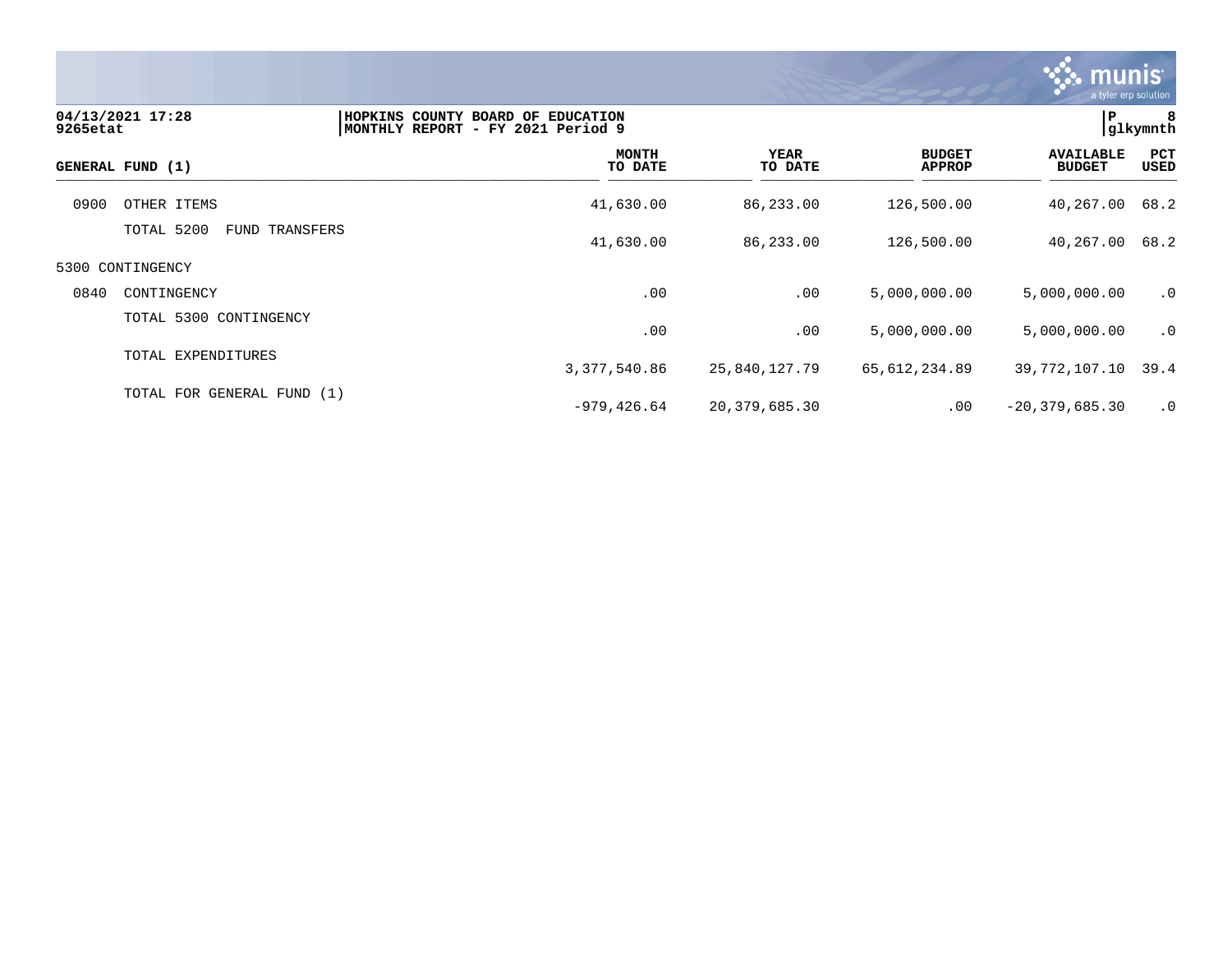04/13/2021 17:28
9265etat

HOPKINS COUNTY BOARD OF EDUCATION
MONTHLY REPORT - FY 2021 Period 9

glkymnth

| GENERAL FUND (1) | | MONTH TO DATE | YEAR TO DATE | BUDGET APPROP | AVAILABLE BUDGET | PCT USED |
|---|---|---|---|---|---|---|
| 0900 | OTHER ITEMS | 41,630.00 | 86,233.00 | 126,500.00 | 40,267.00 | 68.2 |
| | TOTAL 5200 FUND TRANSFERS | 41,630.00 | 86,233.00 | 126,500.00 | 40,267.00 | 68.2 |
| 5300 CONTINGENCY | | | | | | |
| 0840 | CONTINGENCY | .00 | .00 | 5,000,000.00 | 5,000,000.00 | .0 |
| | TOTAL 5300 CONTINGENCY | .00 | .00 | 5,000,000.00 | 5,000,000.00 | .0 |
| | TOTAL EXPENDITURES | 3,377,540.86 | 25,840,127.79 | 65,612,234.89 | 39,772,107.10 | 39.4 |
| | TOTAL FOR GENERAL FUND (1) | -979,426.64 | 20,379,685.30 | .00 | -20,379,685.30 | .0 |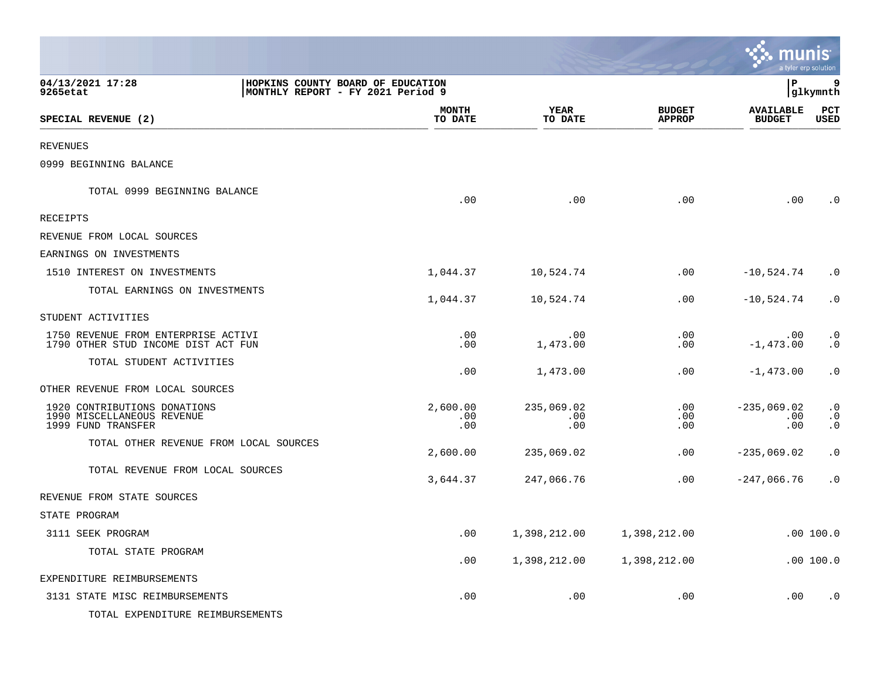**04/13/2021 17:28**
**9265etat**

**HOPKINS COUNTY BOARD OF EDUCATION**
**MONTHLY REPORT - FY 2021 Period 9**

**P 9**
**glkymnth**

| SPECIAL REVENUE (2) | MONTH TO DATE | YEAR TO DATE | BUDGET APPROP | AVAILABLE BUDGET | PCT USED |
|---|---|---|---|---|---|
| REVENUES | | | | | |
| 0999 BEGINNING BALANCE | | | | | |
| TOTAL 0999 BEGINNING BALANCE | .00 | .00 | .00 | .00 | .0 |
| RECEIPTS | | | | | |
| REVENUE FROM LOCAL SOURCES | | | | | |
| EARNINGS ON INVESTMENTS | | | | | |
| 1510 INTEREST ON INVESTMENTS | 1,044.37 | 10,524.74 | .00 | -10,524.74 | .0 |
| TOTAL EARNINGS ON INVESTMENTS | 1,044.37 | 10,524.74 | .00 | -10,524.74 | .0 |
| STUDENT ACTIVITIES | | | | | |
| 1750 REVENUE FROM ENTERPRISE ACTIVI | .00 | .00 | .00 | .00 | .0 |
| 1790 OTHER STUD INCOME DIST ACT FUN | .00 | 1,473.00 | .00 | -1,473.00 | .0 |
| TOTAL STUDENT ACTIVITIES | .00 | 1,473.00 | .00 | -1,473.00 | .0 |
| OTHER REVENUE FROM LOCAL SOURCES | | | | | |
| 1920 CONTRIBUTIONS DONATIONS | 2,600.00 | 235,069.02 | .00 | -235,069.02 | .0 |
| 1990 MISCELLANEOUS REVENUE | .00 | .00 | .00 | .00 | .0 |
| 1999 FUND TRANSFER | .00 | .00 | .00 | .00 | .0 |
| TOTAL OTHER REVENUE FROM LOCAL SOURCES | 2,600.00 | 235,069.02 | .00 | -235,069.02 | .0 |
| TOTAL REVENUE FROM LOCAL SOURCES | 3,644.37 | 247,066.76 | .00 | -247,066.76 | .0 |
| REVENUE FROM STATE SOURCES | | | | | |
| STATE PROGRAM | | | | | |
| 3111 SEEK PROGRAM | .00 | 1,398,212.00 | 1,398,212.00 | .00 | 100.0 |
| TOTAL STATE PROGRAM | .00 | 1,398,212.00 | 1,398,212.00 | .00 | 100.0 |
| EXPENDITURE REIMBURSEMENTS | | | | | |
| 3131 STATE MISC REIMBURSEMENTS | .00 | .00 | .00 | .00 | .0 |
| TOTAL EXPENDITURE REIMBURSEMENTS | | | | | |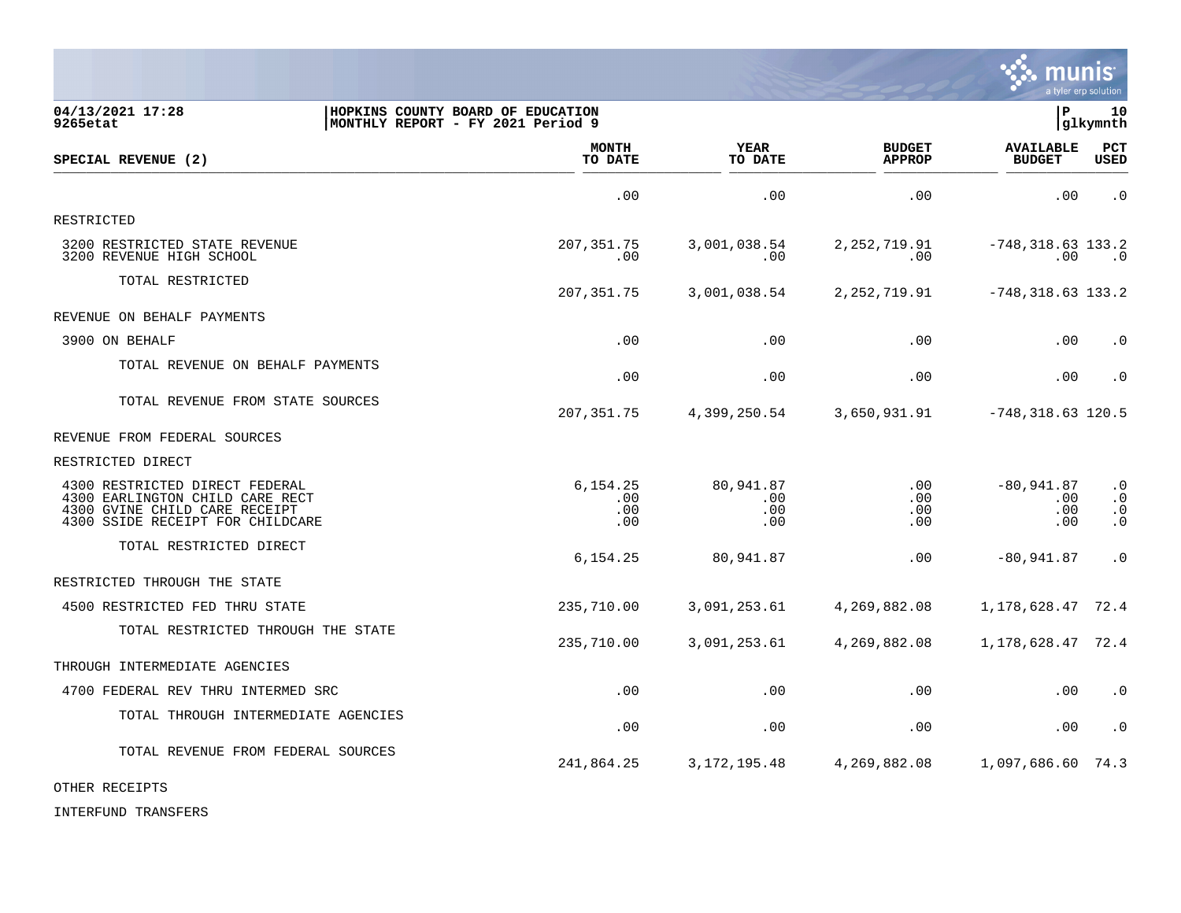**HOPKINS COUNTY BOARD OF EDUCATION**
**MONTHLY REPORT - FY 2021 Period 9**

04/13/2021 17:28
9265etat

| SPECIAL REVENUE (2) | MONTH TO DATE | YEAR TO DATE | BUDGET APPROP | AVAILABLE BUDGET | PCT USED |
|---|---|---|---|---|---|
| | .00 | .00 | .00 | .00 | .0 |
| RESTRICTED | | | | | |
| 3200 RESTRICTED STATE REVENUE | 207,351.75 | 3,001,038.54 | 2,252,719.91 | -748,318.63 | 133.2 |
| 3200 REVENUE HIGH SCHOOL | .00 | .00 | .00 | .00 | .0 |
| TOTAL RESTRICTED | 207,351.75 | 3,001,038.54 | 2,252,719.91 | -748,318.63 | 133.2 |
| REVENUE ON BEHALF PAYMENTS | | | | | |
| 3900 ON BEHALF | .00 | .00 | .00 | .00 | .0 |
| TOTAL REVENUE ON BEHALF PAYMENTS | .00 | .00 | .00 | .00 | .0 |
| TOTAL REVENUE FROM STATE SOURCES | 207,351.75 | 4,399,250.54 | 3,650,931.91 | -748,318.63 | 120.5 |
| REVENUE FROM FEDERAL SOURCES | | | | | |
| RESTRICTED DIRECT | | | | | |
| 4300 RESTRICTED DIRECT FEDERAL | 6,154.25 | 80,941.87 | .00 | -80,941.87 | .0 |
| 4300 EARLINGTON CHILD CARE RECT | .00 | .00 | .00 | .00 | .0 |
| 4300 GVINE CHILD CARE RECEIPT | .00 | .00 | .00 | .00 | .0 |
| 4300 SSIDE RECEIPT FOR CHILDCARE | .00 | .00 | .00 | .00 | .0 |
| TOTAL RESTRICTED DIRECT | 6,154.25 | 80,941.87 | .00 | -80,941.87 | .0 |
| RESTRICTED THROUGH THE STATE | | | | | |
| 4500 RESTRICTED FED THRU STATE | 235,710.00 | 3,091,253.61 | 4,269,882.08 | 1,178,628.47 | 72.4 |
| TOTAL RESTRICTED THROUGH THE STATE | 235,710.00 | 3,091,253.61 | 4,269,882.08 | 1,178,628.47 | 72.4 |
| THROUGH INTERMEDIATE AGENCIES | | | | | |
| 4700 FEDERAL REV THRU INTERMED SRC | .00 | .00 | .00 | .00 | .0 |
| TOTAL THROUGH INTERMEDIATE AGENCIES | .00 | .00 | .00 | .00 | .0 |
| TOTAL REVENUE FROM FEDERAL SOURCES | 241,864.25 | 3,172,195.48 | 4,269,882.08 | 1,097,686.60 | 74.3 |
| OTHER RECEIPTS | | | | | |
| INTERFUND TRANSFERS | | | | | |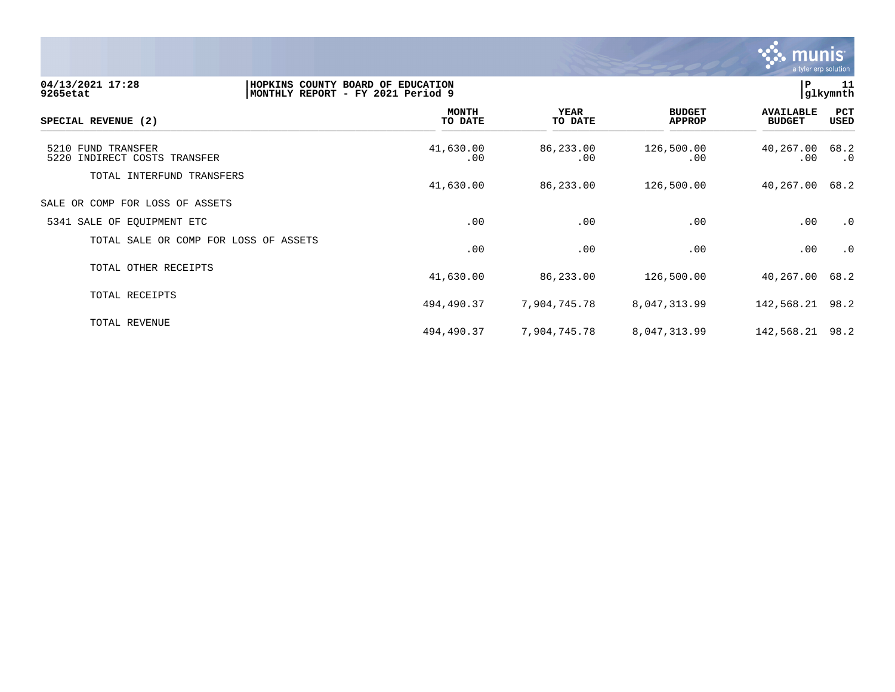**04/13/2021 17:28** | **HOPKINS COUNTY BOARD OF EDUCATION**
**9265etat** | **MONTHLY REPORT - FY 2021 Period 9**

**P 11 glkymnth**

| SPECIAL REVENUE (2) | MONTH TO DATE | YEAR TO DATE | BUDGET APPROP | AVAILABLE BUDGET | PCT USED |
|---|---|---|---|---|---|
| 5210 FUND TRANSFER | 41,630.00 | 86,233.00 | 126,500.00 | 40,267.00 | 68.2 |
| 5220 INDIRECT COSTS TRANSFER | .00 | .00 | .00 | .00 | .0 |
| TOTAL INTERFUND TRANSFERS | 41,630.00 | 86,233.00 | 126,500.00 | 40,267.00 | 68.2 |
| SALE OR COMP FOR LOSS OF ASSETS | | | | | |
| 5341 SALE OF EQUIPMENT ETC | .00 | .00 | .00 | .00 | .0 |
| TOTAL SALE OR COMP FOR LOSS OF ASSETS | .00 | .00 | .00 | .00 | .0 |
| TOTAL OTHER RECEIPTS | 41,630.00 | 86,233.00 | 126,500.00 | 40,267.00 | 68.2 |
| TOTAL RECEIPTS | 494,490.37 | 7,904,745.78 | 8,047,313.99 | 142,568.21 | 98.2 |
| TOTAL REVENUE | 494,490.37 | 7,904,745.78 | 8,047,313.99 | 142,568.21 | 98.2 |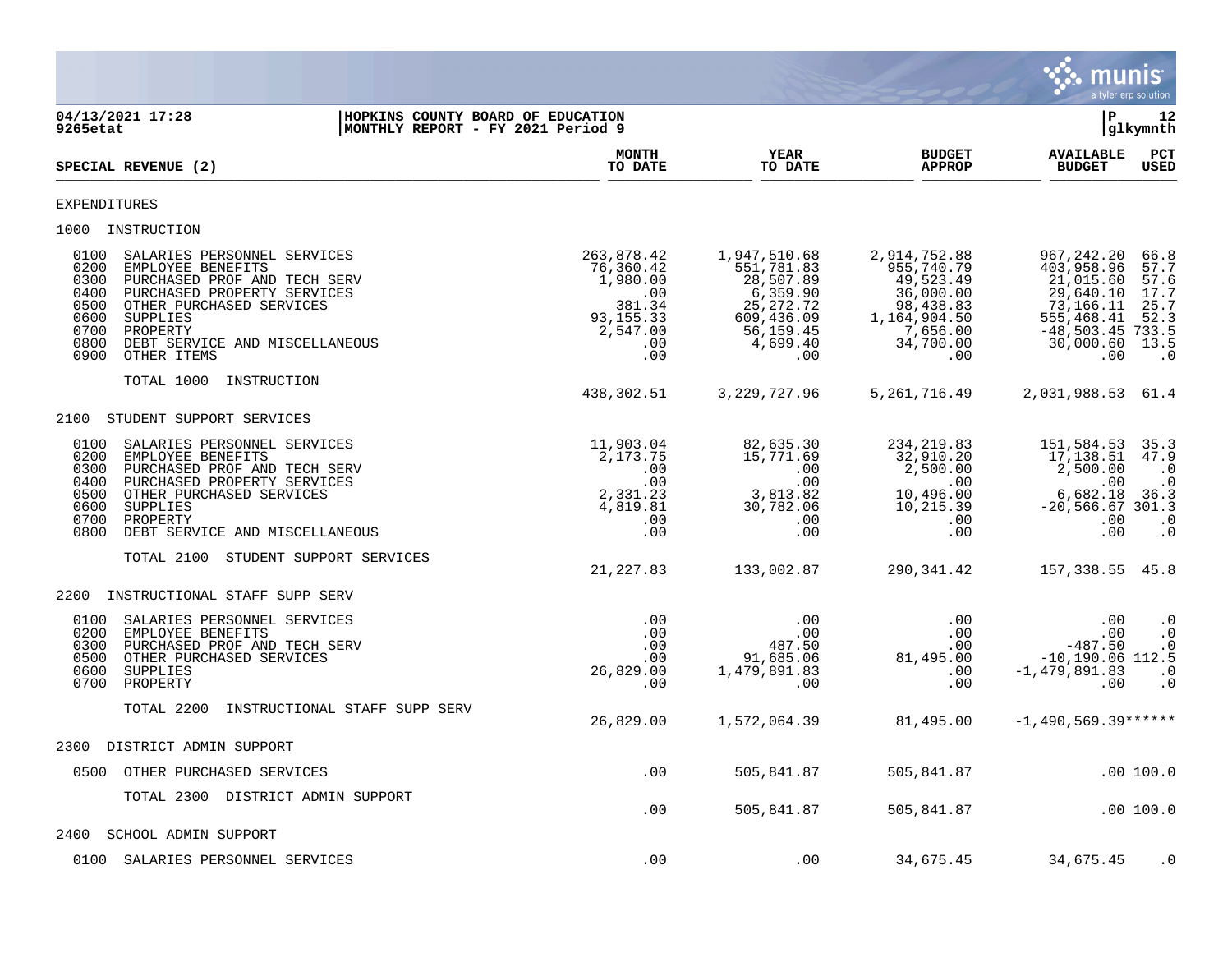**04/13/2021 17:28** | **HOPKINS COUNTY BOARD OF EDUCATION**
**9265etat** | **MONTHLY REPORT - FY 2021 Period 9**

| SPECIAL REVENUE (2) | MONTH TO DATE | YEAR TO DATE | BUDGET APPROP | AVAILABLE BUDGET | PCT USED |
|---|---|---|---|---|---|
| **EXPENDITURES** | | | | | |
| **1000 INSTRUCTION** | | | | | |
| 0100 SALARIES PERSONNEL SERVICES | 263,878.42 | 1,947,510.68 | 2,914,752.88 | 967,242.20 | 66.8 |
| 0200 EMPLOYEE BENEFITS | 76,360.42 | 551,781.83 | 955,740.79 | 403,958.96 | 57.7 |
| 0300 PURCHASED PROF AND TECH SERV | 1,980.00 | 28,507.89 | 49,523.49 | 21,015.60 | 57.6 |
| 0400 PURCHASED PROPERTY SERVICES | .00 | 6,359.90 | 36,000.00 | 29,640.10 | 17.7 |
| 0500 OTHER PURCHASED SERVICES | 381.34 | 25,272.72 | 98,438.83 | 73,166.11 | 25.7 |
| 0600 SUPPLIES | 93,155.33 | 609,436.09 | 1,164,904.50 | 555,468.41 | 52.3 |
| 0700 PROPERTY | 2,547.00 | 56,159.45 | 7,656.00 | -48,503.45 | 733.5 |
| 0800 DEBT SERVICE AND MISCELLANEOUS | .00 | 4,699.40 | 34,700.00 | 30,000.60 | 13.5 |
| 0900 OTHER ITEMS | .00 | .00 | .00 | .00 | .0 |
| TOTAL 1000 INSTRUCTION | 438,302.51 | 3,229,727.96 | 5,261,716.49 | 2,031,988.53 | 61.4 |
| **2100 STUDENT SUPPORT SERVICES** | | | | | |
| 0100 SALARIES PERSONNEL SERVICES | 11,903.04 | 82,635.30 | 234,219.83 | 151,584.53 | 35.3 |
| 0200 EMPLOYEE BENEFITS | 2,173.75 | 15,771.69 | 32,910.20 | 17,138.51 | 47.9 |
| 0300 PURCHASED PROF AND TECH SERV | .00 | .00 | 2,500.00 | 2,500.00 | .0 |
| 0400 PURCHASED PROPERTY SERVICES | .00 | .00 | .00 | .00 | .0 |
| 0500 OTHER PURCHASED SERVICES | 2,331.23 | 3,813.82 | 10,496.00 | 6,682.18 | 36.3 |
| 0600 SUPPLIES | 4,819.81 | 30,782.06 | 10,215.39 | -20,566.67 | 301.3 |
| 0700 PROPERTY | .00 | .00 | .00 | .00 | .0 |
| 0800 DEBT SERVICE AND MISCELLANEOUS | .00 | .00 | .00 | .00 | .0 |
| TOTAL 2100 STUDENT SUPPORT SERVICES | 21,227.83 | 133,002.87 | 290,341.42 | 157,338.55 | 45.8 |
| **2200 INSTRUCTIONAL STAFF SUPP SERV** | | | | | |
| 0100 SALARIES PERSONNEL SERVICES | .00 | .00 | .00 | .00 | .0 |
| 0200 EMPLOYEE BENEFITS | .00 | .00 | .00 | .00 | .0 |
| 0300 PURCHASED PROF AND TECH SERV | .00 | 487.50 | .00 | -487.50 | .0 |
| 0500 OTHER PURCHASED SERVICES | .00 | 91,685.06 | 81,495.00 | -10,190.06 | 112.5 |
| 0600 SUPPLIES | 26,829.00 | 1,479,891.83 | .00 | -1,479,891.83 | .0 |
| 0700 PROPERTY | .00 | .00 | .00 | .00 | .0 |
| TOTAL 2200 INSTRUCTIONAL STAFF SUPP SERV | 26,829.00 | 1,572,064.39 | 81,495.00 | -1,490,569.39 | ****** |
| **2300 DISTRICT ADMIN SUPPORT** | | | | | |
| 0500 OTHER PURCHASED SERVICES | .00 | 505,841.87 | 505,841.87 | .00 | 100.0 |
| TOTAL 2300 DISTRICT ADMIN SUPPORT | .00 | 505,841.87 | 505,841.87 | .00 | 100.0 |
| **2400 SCHOOL ADMIN SUPPORT** | | | | | |
| 0100 SALARIES PERSONNEL SERVICES | .00 | .00 | 34,675.45 | 34,675.45 | .0 |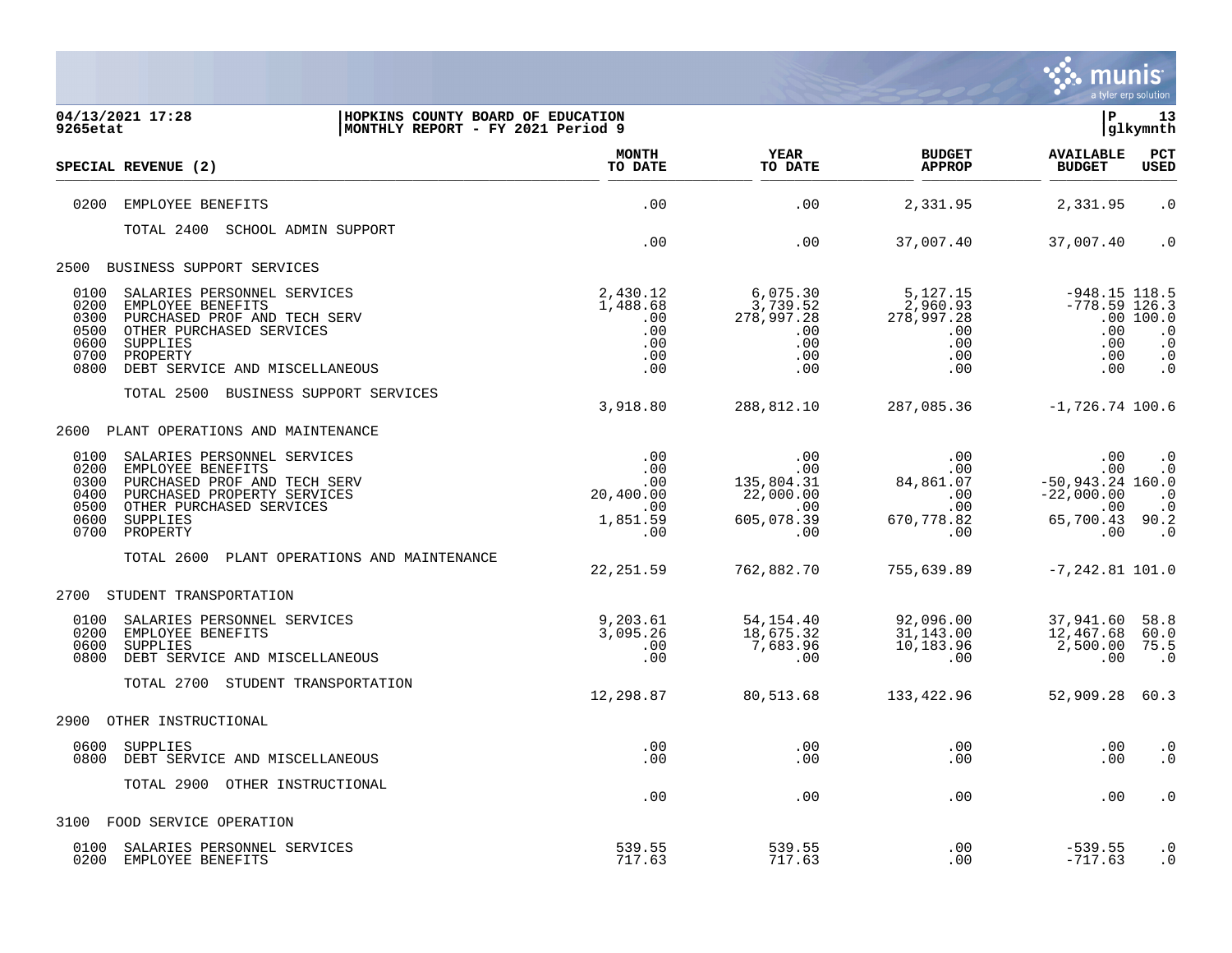**HOPKINS COUNTY BOARD OF EDUCATION**
**MONTHLY REPORT - FY 2021 Period 9**

04/13/2021 17:28
9265etat

| SPECIAL REVENUE (2) | MONTH TO DATE | YEAR TO DATE | BUDGET APPROP | AVAILABLE BUDGET | PCT USED |
|---|---|---|---|---|---|
| 0200 EMPLOYEE BENEFITS | .00 | .00 | 2,331.95 | 2,331.95 | .0 |
| TOTAL 2400 SCHOOL ADMIN SUPPORT | .00 | .00 | 37,007.40 | 37,007.40 | .0 |
| **2500 BUSINESS SUPPORT SERVICES** | | | | | |
| 0100 SALARIES PERSONNEL SERVICES | 2,430.12 | 6,075.30 | 5,127.15 | -948.15 | 118.5 |
| 0200 EMPLOYEE BENEFITS | 1,488.68 | 3,739.52 | 2,960.93 | -778.59 | 126.3 |
| 0300 PURCHASED PROF AND TECH SERV | .00 | 278,997.28 | 278,997.28 | .00 | 100.0 |
| 0500 OTHER PURCHASED SERVICES | .00 | .00 | .00 | .00 | .0 |
| 0600 SUPPLIES | .00 | .00 | .00 | .00 | .0 |
| 0700 PROPERTY | .00 | .00 | .00 | .00 | .0 |
| 0800 DEBT SERVICE AND MISCELLANEOUS | .00 | .00 | .00 | .00 | .0 |
| TOTAL 2500 BUSINESS SUPPORT SERVICES | 3,918.80 | 288,812.10 | 287,085.36 | -1,726.74 | 100.6 |
| **2600 PLANT OPERATIONS AND MAINTENANCE** | | | | | |
| 0100 SALARIES PERSONNEL SERVICES | .00 | .00 | .00 | .00 | .0 |
| 0200 EMPLOYEE BENEFITS | .00 | .00 | .00 | .00 | .0 |
| 0300 PURCHASED PROF AND TECH SERV | .00 | 135,804.31 | 84,861.07 | -50,943.24 | 160.0 |
| 0400 PURCHASED PROPERTY SERVICES | 20,400.00 | 22,000.00 | .00 | -22,000.00 | .0 |
| 0500 OTHER PURCHASED SERVICES | .00 | .00 | .00 | .00 | .0 |
| 0600 SUPPLIES | 1,851.59 | 605,078.39 | 670,778.82 | 65,700.43 | 90.2 |
| 0700 PROPERTY | .00 | .00 | .00 | .00 | .0 |
| TOTAL 2600 PLANT OPERATIONS AND MAINTENANCE | 22,251.59 | 762,882.70 | 755,639.89 | -7,242.81 | 101.0 |
| **2700 STUDENT TRANSPORTATION** | | | | | |
| 0100 SALARIES PERSONNEL SERVICES | 9,203.61 | 54,154.40 | 92,096.00 | 37,941.60 | 58.8 |
| 0200 EMPLOYEE BENEFITS | 3,095.26 | 18,675.32 | 31,143.00 | 12,467.68 | 60.0 |
| 0600 SUPPLIES | .00 | 7,683.96 | 10,183.96 | 2,500.00 | 75.5 |
| 0800 DEBT SERVICE AND MISCELLANEOUS | .00 | .00 | .00 | .00 | .0 |
| TOTAL 2700 STUDENT TRANSPORTATION | 12,298.87 | 80,513.68 | 133,422.96 | 52,909.28 | 60.3 |
| **2900 OTHER INSTRUCTIONAL** | | | | | |
| 0600 SUPPLIES | .00 | .00 | .00 | .00 | .0 |
| 0800 DEBT SERVICE AND MISCELLANEOUS | .00 | .00 | .00 | .00 | .0 |
| TOTAL 2900 OTHER INSTRUCTIONAL | .00 | .00 | .00 | .00 | .0 |
| **3100 FOOD SERVICE OPERATION** | | | | | |
| 0100 SALARIES PERSONNEL SERVICES | 539.55 | 539.55 | .00 | -539.55 | .0 |
| 0200 EMPLOYEE BENEFITS | 717.63 | 717.63 | .00 | -717.63 | .0 |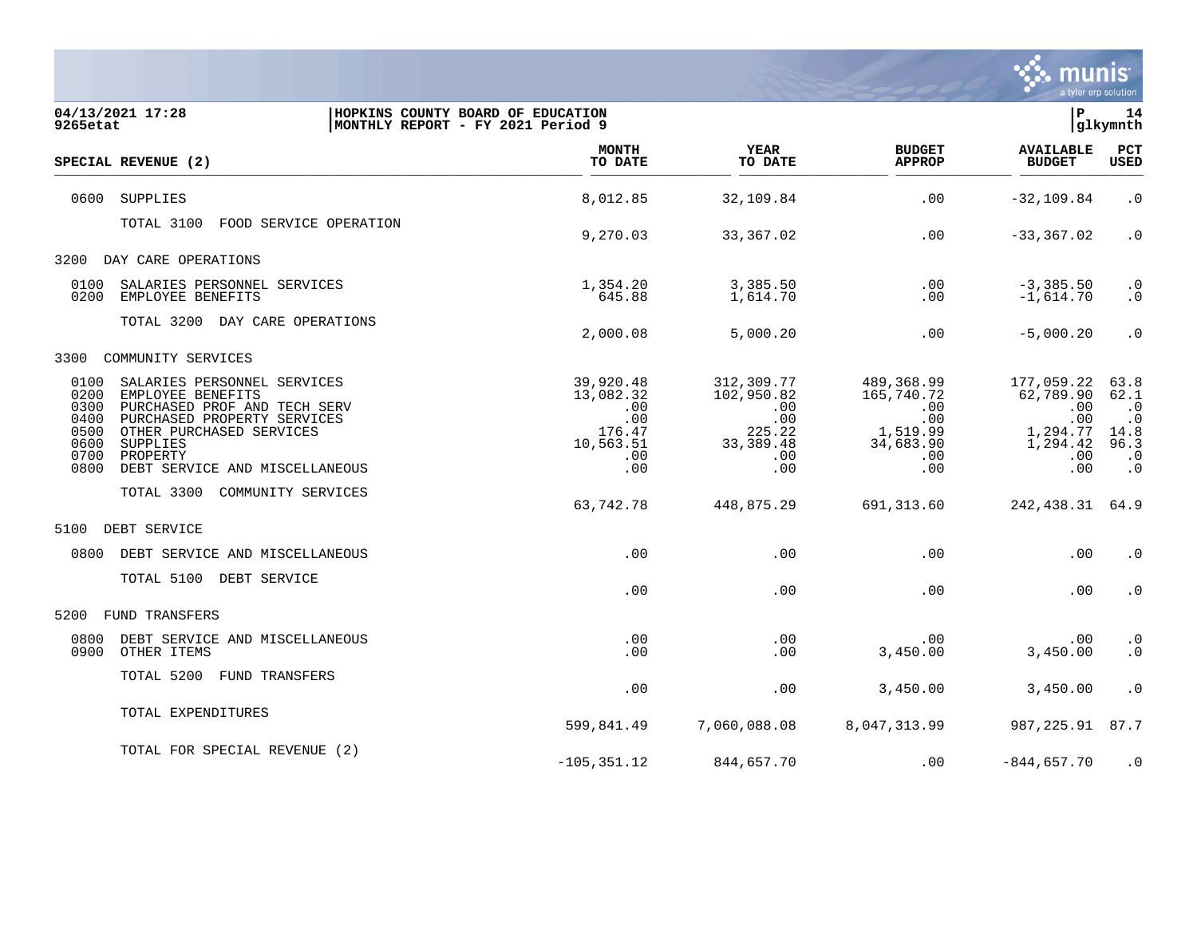04/13/2021 17:28 | HOPKINS COUNTY BOARD OF EDUCATION | P 14
9265etat | MONTHLY REPORT - FY 2021 Period 9 | glkymnth

| SPECIAL REVENUE (2) | MONTH TO DATE | YEAR TO DATE | BUDGET APPROP | AVAILABLE BUDGET | PCT USED |
|---|---|---|---|---|---|
| 0600 SUPPLIES | 8,012.85 | 32,109.84 | .00 | -32,109.84 | .0 |
| TOTAL 3100 FOOD SERVICE OPERATION | 9,270.03 | 33,367.02 | .00 | -33,367.02 | .0 |
| 3200 DAY CARE OPERATIONS | | | | | |
| 0100 SALARIES PERSONNEL SERVICES | 1,354.20 | 3,385.50 | .00 | -3,385.50 | .0 |
| 0200 EMPLOYEE BENEFITS | 645.88 | 1,614.70 | .00 | -1,614.70 | .0 |
| TOTAL 3200 DAY CARE OPERATIONS | 2,000.08 | 5,000.20 | .00 | -5,000.20 | .0 |
| 3300 COMMUNITY SERVICES | | | | | |
| 0100 SALARIES PERSONNEL SERVICES | 39,920.48 | 312,309.77 | 489,368.99 | 177,059.22 | 63.8 |
| 0200 EMPLOYEE BENEFITS | 13,082.32 | 102,950.82 | 165,740.72 | 62,789.90 | 62.1 |
| 0300 PURCHASED PROF AND TECH SERV | .00 | .00 | .00 | .00 | .0 |
| 0400 PURCHASED PROPERTY SERVICES | .00 | .00 | .00 | .00 | .0 |
| 0500 OTHER PURCHASED SERVICES | 176.47 | 225.22 | 1,519.99 | 1,294.77 | 14.8 |
| 0600 SUPPLIES | 10,563.51 | 33,389.48 | 34,683.90 | 1,294.42 | 96.3 |
| 0700 PROPERTY | .00 | .00 | .00 | .00 | .0 |
| 0800 DEBT SERVICE AND MISCELLANEOUS | .00 | .00 | .00 | .00 | .0 |
| TOTAL 3300 COMMUNITY SERVICES | 63,742.78 | 448,875.29 | 691,313.60 | 242,438.31 | 64.9 |
| 5100 DEBT SERVICE | | | | | |
| 0800 DEBT SERVICE AND MISCELLANEOUS | .00 | .00 | .00 | .00 | .0 |
| TOTAL 5100 DEBT SERVICE | .00 | .00 | .00 | .00 | .0 |
| 5200 FUND TRANSFERS | | | | | |
| 0800 DEBT SERVICE AND MISCELLANEOUS | .00 | .00 | .00 | .00 | .0 |
| 0900 OTHER ITEMS | .00 | .00 | 3,450.00 | 3,450.00 | .0 |
| TOTAL 5200 FUND TRANSFERS | .00 | .00 | 3,450.00 | 3,450.00 | .0 |
| TOTAL EXPENDITURES | 599,841.49 | 7,060,088.08 | 8,047,313.99 | 987,225.91 | 87.7 |
| TOTAL FOR SPECIAL REVENUE (2) | -105,351.12 | 844,657.70 | .00 | -844,657.70 | .0 |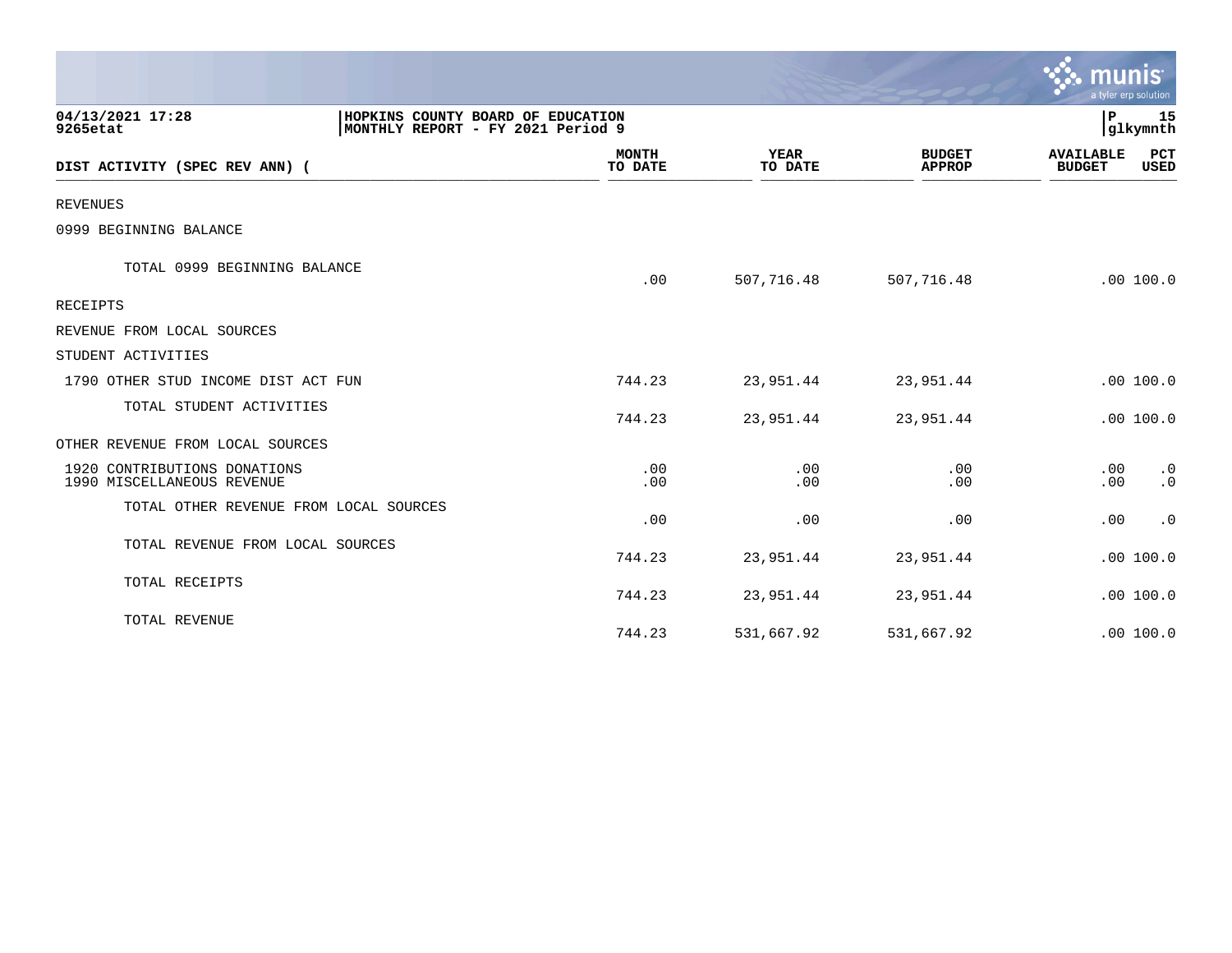**HOPKINS COUNTY BOARD OF EDUCATION**
**MONTHLY REPORT - FY 2021 Period 9**

04/13/2021 17:28
9265etat

glkymnth

| DIST ACTIVITY (SPEC REV ANN) ( | MONTH TO DATE | YEAR TO DATE | BUDGET APPROP | AVAILABLE BUDGET | PCT USED |
|---|---|---|---|---|---|
| REVENUES | | | | | |
| 0999 BEGINNING BALANCE | | | | | |
| TOTAL 0999 BEGINNING BALANCE | .00 | 507,716.48 | 507,716.48 | .00 | 100.0 |
| RECEIPTS | | | | | |
| REVENUE FROM LOCAL SOURCES | | | | | |
| STUDENT ACTIVITIES | | | | | |
| 1790 OTHER STUD INCOME DIST ACT FUN | 744.23 | 23,951.44 | 23,951.44 | .00 | 100.0 |
| TOTAL STUDENT ACTIVITIES | 744.23 | 23,951.44 | 23,951.44 | .00 | 100.0 |
| OTHER REVENUE FROM LOCAL SOURCES | | | | | |
| 1920 CONTRIBUTIONS DONATIONS | .00 | .00 | .00 | .00 | .0 |
| 1990 MISCELLANEOUS REVENUE | .00 | .00 | .00 | .00 | .0 |
| TOTAL OTHER REVENUE FROM LOCAL SOURCES | .00 | .00 | .00 | .00 | .0 |
| TOTAL REVENUE FROM LOCAL SOURCES | 744.23 | 23,951.44 | 23,951.44 | .00 | 100.0 |
| TOTAL RECEIPTS | 744.23 | 23,951.44 | 23,951.44 | .00 | 100.0 |
| TOTAL REVENUE | 744.23 | 531,667.92 | 531,667.92 | .00 | 100.0 |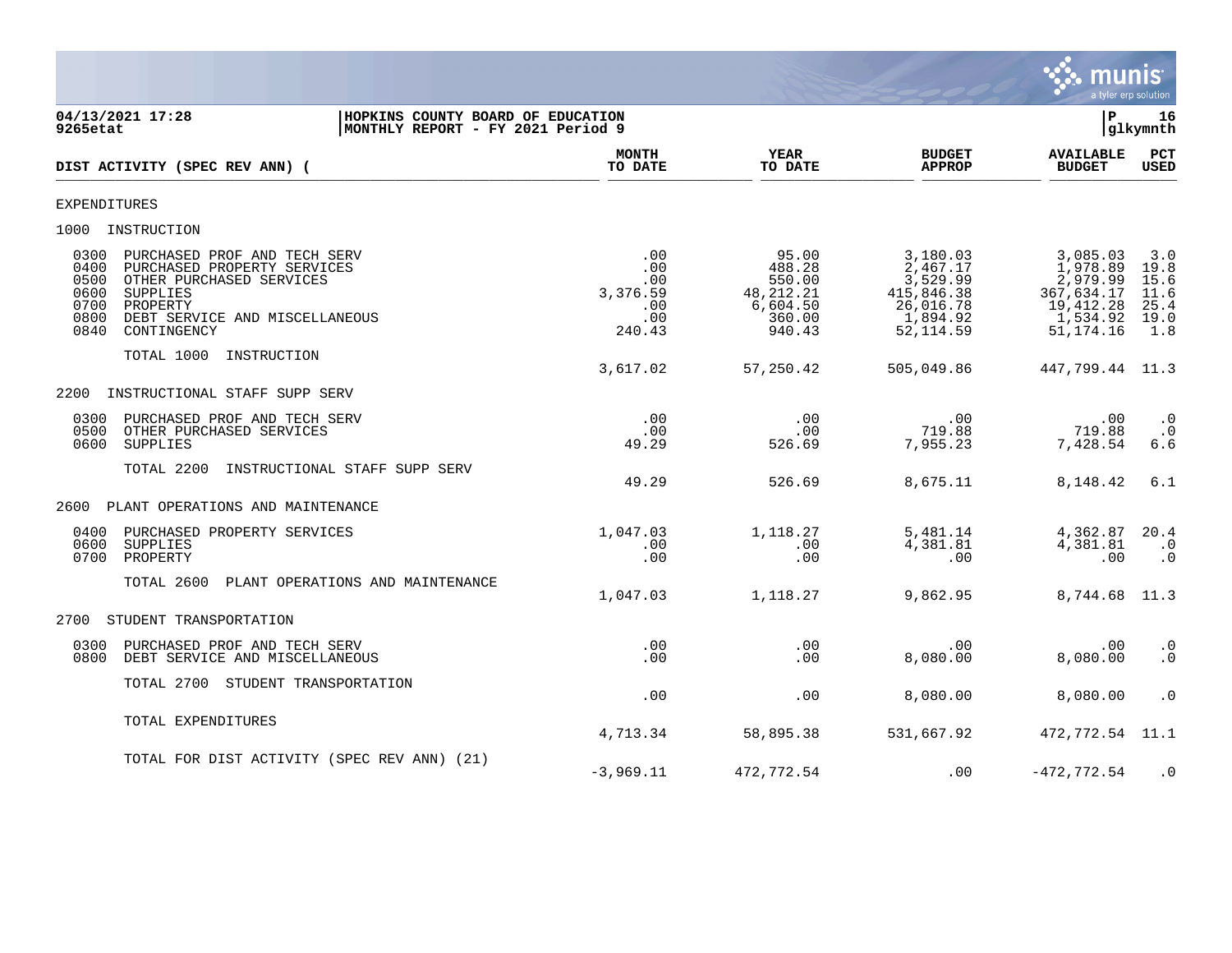**04/13/2021 17:28** — **9265etat**

**HOPKINS COUNTY BOARD OF EDUCATION**
**MONTHLY REPORT - FY 2021 Period 9**

**P 16 glkymnth**

| DIST ACTIVITY (SPEC REV ANN) ( | MONTH TO DATE | YEAR TO DATE | BUDGET APPROP | AVAILABLE BUDGET | PCT USED |
|---|---|---|---|---|---|
| EXPENDITURES | | | | | |
| 1000 INSTRUCTION | | | | | |
| 0300 PURCHASED PROF AND TECH SERV | .00 | 95.00 | 3,180.03 | 3,085.03 | 3.0 |
| 0400 PURCHASED PROPERTY SERVICES | .00 | 488.28 | 2,467.17 | 1,978.89 | 19.8 |
| 0500 OTHER PURCHASED SERVICES | .00 | 550.00 | 3,529.99 | 2,979.99 | 15.6 |
| 0600 SUPPLIES | 3,376.59 | 48,212.21 | 415,846.38 | 367,634.17 | 11.6 |
| 0700 PROPERTY | .00 | 6,604.50 | 26,016.78 | 19,412.28 | 25.4 |
| 0800 DEBT SERVICE AND MISCELLANEOUS | .00 | 360.00 | 1,894.92 | 1,534.92 | 19.0 |
| 0840 CONTINGENCY | 240.43 | 940.43 | 52,114.59 | 51,174.16 | 1.8 |
| TOTAL 1000 INSTRUCTION | 3,617.02 | 57,250.42 | 505,049.86 | 447,799.44 | 11.3 |
| 2200 INSTRUCTIONAL STAFF SUPP SERV | | | | | |
| 0300 PURCHASED PROF AND TECH SERV | .00 | .00 | .00 | .00 | .0 |
| 0500 OTHER PURCHASED SERVICES | .00 | .00 | 719.88 | 719.88 | .0 |
| 0600 SUPPLIES | 49.29 | 526.69 | 7,955.23 | 7,428.54 | 6.6 |
| TOTAL 2200 INSTRUCTIONAL STAFF SUPP SERV | 49.29 | 526.69 | 8,675.11 | 8,148.42 | 6.1 |
| 2600 PLANT OPERATIONS AND MAINTENANCE | | | | | |
| 0400 PURCHASED PROPERTY SERVICES | 1,047.03 | 1,118.27 | 5,481.14 | 4,362.87 | 20.4 |
| 0600 SUPPLIES | .00 | .00 | 4,381.81 | 4,381.81 | .0 |
| 0700 PROPERTY | .00 | .00 | .00 | .00 | .0 |
| TOTAL 2600 PLANT OPERATIONS AND MAINTENANCE | 1,047.03 | 1,118.27 | 9,862.95 | 8,744.68 | 11.3 |
| 2700 STUDENT TRANSPORTATION | | | | | |
| 0300 PURCHASED PROF AND TECH SERV | .00 | .00 | .00 | .00 | .0 |
| 0800 DEBT SERVICE AND MISCELLANEOUS | .00 | .00 | 8,080.00 | 8,080.00 | .0 |
| TOTAL 2700 STUDENT TRANSPORTATION | .00 | .00 | 8,080.00 | 8,080.00 | .0 |
| TOTAL EXPENDITURES | 4,713.34 | 58,895.38 | 531,667.92 | 472,772.54 | 11.1 |
| TOTAL FOR DIST ACTIVITY (SPEC REV ANN) (21) | -3,969.11 | 472,772.54 | .00 | -472,772.54 | .0 |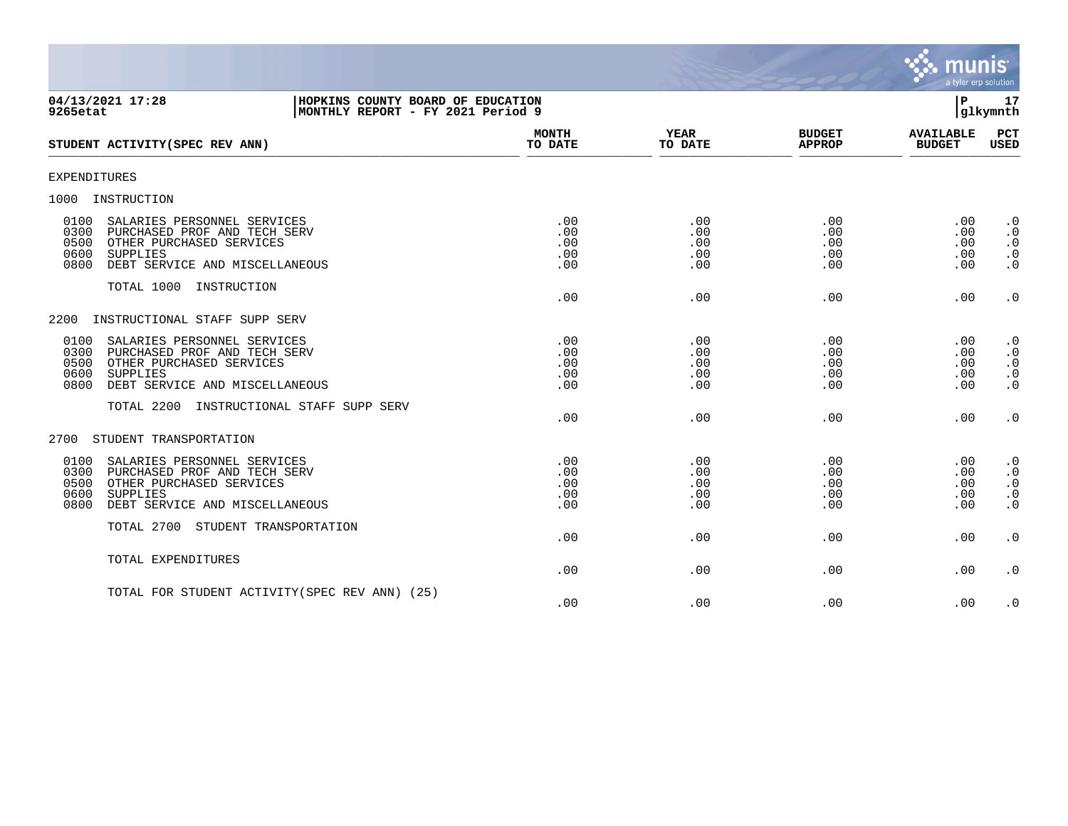04/13/2021 17:28 | HOPKINS COUNTY BOARD OF EDUCATION | P 17
9265etat | MONTHLY REPORT - FY 2021 Period 9 | glkymnth

| STUDENT ACTIVITY(SPEC REV ANN) | MONTH TO DATE | YEAR TO DATE | BUDGET APPROP | AVAILABLE BUDGET | PCT USED |
|---|---|---|---|---|---|
| EXPENDITURES | | | | | |
| 1000 INSTRUCTION | | | | | |
| 0100 SALARIES PERSONNEL SERVICES | .00 | .00 | .00 | .00 | .0 |
| 0300 PURCHASED PROF AND TECH SERV | .00 | .00 | .00 | .00 | .0 |
| 0500 OTHER PURCHASED SERVICES | .00 | .00 | .00 | .00 | .0 |
| 0600 SUPPLIES | .00 | .00 | .00 | .00 | .0 |
| 0800 DEBT SERVICE AND MISCELLANEOUS | .00 | .00 | .00 | .00 | .0 |
| TOTAL 1000 INSTRUCTION | .00 | .00 | .00 | .00 | .0 |
| 2200 INSTRUCTIONAL STAFF SUPP SERV | | | | | |
| 0100 SALARIES PERSONNEL SERVICES | .00 | .00 | .00 | .00 | .0 |
| 0300 PURCHASED PROF AND TECH SERV | .00 | .00 | .00 | .00 | .0 |
| 0500 OTHER PURCHASED SERVICES | .00 | .00 | .00 | .00 | .0 |
| 0600 SUPPLIES | .00 | .00 | .00 | .00 | .0 |
| 0800 DEBT SERVICE AND MISCELLANEOUS | .00 | .00 | .00 | .00 | .0 |
| TOTAL 2200 INSTRUCTIONAL STAFF SUPP SERV | .00 | .00 | .00 | .00 | .0 |
| 2700 STUDENT TRANSPORTATION | | | | | |
| 0100 SALARIES PERSONNEL SERVICES | .00 | .00 | .00 | .00 | .0 |
| 0300 PURCHASED PROF AND TECH SERV | .00 | .00 | .00 | .00 | .0 |
| 0500 OTHER PURCHASED SERVICES | .00 | .00 | .00 | .00 | .0 |
| 0600 SUPPLIES | .00 | .00 | .00 | .00 | .0 |
| 0800 DEBT SERVICE AND MISCELLANEOUS | .00 | .00 | .00 | .00 | .0 |
| TOTAL 2700 STUDENT TRANSPORTATION | .00 | .00 | .00 | .00 | .0 |
| TOTAL EXPENDITURES | .00 | .00 | .00 | .00 | .0 |
| TOTAL FOR STUDENT ACTIVITY(SPEC REV ANN) (25) | .00 | .00 | .00 | .00 | .0 |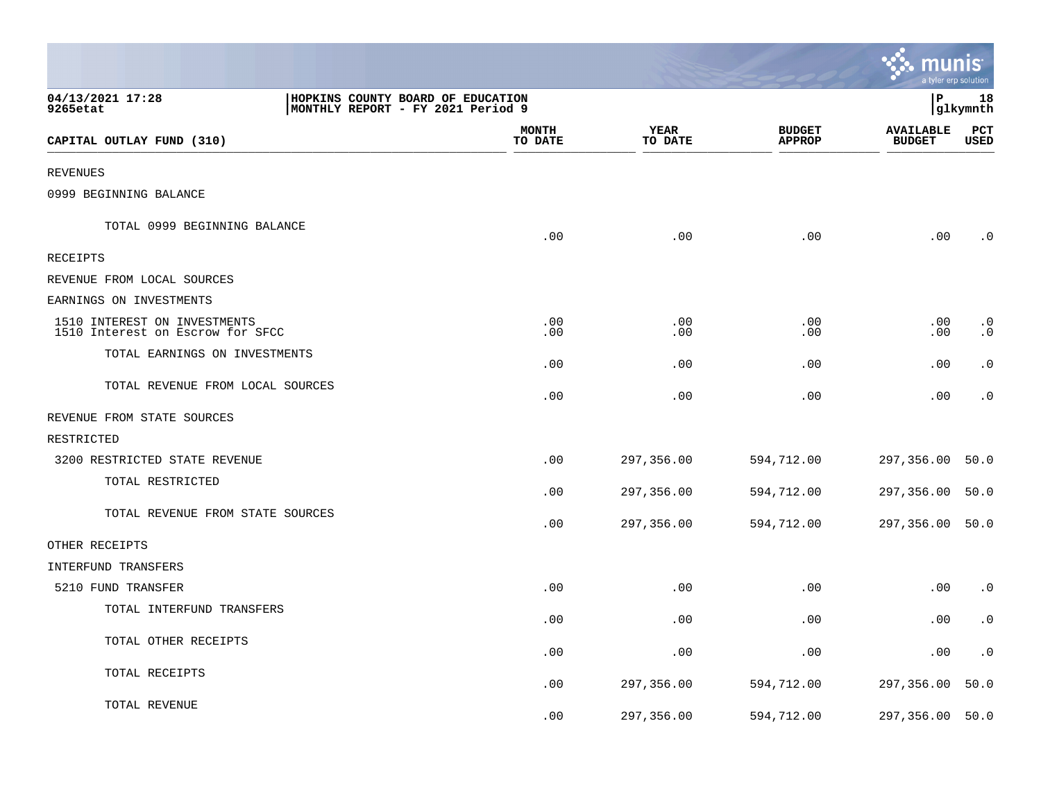**HOPKINS COUNTY BOARD OF EDUCATION**
**MONTHLY REPORT - FY 2021 Period 9**

04/13/2021 17:28
9265etat

P 18
glkymnth

| CAPITAL OUTLAY FUND (310) | MONTH TO DATE | YEAR TO DATE | BUDGET APPROP | AVAILABLE BUDGET | PCT USED |
|---|---|---|---|---|---|
| REVENUES | | | | | |
| 0999 BEGINNING BALANCE | | | | | |
| TOTAL 0999 BEGINNING BALANCE | .00 | .00 | .00 | .00 | .0 |
| RECEIPTS | | | | | |
| REVENUE FROM LOCAL SOURCES | | | | | |
| EARNINGS ON INVESTMENTS | | | | | |
| 1510 INTEREST ON INVESTMENTS | .00 | .00 | .00 | .00 | .0 |
| 1510 Interest on Escrow for SFCC | .00 | .00 | .00 | .00 | .0 |
| TOTAL EARNINGS ON INVESTMENTS | .00 | .00 | .00 | .00 | .0 |
| TOTAL REVENUE FROM LOCAL SOURCES | .00 | .00 | .00 | .00 | .0 |
| REVENUE FROM STATE SOURCES | | | | | |
| RESTRICTED | | | | | |
| 3200 RESTRICTED STATE REVENUE | .00 | 297,356.00 | 594,712.00 | 297,356.00 | 50.0 |
| TOTAL RESTRICTED | .00 | 297,356.00 | 594,712.00 | 297,356.00 | 50.0 |
| TOTAL REVENUE FROM STATE SOURCES | .00 | 297,356.00 | 594,712.00 | 297,356.00 | 50.0 |
| OTHER RECEIPTS | | | | | |
| INTERFUND TRANSFERS | | | | | |
| 5210 FUND TRANSFER | .00 | .00 | .00 | .00 | .0 |
| TOTAL INTERFUND TRANSFERS | .00 | .00 | .00 | .00 | .0 |
| TOTAL OTHER RECEIPTS | .00 | .00 | .00 | .00 | .0 |
| TOTAL RECEIPTS | .00 | 297,356.00 | 594,712.00 | 297,356.00 | 50.0 |
| TOTAL REVENUE | .00 | 297,356.00 | 594,712.00 | 297,356.00 | 50.0 |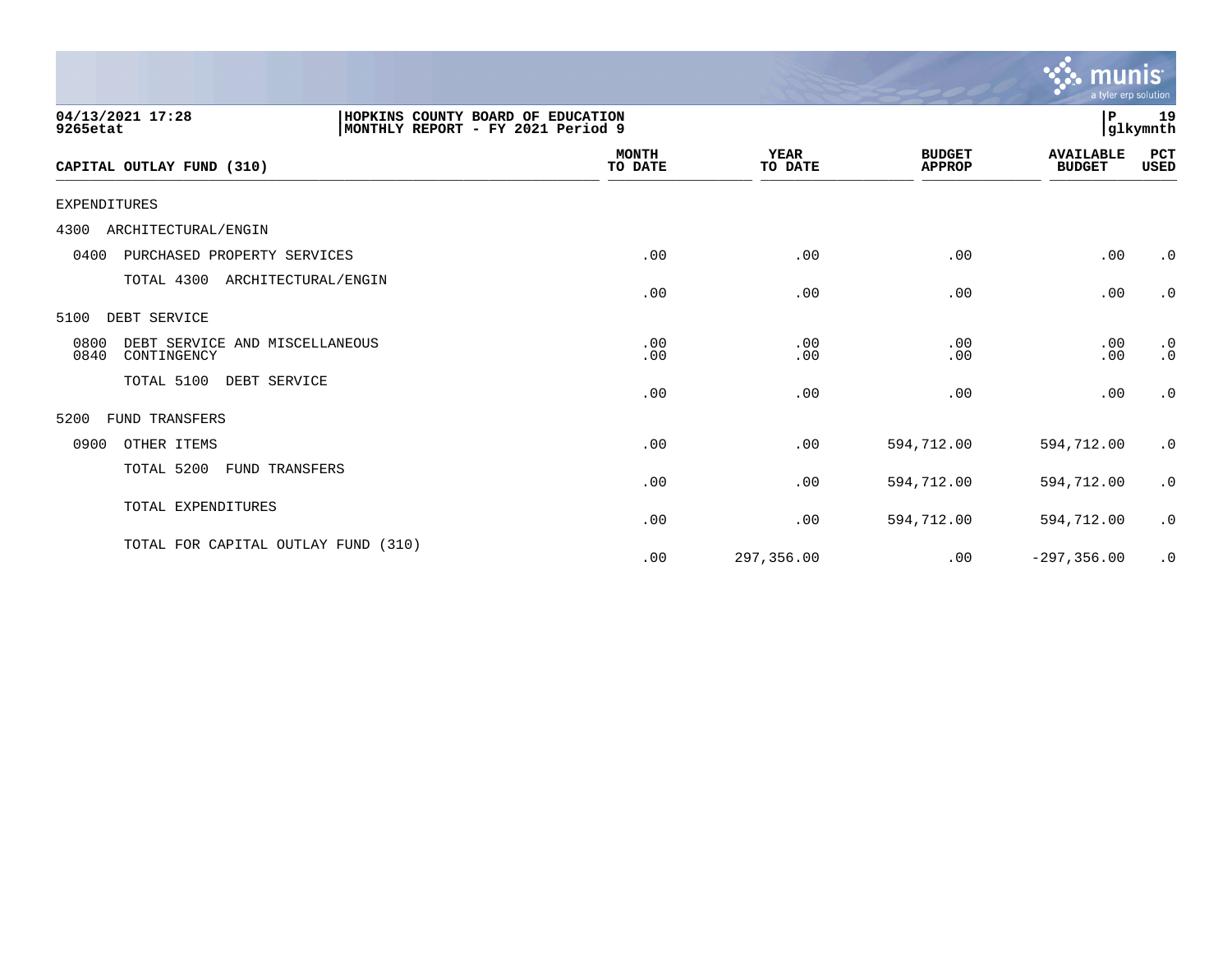HOPKINS COUNTY BOARD OF EDUCATION
MONTHLY REPORT - FY 2021 Period 9

04/13/2021 17:28
9265etat

| CAPITAL OUTLAY FUND (310) | MONTH TO DATE | YEAR TO DATE | BUDGET APPROP | AVAILABLE BUDGET | PCT USED |
|---|---|---|---|---|---|
| EXPENDITURES | | | | | |
| 4300 ARCHITECTURAL/ENGIN | | | | | |
| 0400 PURCHASED PROPERTY SERVICES | .00 | .00 | .00 | .00 | .0 |
| TOTAL 4300 ARCHITECTURAL/ENGIN | .00 | .00 | .00 | .00 | .0 |
| 5100 DEBT SERVICE | | | | | |
| 0800 DEBT SERVICE AND MISCELLANEOUS | .00 | .00 | .00 | .00 | .0 |
| 0840 CONTINGENCY | .00 | .00 | .00 | .00 | .0 |
| TOTAL 5100 DEBT SERVICE | .00 | .00 | .00 | .00 | .0 |
| 5200 FUND TRANSFERS | | | | | |
| 0900 OTHER ITEMS | .00 | .00 | 594,712.00 | 594,712.00 | .0 |
| TOTAL 5200 FUND TRANSFERS | .00 | .00 | 594,712.00 | 594,712.00 | .0 |
| TOTAL EXPENDITURES | .00 | .00 | 594,712.00 | 594,712.00 | .0 |
| TOTAL FOR CAPITAL OUTLAY FUND (310) | .00 | 297,356.00 | .00 | -297,356.00 | .0 |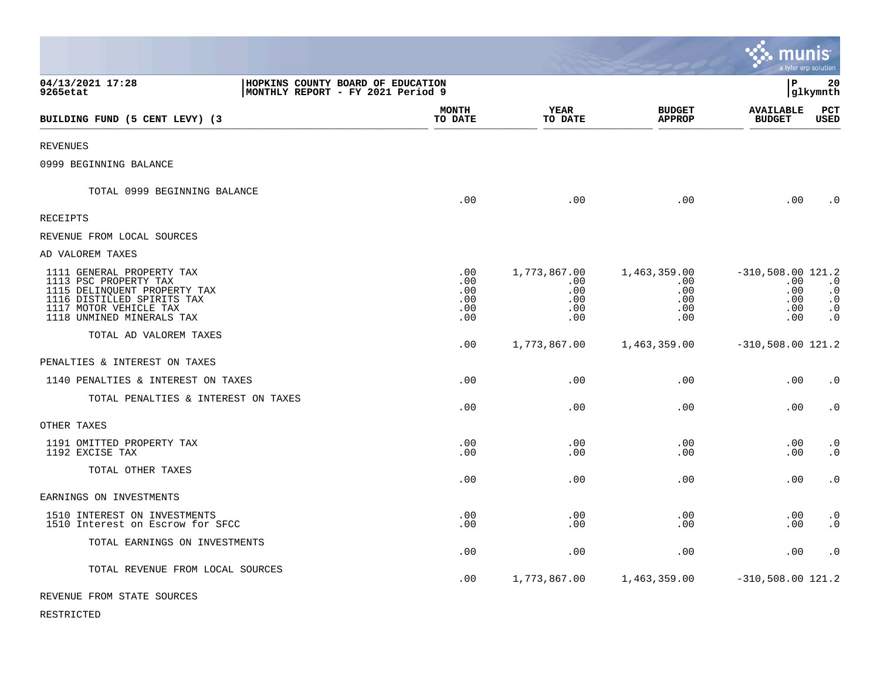04/13/2021 17:28 | HOPKINS COUNTY BOARD OF EDUCATION | P 20
9265etat | MONTHLY REPORT - FY 2021 Period 9 | glkymnth

| BUILDING FUND (5 CENT LEVY) (3 | MONTH TO DATE | YEAR TO DATE | BUDGET APPROP | AVAILABLE BUDGET | PCT USED |
|---|---|---|---|---|---|
| REVENUES | | | | | |
| 0999 BEGINNING BALANCE | | | | | |
| TOTAL 0999 BEGINNING BALANCE | .00 | .00 | .00 | .00 | .0 |
| RECEIPTS | | | | | |
| REVENUE FROM LOCAL SOURCES | | | | | |
| AD VALOREM TAXES | | | | | |
| 1111 GENERAL PROPERTY TAX | .00 | 1,773,867.00 | 1,463,359.00 | -310,508.00 | 121.2 |
| 1113 PSC PROPERTY TAX | .00 | .00 | .00 | .00 | .0 |
| 1115 DELINQUENT PROPERTY TAX | .00 | .00 | .00 | .00 | .0 |
| 1116 DISTILLED SPIRITS TAX | .00 | .00 | .00 | .00 | .0 |
| 1117 MOTOR VEHICLE TAX | .00 | .00 | .00 | .00 | .0 |
| 1118 UNMINED MINERALS TAX | .00 | .00 | .00 | .00 | .0 |
| TOTAL AD VALOREM TAXES | .00 | 1,773,867.00 | 1,463,359.00 | -310,508.00 | 121.2 |
| PENALTIES & INTEREST ON TAXES | | | | | |
| 1140 PENALTIES & INTEREST ON TAXES | .00 | .00 | .00 | .00 | .0 |
| TOTAL PENALTIES & INTEREST ON TAXES | .00 | .00 | .00 | .00 | .0 |
| OTHER TAXES | | | | | |
| 1191 OMITTED PROPERTY TAX | .00 | .00 | .00 | .00 | .0 |
| 1192 EXCISE TAX | .00 | .00 | .00 | .00 | .0 |
| TOTAL OTHER TAXES | .00 | .00 | .00 | .00 | .0 |
| EARNINGS ON INVESTMENTS | | | | | |
| 1510 INTEREST ON INVESTMENTS | .00 | .00 | .00 | .00 | .0 |
| 1510 Interest on Escrow for SFCC | .00 | .00 | .00 | .00 | .0 |
| TOTAL EARNINGS ON INVESTMENTS | .00 | .00 | .00 | .00 | .0 |
| TOTAL REVENUE FROM LOCAL SOURCES | .00 | 1,773,867.00 | 1,463,359.00 | -310,508.00 | 121.2 |
| REVENUE FROM STATE SOURCES | | | | | |
| RESTRICTED | | | | | |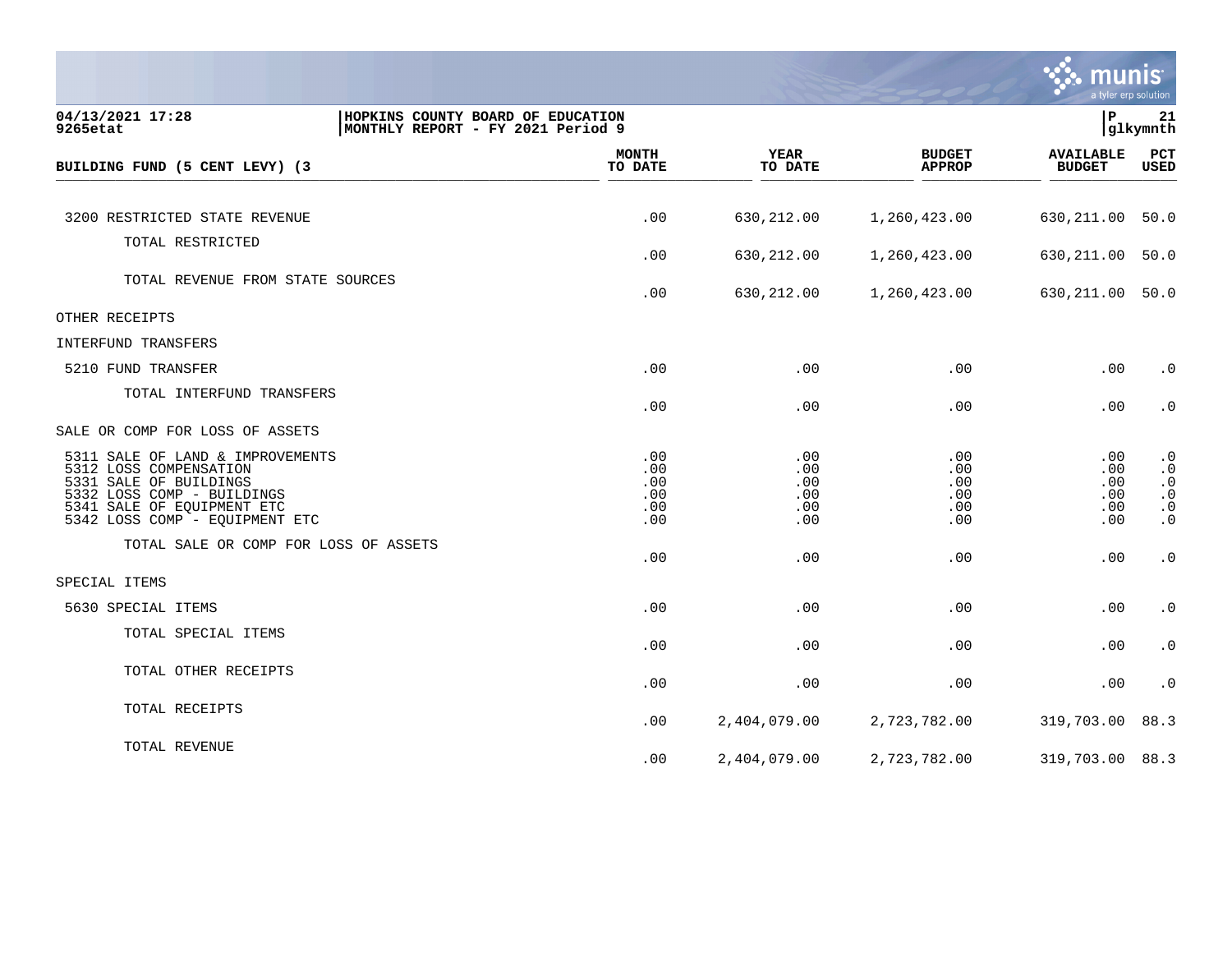04/13/2021 17:28 | HOPKINS COUNTY BOARD OF EDUCATION
9265etat | MONTHLY REPORT - FY 2021 Period 9

| BUILDING FUND (5 CENT LEVY) (3 | MONTH TO DATE | YEAR TO DATE | BUDGET APPROP | AVAILABLE BUDGET | PCT USED |
|---|---|---|---|---|---|
| 3200 RESTRICTED STATE REVENUE | .00 | 630,212.00 | 1,260,423.00 | 630,211.00 | 50.0 |
| TOTAL RESTRICTED | .00 | 630,212.00 | 1,260,423.00 | 630,211.00 | 50.0 |
| TOTAL REVENUE FROM STATE SOURCES | .00 | 630,212.00 | 1,260,423.00 | 630,211.00 | 50.0 |
| OTHER RECEIPTS | | | | | |
| INTERFUND TRANSFERS | | | | | |
| 5210 FUND TRANSFER | .00 | .00 | .00 | .00 | .0 |
| TOTAL INTERFUND TRANSFERS | .00 | .00 | .00 | .00 | .0 |
| SALE OR COMP FOR LOSS OF ASSETS | | | | | |
| 5311 SALE OF LAND & IMPROVEMENTS | .00 | .00 | .00 | .00 | .0 |
| 5312 LOSS COMPENSATION | .00 | .00 | .00 | .00 | .0 |
| 5331 SALE OF BUILDINGS | .00 | .00 | .00 | .00 | .0 |
| 5332 LOSS COMP - BUILDINGS | .00 | .00 | .00 | .00 | .0 |
| 5341 SALE OF EQUIPMENT ETC | .00 | .00 | .00 | .00 | .0 |
| 5342 LOSS COMP - EQUIPMENT ETC | .00 | .00 | .00 | .00 | .0 |
| TOTAL SALE OR COMP FOR LOSS OF ASSETS | .00 | .00 | .00 | .00 | .0 |
| SPECIAL ITEMS | | | | | |
| 5630 SPECIAL ITEMS | .00 | .00 | .00 | .00 | .0 |
| TOTAL SPECIAL ITEMS | .00 | .00 | .00 | .00 | .0 |
| TOTAL OTHER RECEIPTS | .00 | .00 | .00 | .00 | .0 |
| TOTAL RECEIPTS | .00 | 2,404,079.00 | 2,723,782.00 | 319,703.00 | 88.3 |
| TOTAL REVENUE | .00 | 2,404,079.00 | 2,723,782.00 | 319,703.00 | 88.3 |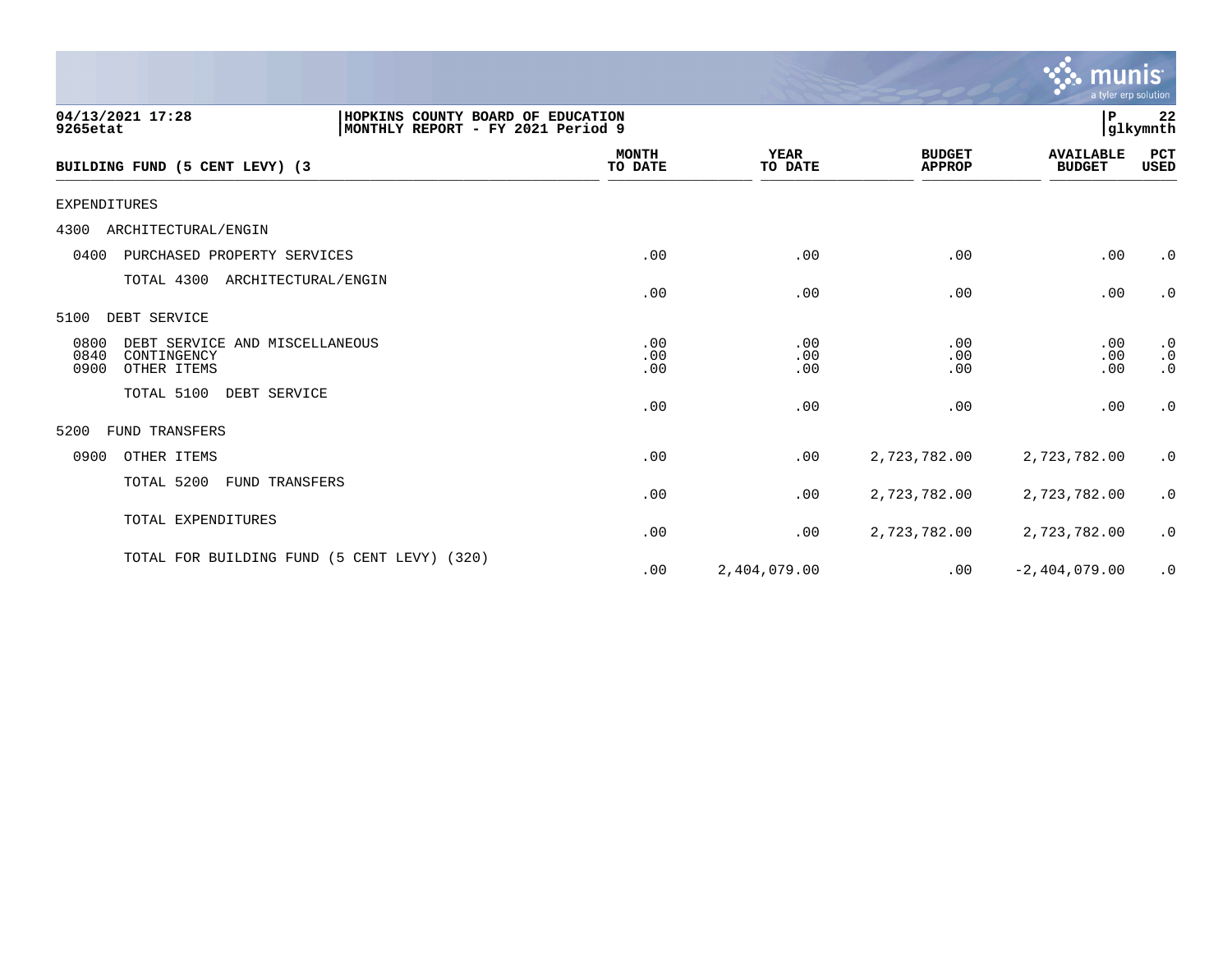**04/13/2021 17:28** | **HOPKINS COUNTY BOARD OF EDUCATION**
**9265etat** | **MONTHLY REPORT - FY 2021 Period 9**

**P 22**
**glkymnth**

| BUILDING FUND (5 CENT LEVY) (3 | MONTH TO DATE | YEAR TO DATE | BUDGET APPROP | AVAILABLE BUDGET | PCT USED |
|---|---|---|---|---|---|
| EXPENDITURES | | | | | |
| 4300 ARCHITECTURAL/ENGIN | | | | | |
| 0400 PURCHASED PROPERTY SERVICES | .00 | .00 | .00 | .00 | .0 |
| TOTAL 4300 ARCHITECTURAL/ENGIN | .00 | .00 | .00 | .00 | .0 |
| 5100 DEBT SERVICE | | | | | |
| 0800 DEBT SERVICE AND MISCELLANEOUS | .00 | .00 | .00 | .00 | .0 |
| 0840 CONTINGENCY | .00 | .00 | .00 | .00 | .0 |
| 0900 OTHER ITEMS | .00 | .00 | .00 | .00 | .0 |
| TOTAL 5100 DEBT SERVICE | .00 | .00 | .00 | .00 | .0 |
| 5200 FUND TRANSFERS | | | | | |
| 0900 OTHER ITEMS | .00 | .00 | 2,723,782.00 | 2,723,782.00 | .0 |
| TOTAL 5200 FUND TRANSFERS | .00 | .00 | 2,723,782.00 | 2,723,782.00 | .0 |
| TOTAL EXPENDITURES | .00 | .00 | 2,723,782.00 | 2,723,782.00 | .0 |
| TOTAL FOR BUILDING FUND (5 CENT LEVY) (320) | .00 | 2,404,079.00 | .00 | -2,404,079.00 | .0 |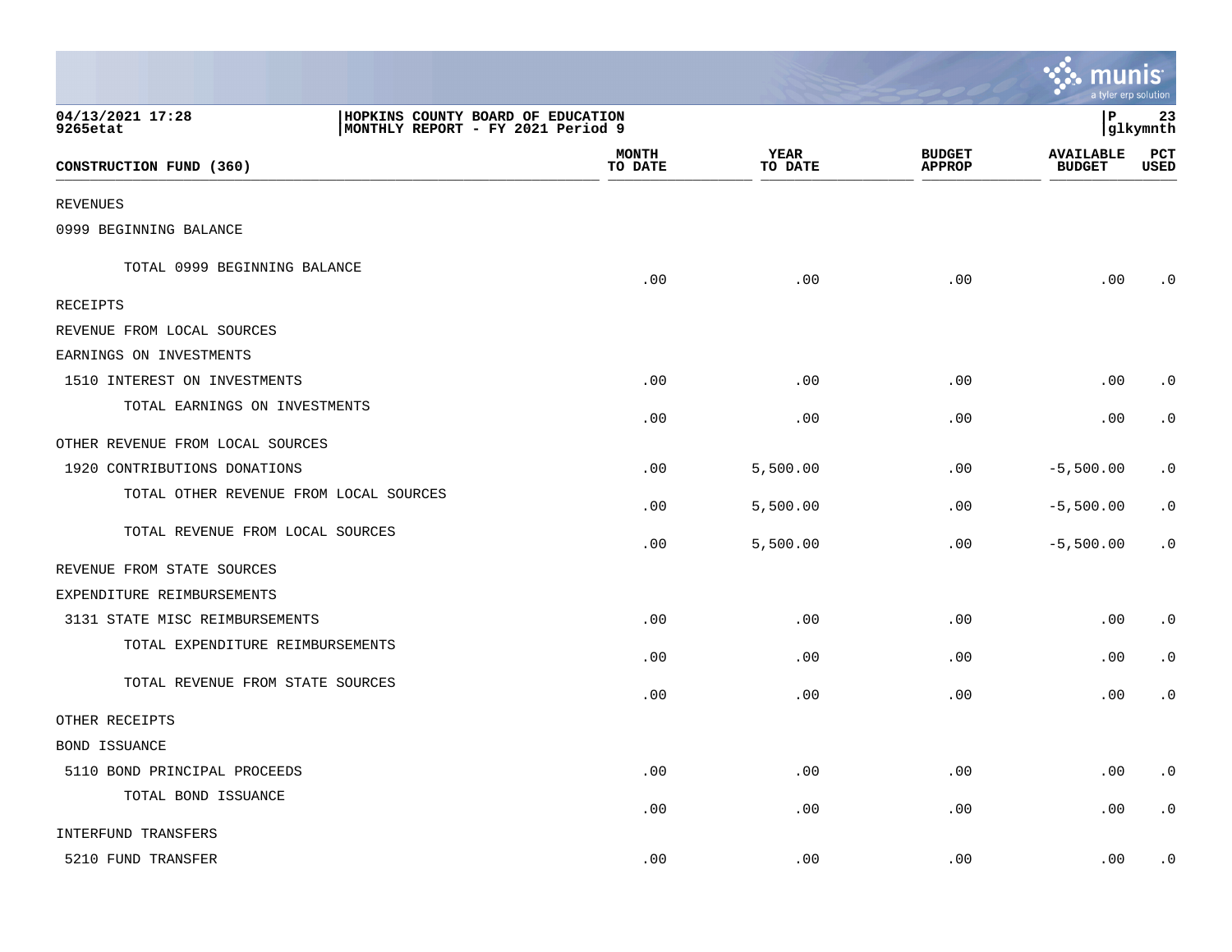04/13/2021 17:28 | HOPKINS COUNTY BOARD OF EDUCATION | P 23
9265etat | MONTHLY REPORT - FY 2021 Period 9 | glkymnth

| CONSTRUCTION FUND (360) | MONTH TO DATE | YEAR TO DATE | BUDGET APPROP | AVAILABLE BUDGET | PCT USED |
|---|---|---|---|---|---|
| REVENUES | | | | | |
| 0999 BEGINNING BALANCE | | | | | |
| TOTAL 0999 BEGINNING BALANCE | .00 | .00 | .00 | .00 | .0 |
| RECEIPTS | | | | | |
| REVENUE FROM LOCAL SOURCES | | | | | |
| EARNINGS ON INVESTMENTS | | | | | |
| 1510 INTEREST ON INVESTMENTS | .00 | .00 | .00 | .00 | .0 |
| TOTAL EARNINGS ON INVESTMENTS | .00 | .00 | .00 | .00 | .0 |
| OTHER REVENUE FROM LOCAL SOURCES | | | | | |
| 1920 CONTRIBUTIONS DONATIONS | .00 | 5,500.00 | .00 | -5,500.00 | .0 |
| TOTAL OTHER REVENUE FROM LOCAL SOURCES | .00 | 5,500.00 | .00 | -5,500.00 | .0 |
| TOTAL REVENUE FROM LOCAL SOURCES | .00 | 5,500.00 | .00 | -5,500.00 | .0 |
| REVENUE FROM STATE SOURCES | | | | | |
| EXPENDITURE REIMBURSEMENTS | | | | | |
| 3131 STATE MISC REIMBURSEMENTS | .00 | .00 | .00 | .00 | .0 |
| TOTAL EXPENDITURE REIMBURSEMENTS | .00 | .00 | .00 | .00 | .0 |
| TOTAL REVENUE FROM STATE SOURCES | .00 | .00 | .00 | .00 | .0 |
| OTHER RECEIPTS | | | | | |
| BOND ISSUANCE | | | | | |
| 5110 BOND PRINCIPAL PROCEEDS | .00 | .00 | .00 | .00 | .0 |
| TOTAL BOND ISSUANCE | .00 | .00 | .00 | .00 | .0 |
| INTERFUND TRANSFERS | | | | | |
| 5210 FUND TRANSFER | .00 | .00 | .00 | .00 | .0 |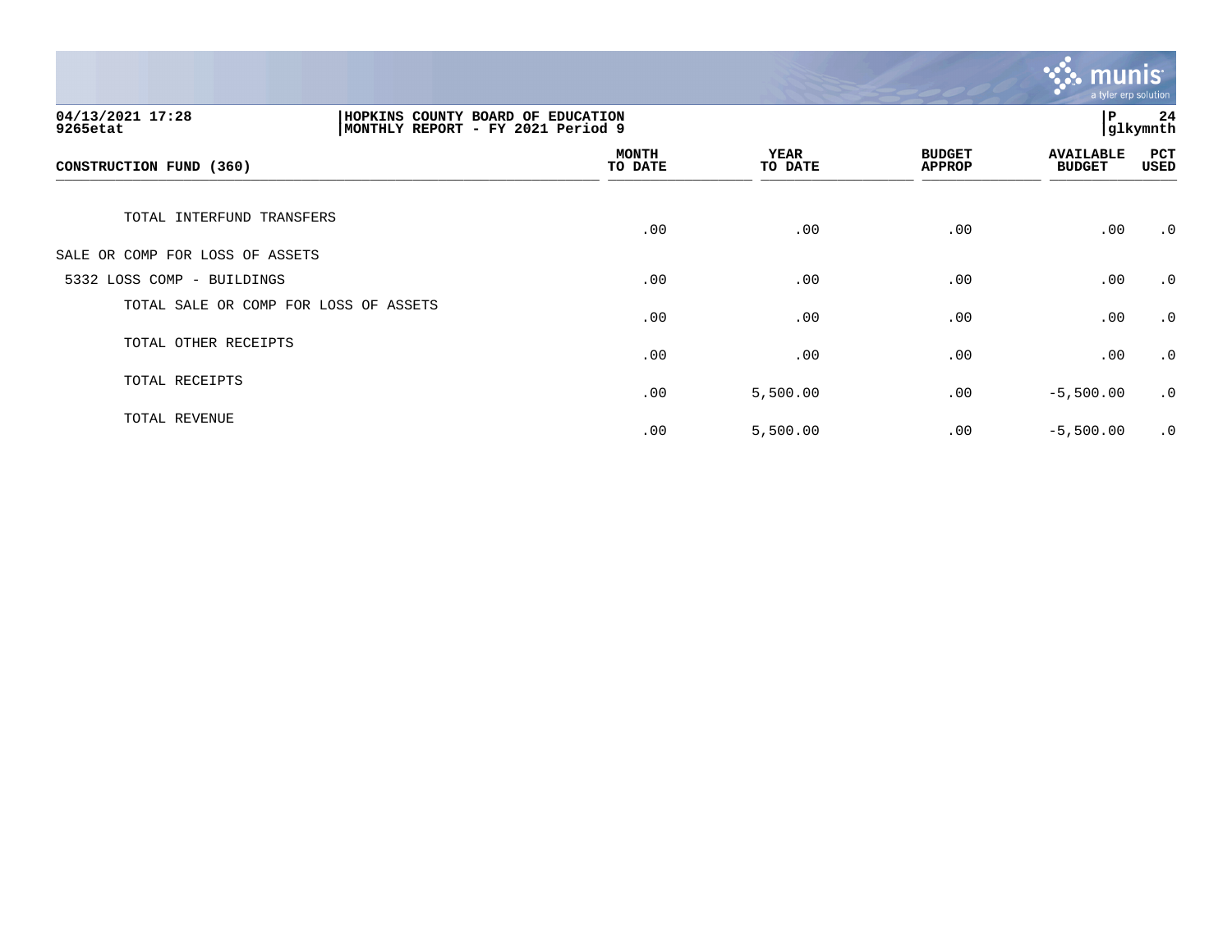04/13/2021 17:28 | HOPKINS COUNTY BOARD OF EDUCATION
9265etat | MONTHLY REPORT - FY 2021 Period 9

P 24
glkymnth

| CONSTRUCTION FUND (360) | MONTH TO DATE | YEAR TO DATE | BUDGET APPROP | AVAILABLE BUDGET | PCT USED |
|---|---|---|---|---|---|
| TOTAL INTERFUND TRANSFERS | .00 | .00 | .00 | .00 | .0 |
| SALE OR COMP FOR LOSS OF ASSETS | | | | | |
| 5332 LOSS COMP - BUILDINGS | .00 | .00 | .00 | .00 | .0 |
| TOTAL SALE OR COMP FOR LOSS OF ASSETS | .00 | .00 | .00 | .00 | .0 |
| TOTAL OTHER RECEIPTS | .00 | .00 | .00 | .00 | .0 |
| TOTAL RECEIPTS | .00 | 5,500.00 | .00 | -5,500.00 | .0 |
| TOTAL REVENUE | .00 | 5,500.00 | .00 | -5,500.00 | .0 |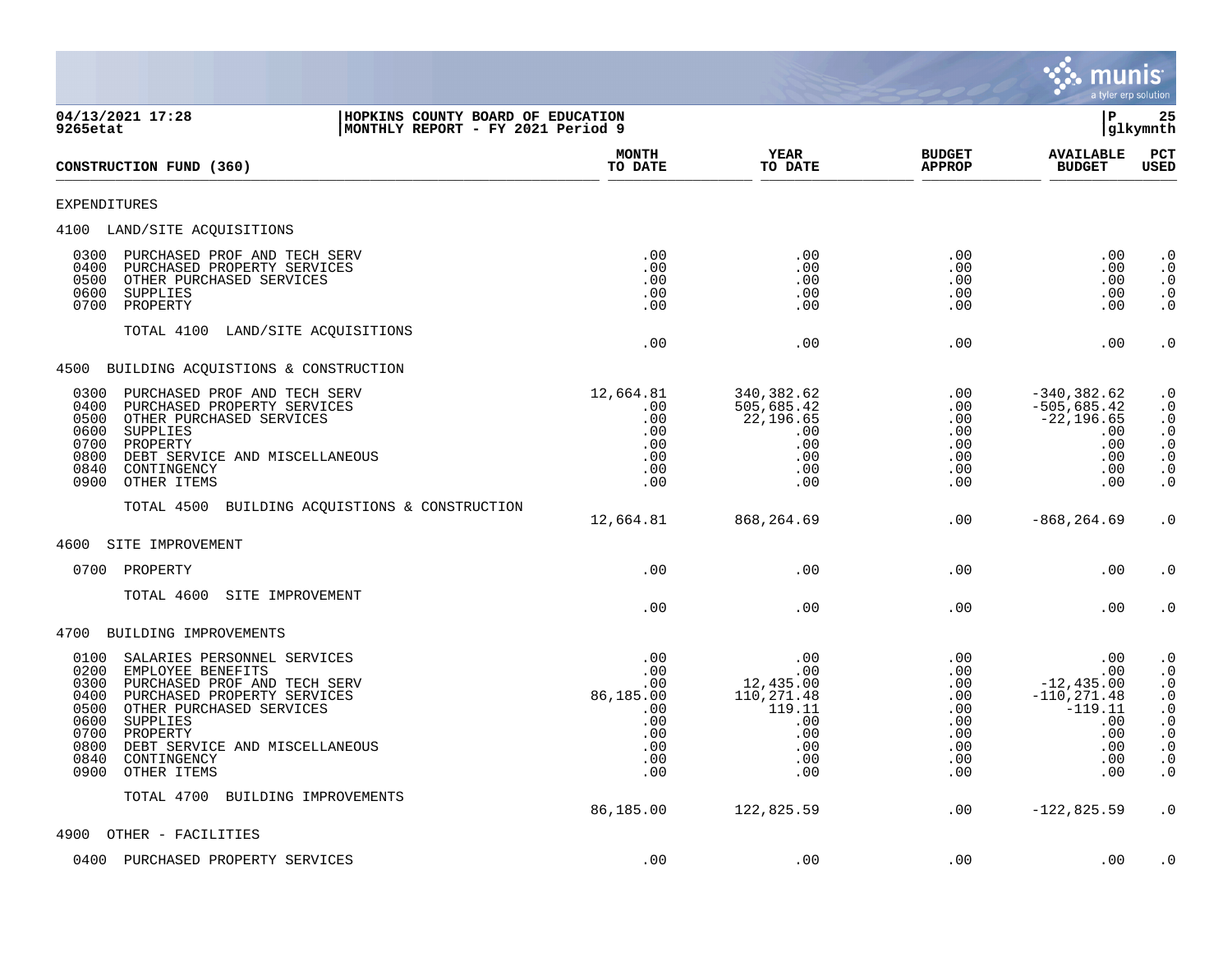04/13/2021 17:28 | HOPKINS COUNTY BOARD OF EDUCATION | P 25
9265etat | MONTHLY REPORT - FY 2021 Period 9 | glkymnth

| CONSTRUCTION FUND (360) | MONTH TO DATE | YEAR TO DATE | BUDGET APPROP | AVAILABLE BUDGET | PCT USED |
|---|---|---|---|---|---|
| EXPENDITURES | | | | | |
| 4100 LAND/SITE ACQUISITIONS | | | | | |
| 0300 PURCHASED PROF AND TECH SERV | .00 | .00 | .00 | .00 | .0 |
| 0400 PURCHASED PROPERTY SERVICES | .00 | .00 | .00 | .00 | .0 |
| 0500 OTHER PURCHASED SERVICES | .00 | .00 | .00 | .00 | .0 |
| 0600 SUPPLIES | .00 | .00 | .00 | .00 | .0 |
| 0700 PROPERTY | .00 | .00 | .00 | .00 | .0 |
| TOTAL 4100 LAND/SITE ACQUISITIONS | .00 | .00 | .00 | .00 | .0 |
| 4500 BUILDING ACQUISTIONS & CONSTRUCTION | | | | | |
| 0300 PURCHASED PROF AND TECH SERV | 12,664.81 | 340,382.62 | .00 | -340,382.62 | .0 |
| 0400 PURCHASED PROPERTY SERVICES | .00 | 505,685.42 | .00 | -505,685.42 | .0 |
| 0500 OTHER PURCHASED SERVICES | .00 | 22,196.65 | .00 | -22,196.65 | .0 |
| 0600 SUPPLIES | .00 | .00 | .00 | .00 | .0 |
| 0700 PROPERTY | .00 | .00 | .00 | .00 | .0 |
| 0800 DEBT SERVICE AND MISCELLANEOUS | .00 | .00 | .00 | .00 | .0 |
| 0840 CONTINGENCY | .00 | .00 | .00 | .00 | .0 |
| 0900 OTHER ITEMS | .00 | .00 | .00 | .00 | .0 |
| TOTAL 4500 BUILDING ACQUISTIONS & CONSTRUCTION | 12,664.81 | 868,264.69 | .00 | -868,264.69 | .0 |
| 4600 SITE IMPROVEMENT | | | | | |
| 0700 PROPERTY | .00 | .00 | .00 | .00 | .0 |
| TOTAL 4600 SITE IMPROVEMENT | .00 | .00 | .00 | .00 | .0 |
| 4700 BUILDING IMPROVEMENTS | | | | | |
| 0100 SALARIES PERSONNEL SERVICES | .00 | .00 | .00 | .00 | .0 |
| 0200 EMPLOYEE BENEFITS | .00 | .00 | .00 | .00 | .0 |
| 0300 PURCHASED PROF AND TECH SERV | .00 | 12,435.00 | .00 | -12,435.00 | .0 |
| 0400 PURCHASED PROPERTY SERVICES | 86,185.00 | 110,271.48 | .00 | -110,271.48 | .0 |
| 0500 OTHER PURCHASED SERVICES | .00 | 119.11 | .00 | -119.11 | .0 |
| 0600 SUPPLIES | .00 | .00 | .00 | .00 | .0 |
| 0700 PROPERTY | .00 | .00 | .00 | .00 | .0 |
| 0800 DEBT SERVICE AND MISCELLANEOUS | .00 | .00 | .00 | .00 | .0 |
| 0840 CONTINGENCY | .00 | .00 | .00 | .00 | .0 |
| 0900 OTHER ITEMS | .00 | .00 | .00 | .00 | .0 |
| TOTAL 4700 BUILDING IMPROVEMENTS | 86,185.00 | 122,825.59 | .00 | -122,825.59 | .0 |
| 4900 OTHER - FACILITIES | | | | | |
| 0400 PURCHASED PROPERTY SERVICES | .00 | .00 | .00 | .00 | .0 |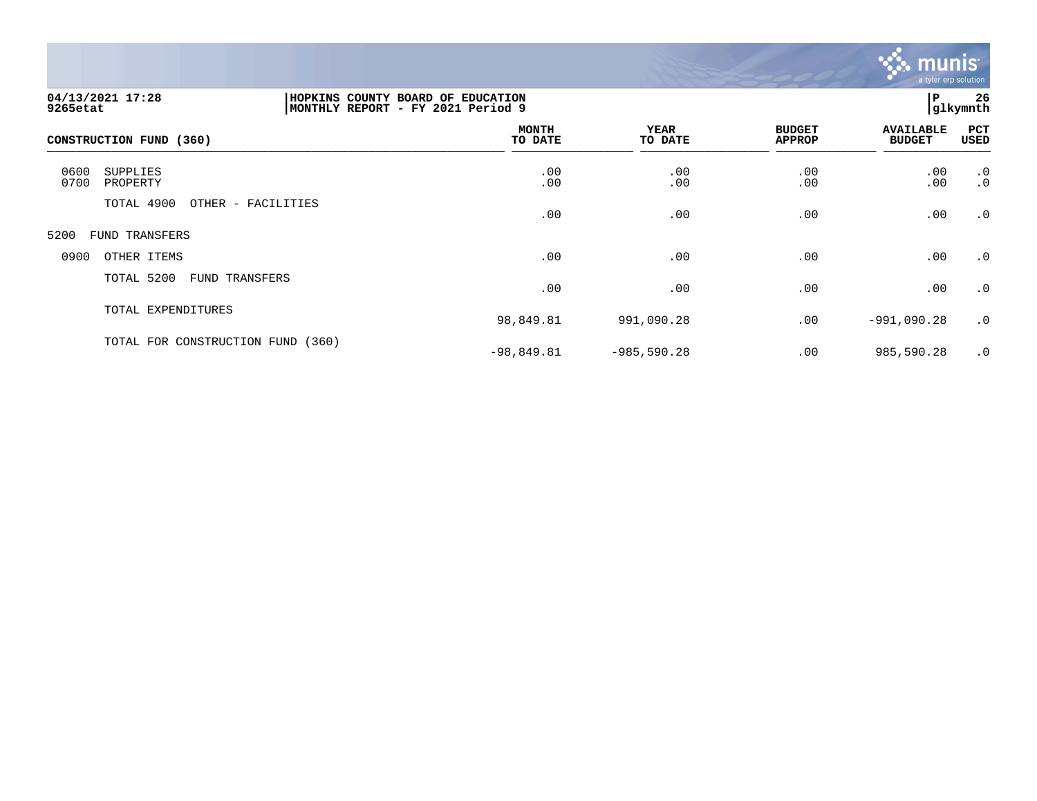| CONSTRUCTION FUND (360) | MONTH TO DATE | YEAR TO DATE | BUDGET APPROP | AVAILABLE BUDGET | PCT USED |
|---|---|---|---|---|---|
| 0600 SUPPLIES | .00 | .00 | .00 | .00 | .0 |
| 0700 PROPERTY | .00 | .00 | .00 | .00 | .0 |
| TOTAL 4900 OTHER - FACILITIES | .00 | .00 | .00 | .00 | .0 |
| 5200 FUND TRANSFERS | | | | | |
| 0900 OTHER ITEMS | .00 | .00 | .00 | .00 | .0 |
| TOTAL 5200 FUND TRANSFERS | .00 | .00 | .00 | .00 | .0 |
| TOTAL EXPENDITURES | 98,849.81 | 991,090.28 | .00 | -991,090.28 | .0 |
| TOTAL FOR CONSTRUCTION FUND (360) | -98,849.81 | -985,590.28 | .00 | 985,590.28 | .0 |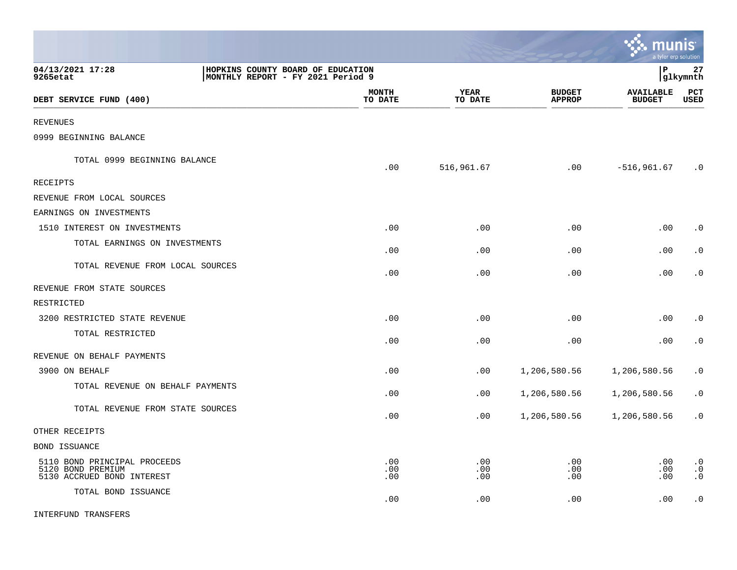04/13/2021 17:28 | HOPKINS COUNTY BOARD OF EDUCATION | P 27
9265etat | MONTHLY REPORT - FY 2021 Period 9 | glkymnth

| DEBT SERVICE FUND (400) | MONTH TO DATE | YEAR TO DATE | BUDGET APPROP | AVAILABLE BUDGET | PCT USED |
|---|---|---|---|---|---|
| REVENUES | | | | | |
| 0999 BEGINNING BALANCE | | | | | |
| TOTAL 0999 BEGINNING BALANCE | .00 | 516,961.67 | .00 | -516,961.67 | .0 |
| RECEIPTS | | | | | |
| REVENUE FROM LOCAL SOURCES | | | | | |
| EARNINGS ON INVESTMENTS | | | | | |
| 1510 INTEREST ON INVESTMENTS | .00 | .00 | .00 | .00 | .0 |
| TOTAL EARNINGS ON INVESTMENTS | .00 | .00 | .00 | .00 | .0 |
| TOTAL REVENUE FROM LOCAL SOURCES | .00 | .00 | .00 | .00 | .0 |
| REVENUE FROM STATE SOURCES | | | | | |
| RESTRICTED | | | | | |
| 3200 RESTRICTED STATE REVENUE | .00 | .00 | .00 | .00 | .0 |
| TOTAL RESTRICTED | .00 | .00 | .00 | .00 | .0 |
| REVENUE ON BEHALF PAYMENTS | | | | | |
| 3900 ON BEHALF | .00 | .00 | 1,206,580.56 | 1,206,580.56 | .0 |
| TOTAL REVENUE ON BEHALF PAYMENTS | .00 | .00 | 1,206,580.56 | 1,206,580.56 | .0 |
| TOTAL REVENUE FROM STATE SOURCES | .00 | .00 | 1,206,580.56 | 1,206,580.56 | .0 |
| OTHER RECEIPTS | | | | | |
| BOND ISSUANCE | | | | | |
| 5110 BOND PRINCIPAL PROCEEDS | .00 | .00 | .00 | .00 | .0 |
| 5120 BOND PREMIUM | .00 | .00 | .00 | .00 | .0 |
| 5130 ACCRUED BOND INTEREST | .00 | .00 | .00 | .00 | .0 |
| TOTAL BOND ISSUANCE | .00 | .00 | .00 | .00 | .0 |
| INTERFUND TRANSFERS | | | | | |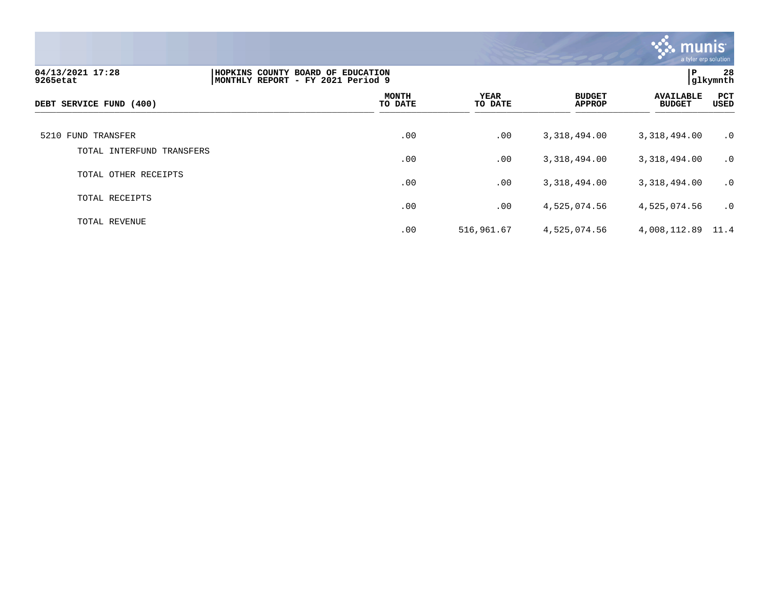04/13/2021 17:28 | HOPKINS COUNTY BOARD OF EDUCATION
9265etat | MONTHLY REPORT - FY 2021 Period 9

| DEBT SERVICE FUND (400) | MONTH TO DATE | YEAR TO DATE | BUDGET APPROP | AVAILABLE BUDGET | PCT USED |
|---|---|---|---|---|---|
| 5210 FUND TRANSFER | .00 | .00 | 3,318,494.00 | 3,318,494.00 | .0 |
| TOTAL INTERFUND TRANSFERS | .00 | .00 | 3,318,494.00 | 3,318,494.00 | .0 |
| TOTAL OTHER RECEIPTS | .00 | .00 | 3,318,494.00 | 3,318,494.00 | .0 |
| TOTAL RECEIPTS | .00 | .00 | 4,525,074.56 | 4,525,074.56 | .0 |
| TOTAL REVENUE | .00 | 516,961.67 | 4,525,074.56 | 4,008,112.89 | 11.4 |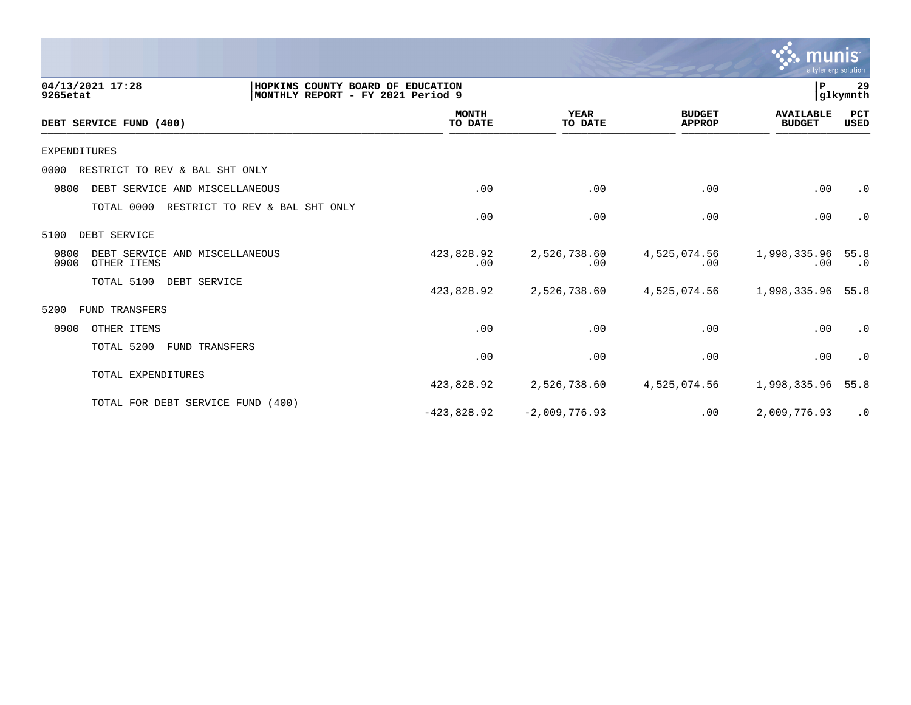**04/13/2021 17:28**
**9265etat**

**HOPKINS COUNTY BOARD OF EDUCATION**
**MONTHLY REPORT - FY 2021 Period 9**

| DEBT SERVICE FUND (400) | MONTH TO DATE | YEAR TO DATE | BUDGET APPROP | AVAILABLE BUDGET | PCT USED |
|---|---|---|---|---|---|
| EXPENDITURES | | | | | |
| 0000 RESTRICT TO REV & BAL SHT ONLY | | | | | |
| 0800 DEBT SERVICE AND MISCELLANEOUS | .00 | .00 | .00 | .00 | .0 |
| TOTAL 0000 RESTRICT TO REV & BAL SHT ONLY | .00 | .00 | .00 | .00 | .0 |
| 5100 DEBT SERVICE | | | | | |
| 0800 DEBT SERVICE AND MISCELLANEOUS | 423,828.92 | 2,526,738.60 | 4,525,074.56 | 1,998,335.96 | 55.8 |
| 0900 OTHER ITEMS | .00 | .00 | .00 | .00 | .0 |
| TOTAL 5100 DEBT SERVICE | 423,828.92 | 2,526,738.60 | 4,525,074.56 | 1,998,335.96 | 55.8 |
| 5200 FUND TRANSFERS | | | | | |
| 0900 OTHER ITEMS | .00 | .00 | .00 | .00 | .0 |
| TOTAL 5200 FUND TRANSFERS | .00 | .00 | .00 | .00 | .0 |
| TOTAL EXPENDITURES | 423,828.92 | 2,526,738.60 | 4,525,074.56 | 1,998,335.96 | 55.8 |
| TOTAL FOR DEBT SERVICE FUND (400) | -423,828.92 | -2,009,776.93 | .00 | 2,009,776.93 | .0 |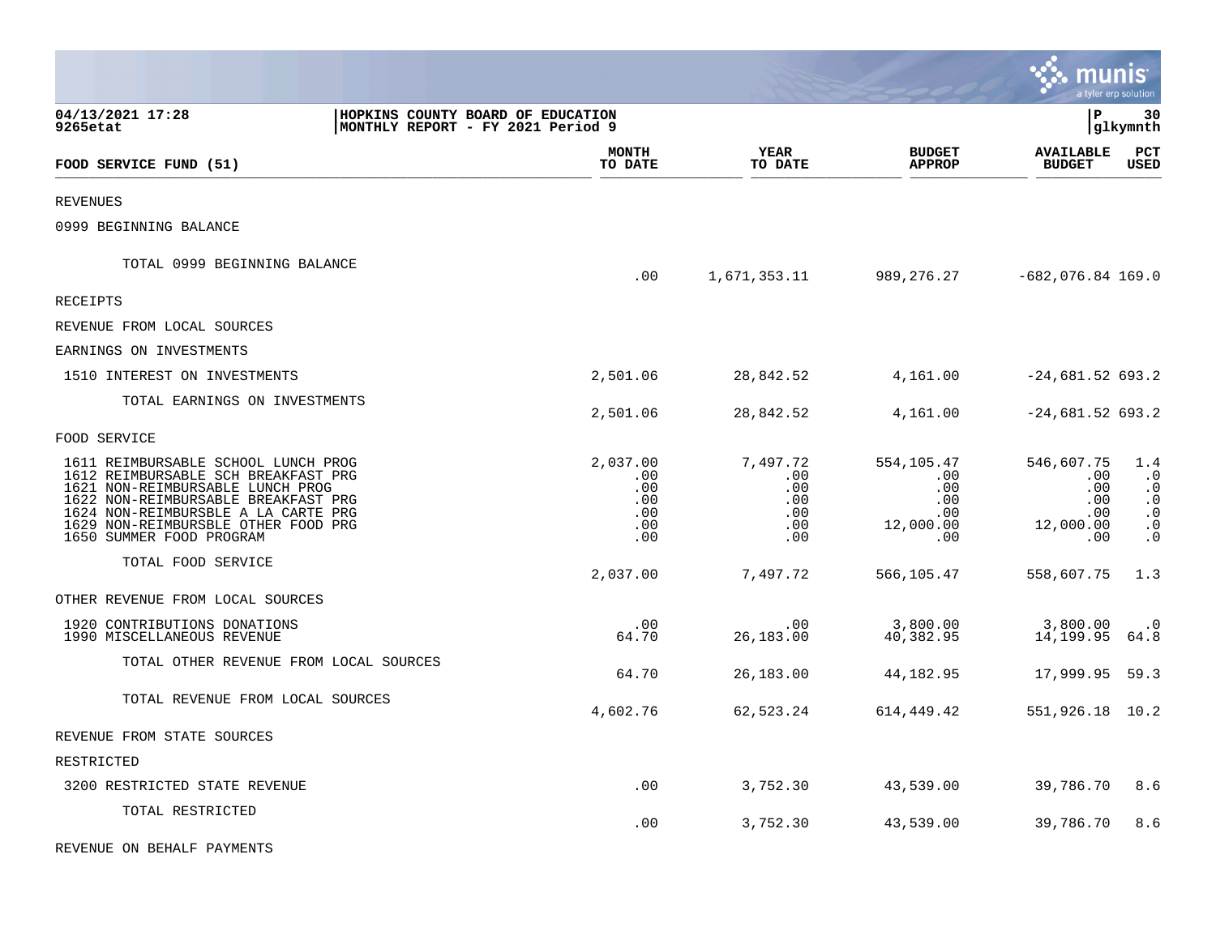04/13/2021 17:28 — HOPKINS COUNTY BOARD OF EDUCATION
9265etat — MONTHLY REPORT - FY 2021 Period 9 — glkymnth

| FOOD SERVICE FUND (51) | MONTH TO DATE | YEAR TO DATE | BUDGET APPROP | AVAILABLE BUDGET | PCT USED |
|---|---|---|---|---|---|
| REVENUES | | | | | |
| 0999 BEGINNING BALANCE | | | | | |
| TOTAL 0999 BEGINNING BALANCE | .00 | 1,671,353.11 | 989,276.27 | -682,076.84 | 169.0 |
| RECEIPTS | | | | | |
| REVENUE FROM LOCAL SOURCES | | | | | |
| EARNINGS ON INVESTMENTS | | | | | |
| 1510 INTEREST ON INVESTMENTS | 2,501.06 | 28,842.52 | 4,161.00 | -24,681.52 | 693.2 |
| TOTAL EARNINGS ON INVESTMENTS | 2,501.06 | 28,842.52 | 4,161.00 | -24,681.52 | 693.2 |
| FOOD SERVICE | | | | | |
| 1611 REIMBURSABLE SCHOOL LUNCH PROG | 2,037.00 | 7,497.72 | 554,105.47 | 546,607.75 | 1.4 |
| 1612 REIMBURSABLE SCH BREAKFAST PRG | .00 | .00 | .00 | .00 | .0 |
| 1621 NON-REIMBURSABLE LUNCH PROG | .00 | .00 | .00 | .00 | .0 |
| 1622 NON-REIMBURSABLE BREAKFAST PRG | .00 | .00 | .00 | .00 | .0 |
| 1624 NON-REIMBURSBLE A LA CARTE PRG | .00 | .00 | .00 | .00 | .0 |
| 1629 NON-REIMBURSBLE OTHER FOOD PRG | .00 | .00 | 12,000.00 | 12,000.00 | .0 |
| 1650 SUMMER FOOD PROGRAM | .00 | .00 | .00 | .00 | .0 |
| TOTAL FOOD SERVICE | 2,037.00 | 7,497.72 | 566,105.47 | 558,607.75 | 1.3 |
| OTHER REVENUE FROM LOCAL SOURCES | | | | | |
| 1920 CONTRIBUTIONS DONATIONS | .00 | .00 | 3,800.00 | 3,800.00 | .0 |
| 1990 MISCELLANEOUS REVENUE | 64.70 | 26,183.00 | 40,382.95 | 14,199.95 | 64.8 |
| TOTAL OTHER REVENUE FROM LOCAL SOURCES | 64.70 | 26,183.00 | 44,182.95 | 17,999.95 | 59.3 |
| TOTAL REVENUE FROM LOCAL SOURCES | 4,602.76 | 62,523.24 | 614,449.42 | 551,926.18 | 10.2 |
| REVENUE FROM STATE SOURCES | | | | | |
| RESTRICTED | | | | | |
| 3200 RESTRICTED STATE REVENUE | .00 | 3,752.30 | 43,539.00 | 39,786.70 | 8.6 |
| TOTAL RESTRICTED | .00 | 3,752.30 | 43,539.00 | 39,786.70 | 8.6 |
| REVENUE ON BEHALF PAYMENTS | | | | | |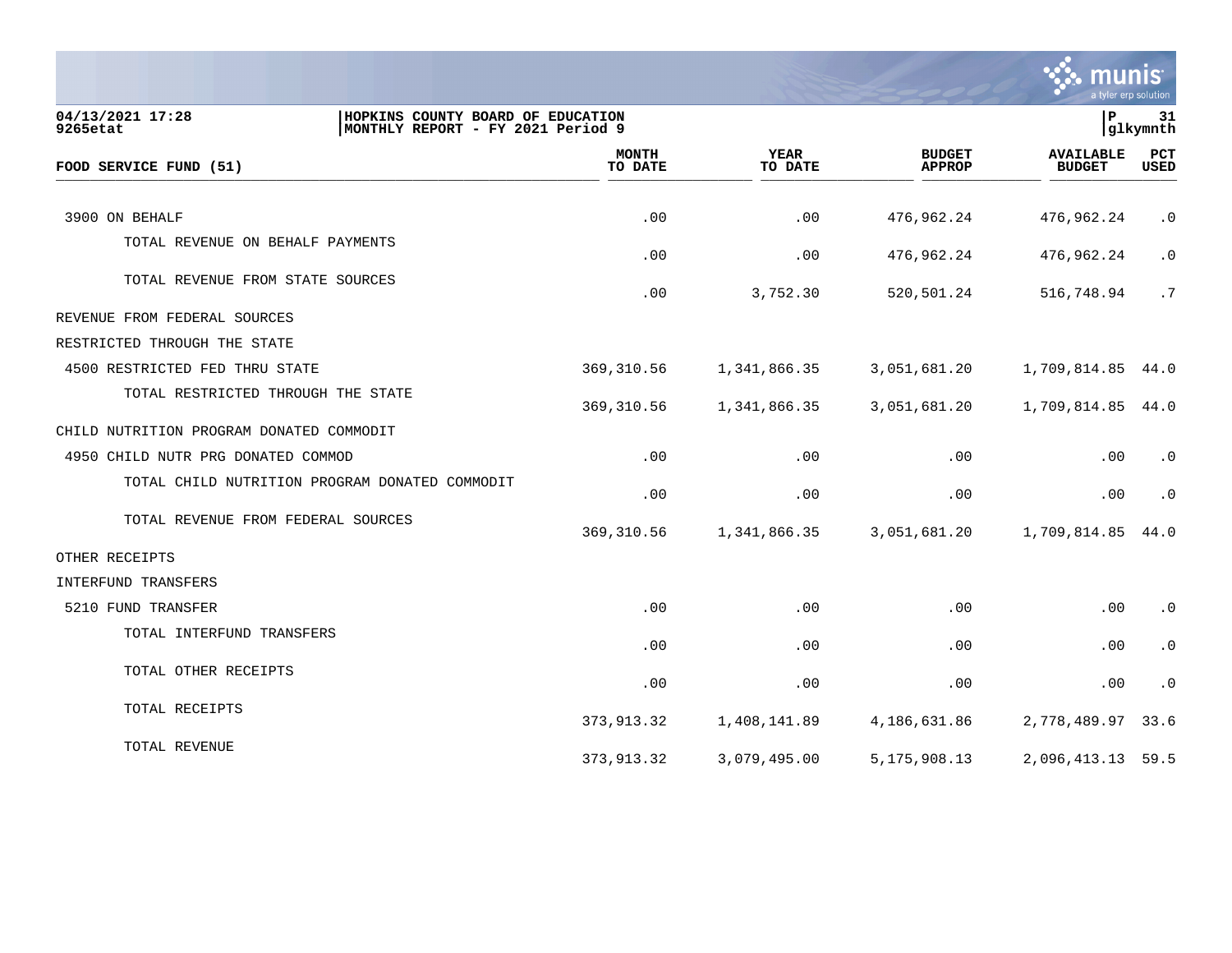**HOPKINS COUNTY BOARD OF EDUCATION**
**MONTHLY REPORT - FY 2021 Period 9**

04/13/2021 17:28
9265etat

| FOOD SERVICE FUND (51) | MONTH TO DATE | YEAR TO DATE | BUDGET APPROP | AVAILABLE BUDGET | PCT USED |
|---|---|---|---|---|---|
| 3900 ON BEHALF | .00 | .00 | 476,962.24 | 476,962.24 | .0 |
| TOTAL REVENUE ON BEHALF PAYMENTS | .00 | .00 | 476,962.24 | 476,962.24 | .0 |
| TOTAL REVENUE FROM STATE SOURCES | .00 | 3,752.30 | 520,501.24 | 516,748.94 | .7 |
| REVENUE FROM FEDERAL SOURCES | | | | | |
| RESTRICTED THROUGH THE STATE | | | | | |
| 4500 RESTRICTED FED THRU STATE | 369,310.56 | 1,341,866.35 | 3,051,681.20 | 1,709,814.85 | 44.0 |
| TOTAL RESTRICTED THROUGH THE STATE | 369,310.56 | 1,341,866.35 | 3,051,681.20 | 1,709,814.85 | 44.0 |
| CHILD NUTRITION PROGRAM DONATED COMMODIT | | | | | |
| 4950 CHILD NUTR PRG DONATED COMMOD | .00 | .00 | .00 | .00 | .0 |
| TOTAL CHILD NUTRITION PROGRAM DONATED COMMODIT | .00 | .00 | .00 | .00 | .0 |
| TOTAL REVENUE FROM FEDERAL SOURCES | 369,310.56 | 1,341,866.35 | 3,051,681.20 | 1,709,814.85 | 44.0 |
| OTHER RECEIPTS | | | | | |
| INTERFUND TRANSFERS | | | | | |
| 5210 FUND TRANSFER | .00 | .00 | .00 | .00 | .0 |
| TOTAL INTERFUND TRANSFERS | .00 | .00 | .00 | .00 | .0 |
| TOTAL OTHER RECEIPTS | .00 | .00 | .00 | .00 | .0 |
| TOTAL RECEIPTS | 373,913.32 | 1,408,141.89 | 4,186,631.86 | 2,778,489.97 | 33.6 |
| TOTAL REVENUE | 373,913.32 | 3,079,495.00 | 5,175,908.13 | 2,096,413.13 | 59.5 |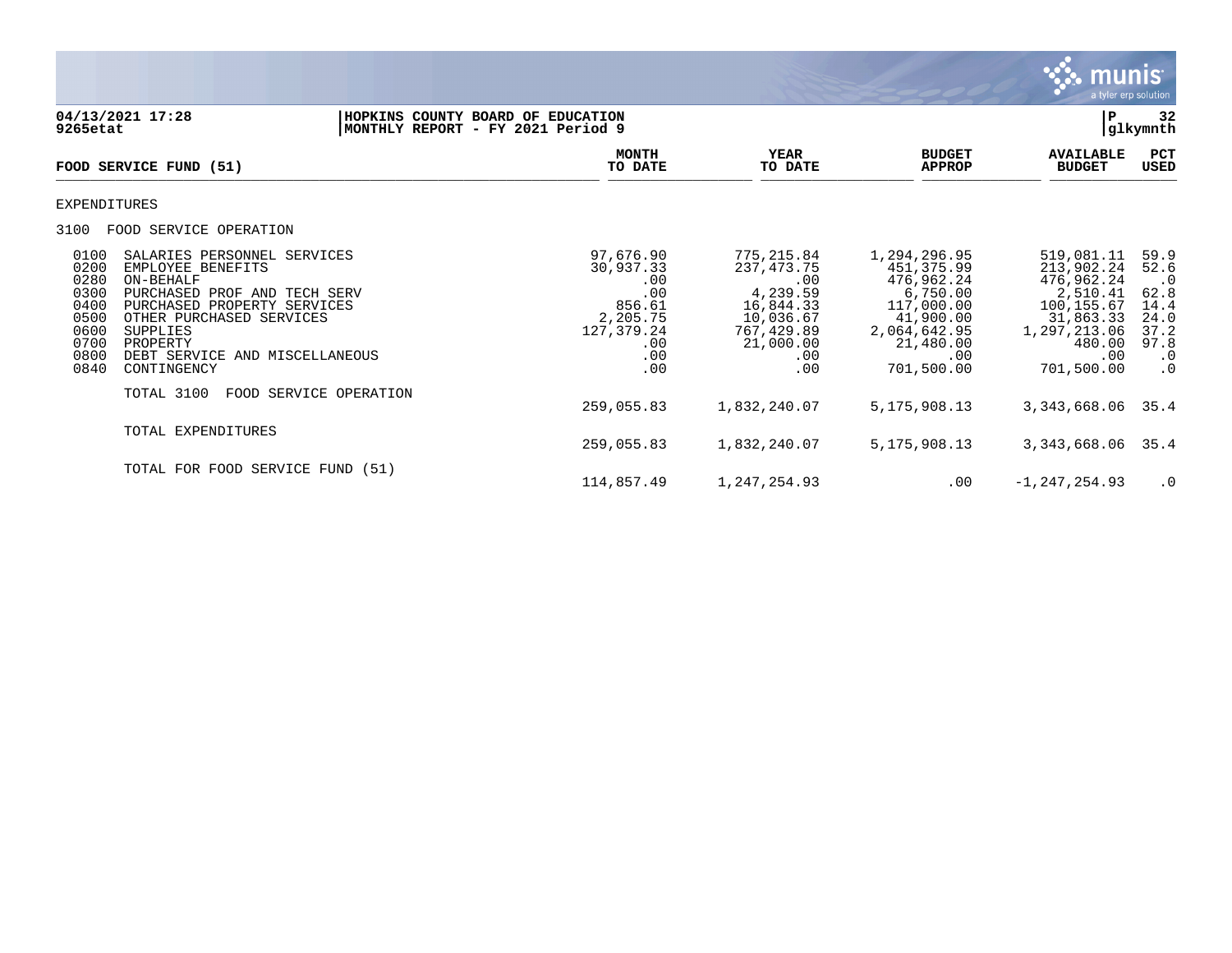04/13/2021 17:28 | HOPKINS COUNTY BOARD OF EDUCATION | P 32
9265etat | MONTHLY REPORT - FY 2021 Period 9 | glkymnth

| FOOD SERVICE FUND (51) | | MONTH TO DATE | YEAR TO DATE | BUDGET APPROP | AVAILABLE BUDGET | PCT USED |
|---|---|---|---|---|---|---|
| **EXPENDITURES** | | | | | | |
| 3100 | FOOD SERVICE OPERATION | | | | | |
| 0100 | SALARIES PERSONNEL SERVICES | 97,676.90 | 775,215.84 | 1,294,296.95 | 519,081.11 | 59.9 |
| 0200 | EMPLOYEE BENEFITS | 30,937.33 | 237,473.75 | 451,375.99 | 213,902.24 | 52.6 |
| 0280 | ON-BEHALF | .00 | .00 | 476,962.24 | 476,962.24 | .0 |
| 0300 | PURCHASED PROF AND TECH SERV | .00 | 4,239.59 | 6,750.00 | 2,510.41 | 62.8 |
| 0400 | PURCHASED PROPERTY SERVICES | 856.61 | 16,844.33 | 117,000.00 | 100,155.67 | 14.4 |
| 0500 | OTHER PURCHASED SERVICES | 2,205.75 | 10,036.67 | 41,900.00 | 31,863.33 | 24.0 |
| 0600 | SUPPLIES | 127,379.24 | 767,429.89 | 2,064,642.95 | 1,297,213.06 | 37.2 |
| 0700 | PROPERTY | .00 | 21,000.00 | 21,480.00 | 480.00 | 97.8 |
| 0800 | DEBT SERVICE AND MISCELLANEOUS | .00 | .00 | .00 | .00 | .0 |
| 0840 | CONTINGENCY | .00 | .00 | 701,500.00 | 701,500.00 | .0 |
| | TOTAL 3100 FOOD SERVICE OPERATION | 259,055.83 | 1,832,240.07 | 5,175,908.13 | 3,343,668.06 | 35.4 |
| | TOTAL EXPENDITURES | 259,055.83 | 1,832,240.07 | 5,175,908.13 | 3,343,668.06 | 35.4 |
| | TOTAL FOR FOOD SERVICE FUND (51) | 114,857.49 | 1,247,254.93 | .00 | -1,247,254.93 | .0 |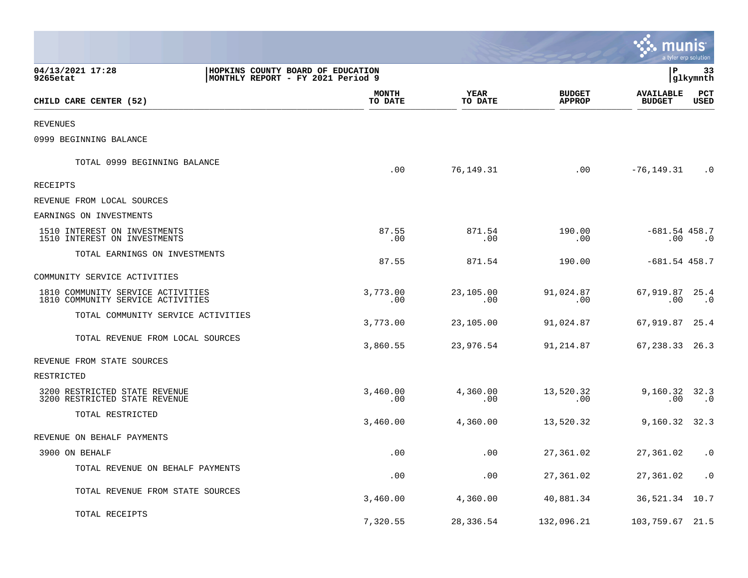HOPKINS COUNTY BOARD OF EDUCATION
MONTHLY REPORT - FY 2021 Period 9

04/13/2021 17:28
9265etat

| CHILD CARE CENTER (52) | MONTH TO DATE | YEAR TO DATE | BUDGET APPROP | AVAILABLE BUDGET | PCT USED |
|---|---|---|---|---|---|
| REVENUES | | | | | |
| 0999 BEGINNING BALANCE | | | | | |
| TOTAL 0999 BEGINNING BALANCE | .00 | 76,149.31 | .00 | -76,149.31 | .0 |
| RECEIPTS | | | | | |
| REVENUE FROM LOCAL SOURCES | | | | | |
| EARNINGS ON INVESTMENTS | | | | | |
| 1510 INTEREST ON INVESTMENTS | 87.55 | 871.54 | 190.00 | -681.54 | 458.7 |
| 1510 INTEREST ON INVESTMENTS | .00 | .00 | .00 | .00 | .0 |
| TOTAL EARNINGS ON INVESTMENTS | 87.55 | 871.54 | 190.00 | -681.54 | 458.7 |
| COMMUNITY SERVICE ACTIVITIES | | | | | |
| 1810 COMMUNITY SERVICE ACTIVITIES | 3,773.00 | 23,105.00 | 91,024.87 | 67,919.87 | 25.4 |
| 1810 COMMUNITY SERVICE ACTIVITIES | .00 | .00 | .00 | .00 | .0 |
| TOTAL COMMUNITY SERVICE ACTIVITIES | 3,773.00 | 23,105.00 | 91,024.87 | 67,919.87 | 25.4 |
| TOTAL REVENUE FROM LOCAL SOURCES | 3,860.55 | 23,976.54 | 91,214.87 | 67,238.33 | 26.3 |
| REVENUE FROM STATE SOURCES | | | | | |
| RESTRICTED | | | | | |
| 3200 RESTRICTED STATE REVENUE | 3,460.00 | 4,360.00 | 13,520.32 | 9,160.32 | 32.3 |
| 3200 RESTRICTED STATE REVENUE | .00 | .00 | .00 | .00 | .0 |
| TOTAL RESTRICTED | 3,460.00 | 4,360.00 | 13,520.32 | 9,160.32 | 32.3 |
| REVENUE ON BEHALF PAYMENTS | | | | | |
| 3900 ON BEHALF | .00 | .00 | 27,361.02 | 27,361.02 | .0 |
| TOTAL REVENUE ON BEHALF PAYMENTS | .00 | .00 | 27,361.02 | 27,361.02 | .0 |
| TOTAL REVENUE FROM STATE SOURCES | 3,460.00 | 4,360.00 | 40,881.34 | 36,521.34 | 10.7 |
| TOTAL RECEIPTS | 7,320.55 | 28,336.54 | 132,096.21 | 103,759.67 | 21.5 |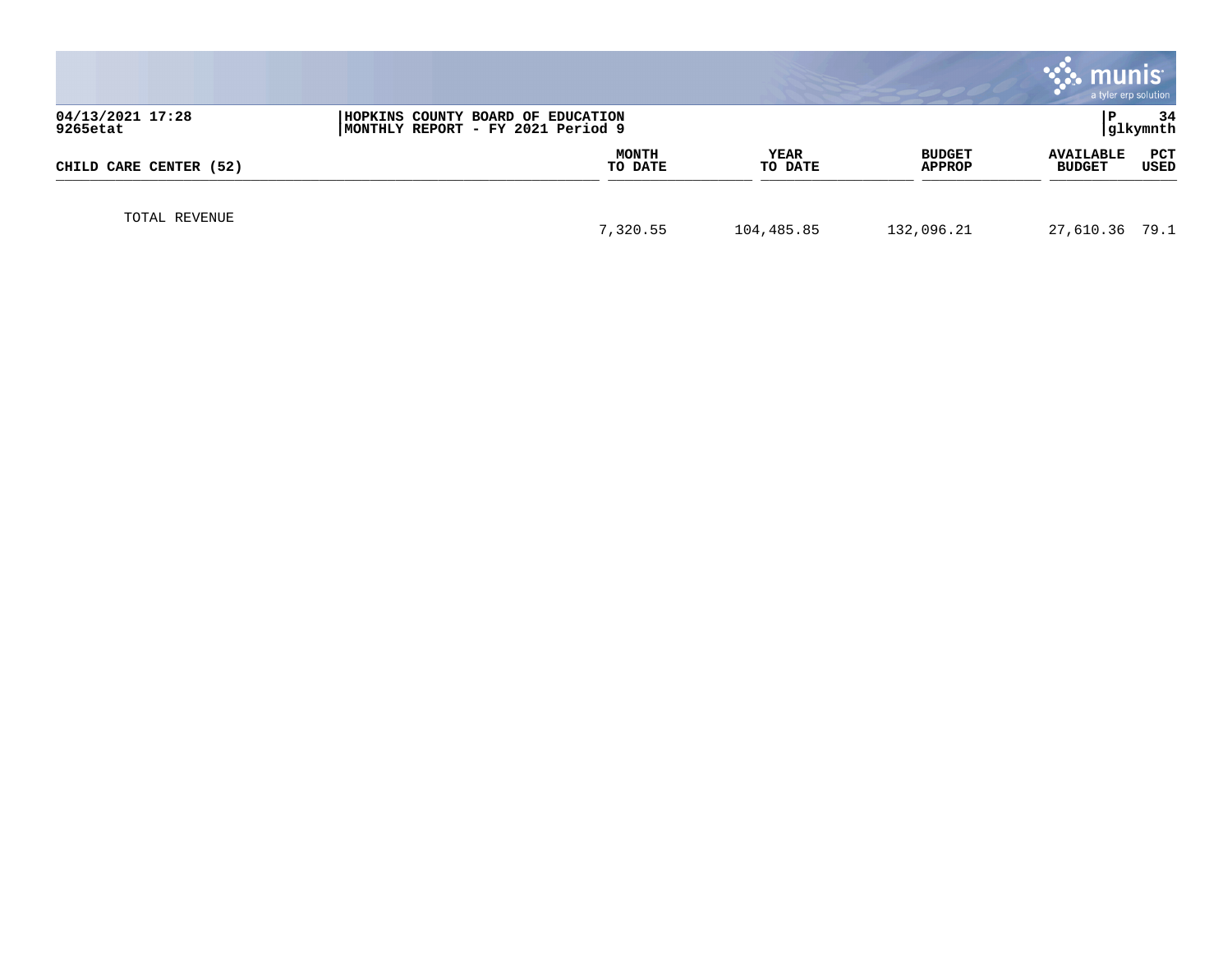04/13/2021 17:28
9265etat

HOPKINS COUNTY BOARD OF EDUCATION
MONTHLY REPORT - FY 2021 Period 9

P 34
glkymnth

| CHILD CARE CENTER (52) | MONTH TO DATE | YEAR TO DATE | BUDGET APPROP | AVAILABLE BUDGET | PCT USED |
|---|---|---|---|---|---|
| TOTAL REVENUE | 7,320.55 | 104,485.85 | 132,096.21 | 27,610.36 | 79.1 |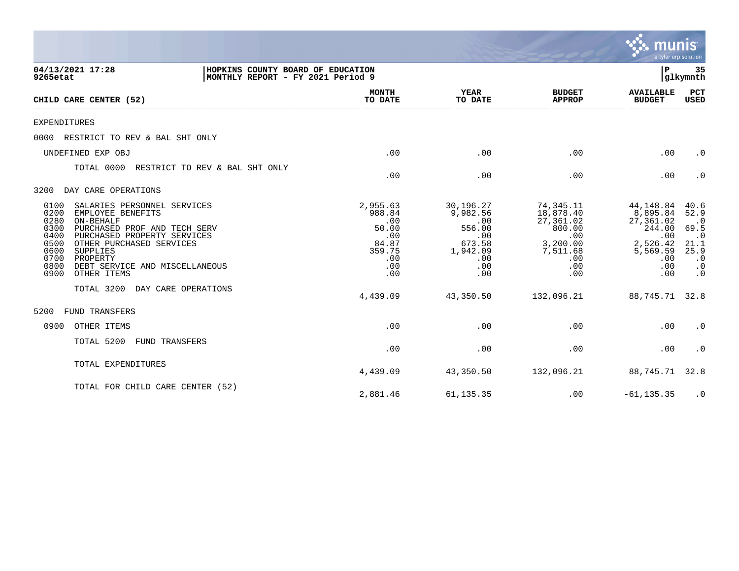**04/13/2021 17:28** | **HOPKINS COUNTY BOARD OF EDUCATION** | **P 35**
**9265etat** | **MONTHLY REPORT - FY 2021 Period 9** | **glkymnth**

| CHILD CARE CENTER (52) | MONTH TO DATE | YEAR TO DATE | BUDGET APPROP | AVAILABLE BUDGET | PCT USED |
|---|---|---|---|---|---|
| EXPENDITURES | | | | | |
| 0000 RESTRICT TO REV & BAL SHT ONLY | | | | | |
| UNDEFINED EXP OBJ | .00 | .00 | .00 | .00 | .0 |
| TOTAL 0000 RESTRICT TO REV & BAL SHT ONLY | .00 | .00 | .00 | .00 | .0 |
| 3200 DAY CARE OPERATIONS | | | | | |
| 0100 SALARIES PERSONNEL SERVICES | 2,955.63 | 30,196.27 | 74,345.11 | 44,148.84 | 40.6 |
| 0200 EMPLOYEE BENEFITS | 988.84 | 9,982.56 | 18,878.40 | 8,895.84 | 52.9 |
| 0280 ON-BEHALF | .00 | .00 | 27,361.02 | 27,361.02 | .0 |
| 0300 PURCHASED PROF AND TECH SERV | 50.00 | 556.00 | 800.00 | 244.00 | 69.5 |
| 0400 PURCHASED PROPERTY SERVICES | .00 | .00 | .00 | .00 | .0 |
| 0500 OTHER PURCHASED SERVICES | 84.87 | 673.58 | 3,200.00 | 2,526.42 | 21.1 |
| 0600 SUPPLIES | 359.75 | 1,942.09 | 7,511.68 | 5,569.59 | 25.9 |
| 0700 PROPERTY | .00 | .00 | .00 | .00 | .0 |
| 0800 DEBT SERVICE AND MISCELLANEOUS | .00 | .00 | .00 | .00 | .0 |
| 0900 OTHER ITEMS | .00 | .00 | .00 | .00 | .0 |
| TOTAL 3200 DAY CARE OPERATIONS | 4,439.09 | 43,350.50 | 132,096.21 | 88,745.71 | 32.8 |
| 5200 FUND TRANSFERS | | | | | |
| 0900 OTHER ITEMS | .00 | .00 | .00 | .00 | .0 |
| TOTAL 5200 FUND TRANSFERS | .00 | .00 | .00 | .00 | .0 |
| TOTAL EXPENDITURES | 4,439.09 | 43,350.50 | 132,096.21 | 88,745.71 | 32.8 |
| TOTAL FOR CHILD CARE CENTER (52) | 2,881.46 | 61,135.35 | .00 | -61,135.35 | .0 |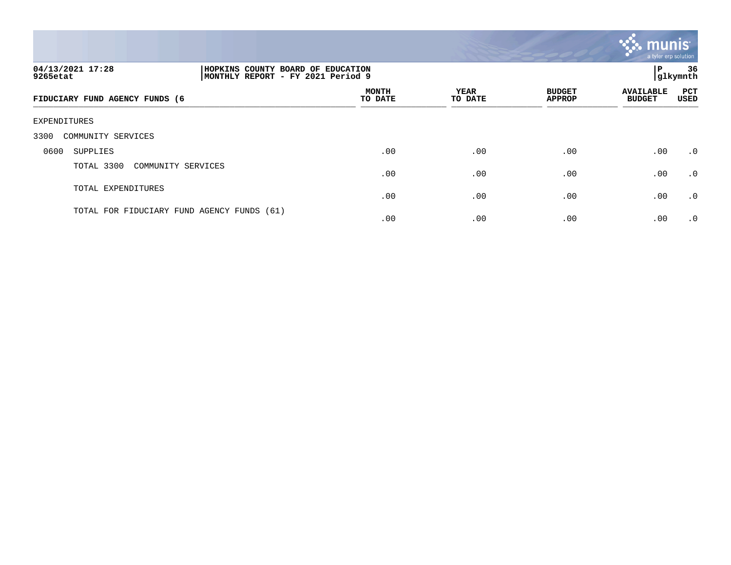04/13/2021 17:28 | HOPKINS COUNTY BOARD OF EDUCATION | P 36
9265etat | MONTHLY REPORT - FY 2021 Period 9 | glkymnth

| FIDUCIARY FUND AGENCY FUNDS (6 | MONTH TO DATE | YEAR TO DATE | BUDGET APPROP | AVAILABLE BUDGET | PCT USED |
|---|---|---|---|---|---|
| EXPENDITURES | | | | | |
| 3300 COMMUNITY SERVICES | | | | | |
| 0600 SUPPLIES | .00 | .00 | .00 | .00 | .0 |
| TOTAL 3300 COMMUNITY SERVICES | .00 | .00 | .00 | .00 | .0 |
| TOTAL EXPENDITURES | .00 | .00 | .00 | .00 | .0 |
| TOTAL FOR FIDUCIARY FUND AGENCY FUNDS (61) | .00 | .00 | .00 | .00 | .0 |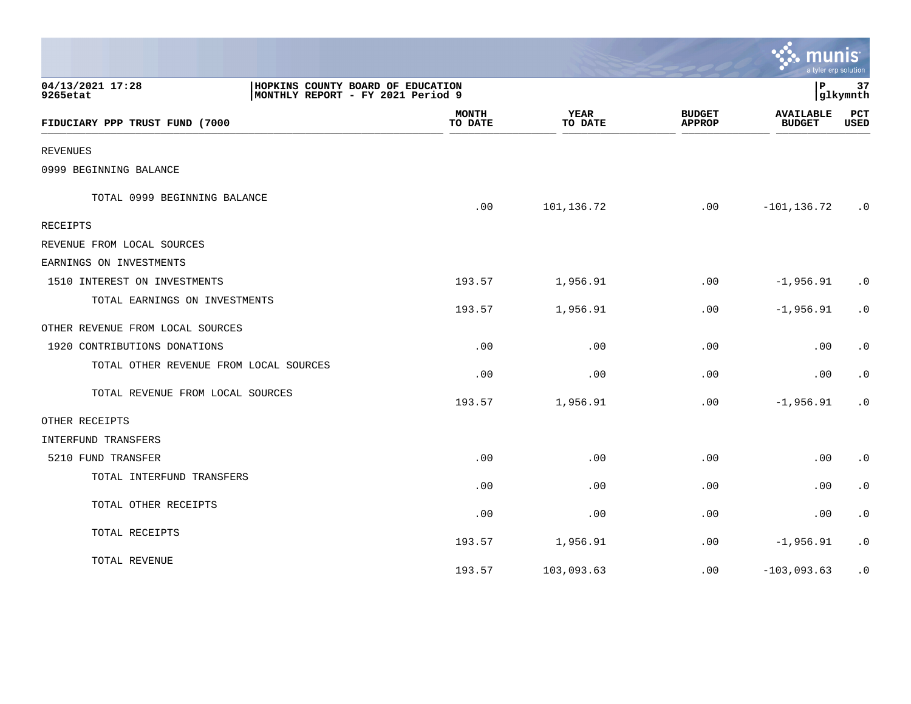04/13/2021 17:28 | HOPKINS COUNTY BOARD OF EDUCATION | P 37
9265etat | MONTHLY REPORT - FY 2021 Period 9 | glkymnth

| FIDUCIARY PPP TRUST FUND (7000 | MONTH TO DATE | YEAR TO DATE | BUDGET APPROP | AVAILABLE BUDGET | PCT USED |
|---|---|---|---|---|---|
| REVENUES | | | | | |
| 0999 BEGINNING BALANCE | | | | | |
| TOTAL 0999 BEGINNING BALANCE | .00 | 101,136.72 | .00 | -101,136.72 | .0 |
| RECEIPTS | | | | | |
| REVENUE FROM LOCAL SOURCES | | | | | |
| EARNINGS ON INVESTMENTS | | | | | |
| 1510 INTEREST ON INVESTMENTS | 193.57 | 1,956.91 | .00 | -1,956.91 | .0 |
| TOTAL EARNINGS ON INVESTMENTS | 193.57 | 1,956.91 | .00 | -1,956.91 | .0 |
| OTHER REVENUE FROM LOCAL SOURCES | | | | | |
| 1920 CONTRIBUTIONS DONATIONS | .00 | .00 | .00 | .00 | .0 |
| TOTAL OTHER REVENUE FROM LOCAL SOURCES | .00 | .00 | .00 | .00 | .0 |
| TOTAL REVENUE FROM LOCAL SOURCES | 193.57 | 1,956.91 | .00 | -1,956.91 | .0 |
| OTHER RECEIPTS | | | | | |
| INTERFUND TRANSFERS | | | | | |
| 5210 FUND TRANSFER | .00 | .00 | .00 | .00 | .0 |
| TOTAL INTERFUND TRANSFERS | .00 | .00 | .00 | .00 | .0 |
| TOTAL OTHER RECEIPTS | .00 | .00 | .00 | .00 | .0 |
| TOTAL RECEIPTS | 193.57 | 1,956.91 | .00 | -1,956.91 | .0 |
| TOTAL REVENUE | 193.57 | 103,093.63 | .00 | -103,093.63 | .0 |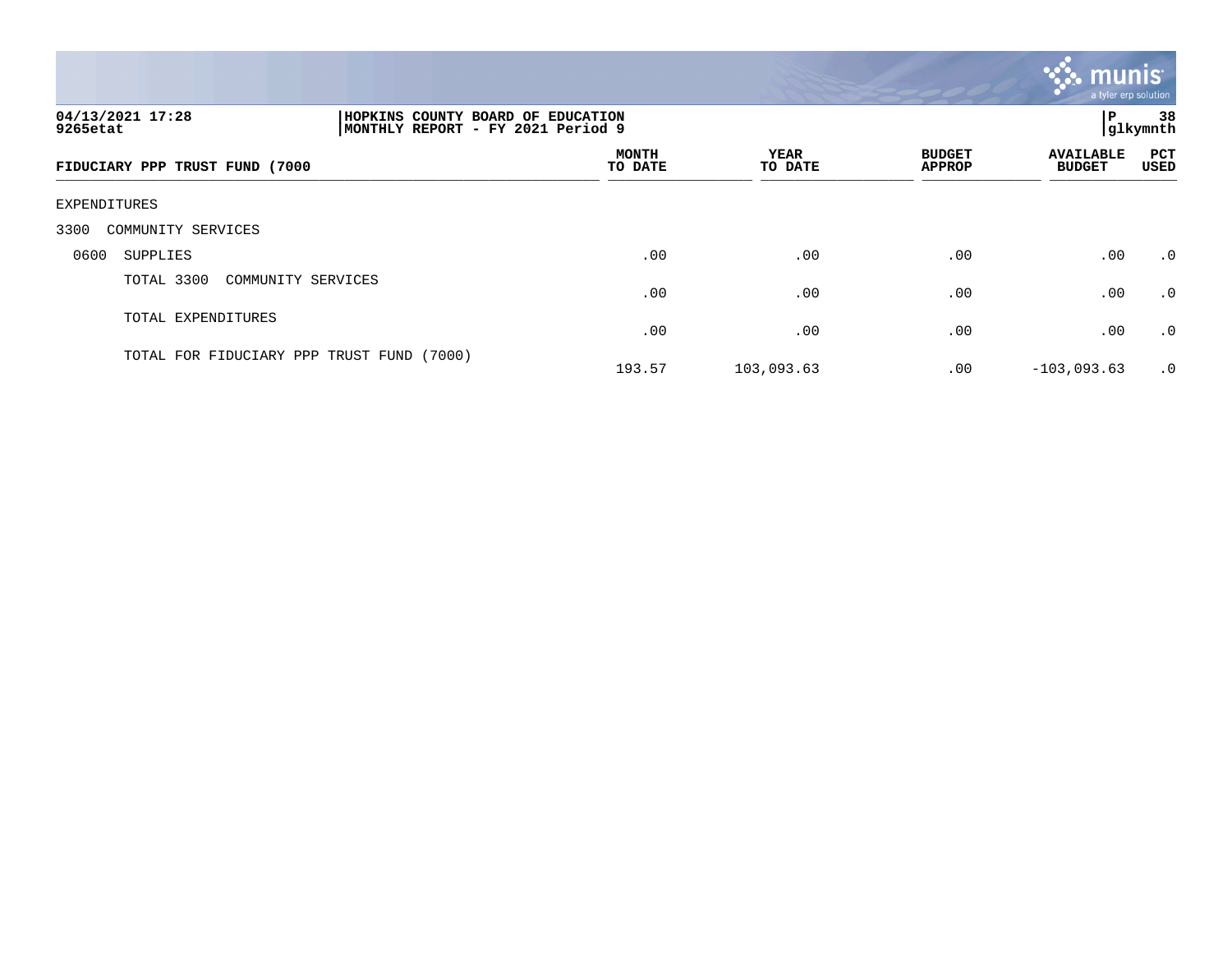04/13/2021 17:28
9265etat

HOPKINS COUNTY BOARD OF EDUCATION
MONTHLY REPORT - FY 2021 Period 9

glkymnth

| FIDUCIARY PPP TRUST FUND (7000 | MONTH TO DATE | YEAR TO DATE | BUDGET APPROP | AVAILABLE BUDGET | PCT USED |
|---|---|---|---|---|---|
| EXPENDITURES | | | | | |
| 3300 COMMUNITY SERVICES | | | | | |
| 0600 SUPPLIES | .00 | .00 | .00 | .00 | .0 |
| TOTAL 3300 COMMUNITY SERVICES | .00 | .00 | .00 | .00 | .0 |
| TOTAL EXPENDITURES | .00 | .00 | .00 | .00 | .0 |
| TOTAL FOR FIDUCIARY PPP TRUST FUND (7000) | 193.57 | 103,093.63 | .00 | -103,093.63 | .0 |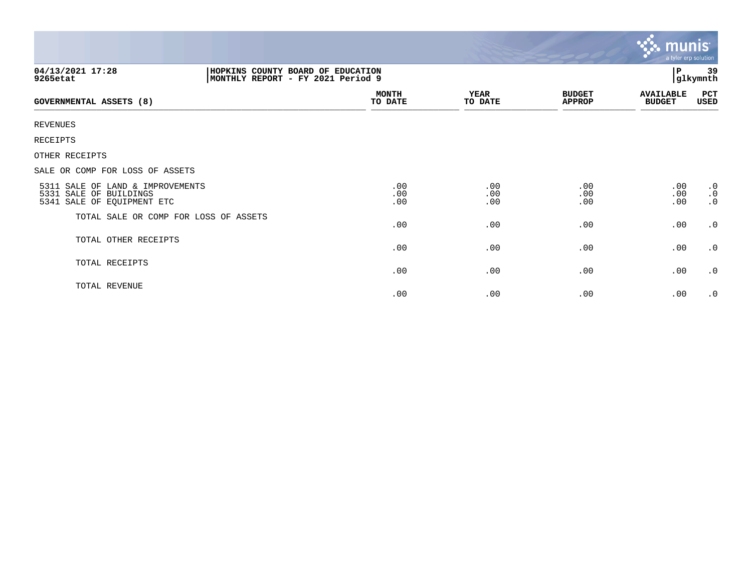04/13/2021 17:28
9265etat

**HOPKINS COUNTY BOARD OF EDUCATION**
**MONTHLY REPORT - FY 2021 Period 9**

P 39
glkymnth

| GOVERNMENTAL ASSETS (8) | MONTH TO DATE | YEAR TO DATE | BUDGET APPROP | AVAILABLE BUDGET | PCT USED |
|---|---|---|---|---|---|
| REVENUES | | | | | |
| RECEIPTS | | | | | |
| OTHER RECEIPTS | | | | | |
| SALE OR COMP FOR LOSS OF ASSETS | | | | | |
| 5311 SALE OF LAND & IMPROVEMENTS | .00 | .00 | .00 | .00 | .0 |
| 5331 SALE OF BUILDINGS | .00 | .00 | .00 | .00 | .0 |
| 5341 SALE OF EQUIPMENT ETC | .00 | .00 | .00 | .00 | .0 |
| TOTAL SALE OR COMP FOR LOSS OF ASSETS | .00 | .00 | .00 | .00 | .0 |
| TOTAL OTHER RECEIPTS | .00 | .00 | .00 | .00 | .0 |
| TOTAL RECEIPTS | .00 | .00 | .00 | .00 | .0 |
| TOTAL REVENUE | .00 | .00 | .00 | .00 | .0 |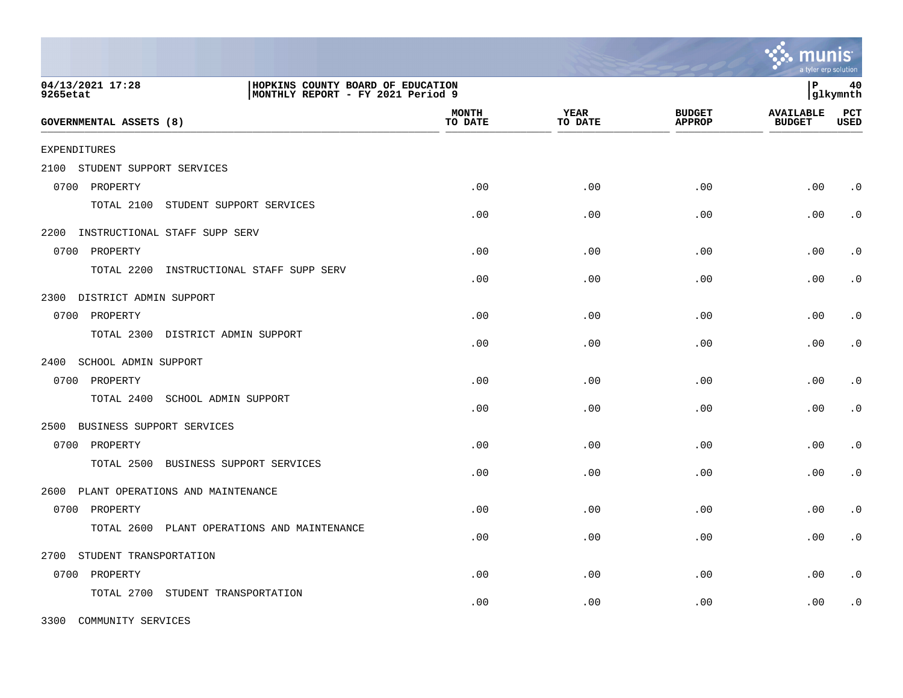HOPKINS COUNTY BOARD OF EDUCATION
MONTHLY REPORT - FY 2021 Period 9

| GOVERNMENTAL ASSETS (8) | MONTH TO DATE | YEAR TO DATE | BUDGET APPROP | AVAILABLE BUDGET | PCT USED |
|---|---|---|---|---|---|
| EXPENDITURES | | | | | |
| 2100 STUDENT SUPPORT SERVICES | | | | | |
| 0700 PROPERTY | .00 | .00 | .00 | .00 | .0 |
| TOTAL 2100 STUDENT SUPPORT SERVICES | .00 | .00 | .00 | .00 | .0 |
| 2200 INSTRUCTIONAL STAFF SUPP SERV | | | | | |
| 0700 PROPERTY | .00 | .00 | .00 | .00 | .0 |
| TOTAL 2200 INSTRUCTIONAL STAFF SUPP SERV | .00 | .00 | .00 | .00 | .0 |
| 2300 DISTRICT ADMIN SUPPORT | | | | | |
| 0700 PROPERTY | .00 | .00 | .00 | .00 | .0 |
| TOTAL 2300 DISTRICT ADMIN SUPPORT | .00 | .00 | .00 | .00 | .0 |
| 2400 SCHOOL ADMIN SUPPORT | | | | | |
| 0700 PROPERTY | .00 | .00 | .00 | .00 | .0 |
| TOTAL 2400 SCHOOL ADMIN SUPPORT | .00 | .00 | .00 | .00 | .0 |
| 2500 BUSINESS SUPPORT SERVICES | | | | | |
| 0700 PROPERTY | .00 | .00 | .00 | .00 | .0 |
| TOTAL 2500 BUSINESS SUPPORT SERVICES | .00 | .00 | .00 | .00 | .0 |
| 2600 PLANT OPERATIONS AND MAINTENANCE | | | | | |
| 0700 PROPERTY | .00 | .00 | .00 | .00 | .0 |
| TOTAL 2600 PLANT OPERATIONS AND MAINTENANCE | .00 | .00 | .00 | .00 | .0 |
| 2700 STUDENT TRANSPORTATION | | | | | |
| 0700 PROPERTY | .00 | .00 | .00 | .00 | .0 |
| TOTAL 2700 STUDENT TRANSPORTATION | .00 | .00 | .00 | .00 | .0 |
| 3300 COMMUNITY SERVICES | | | | | |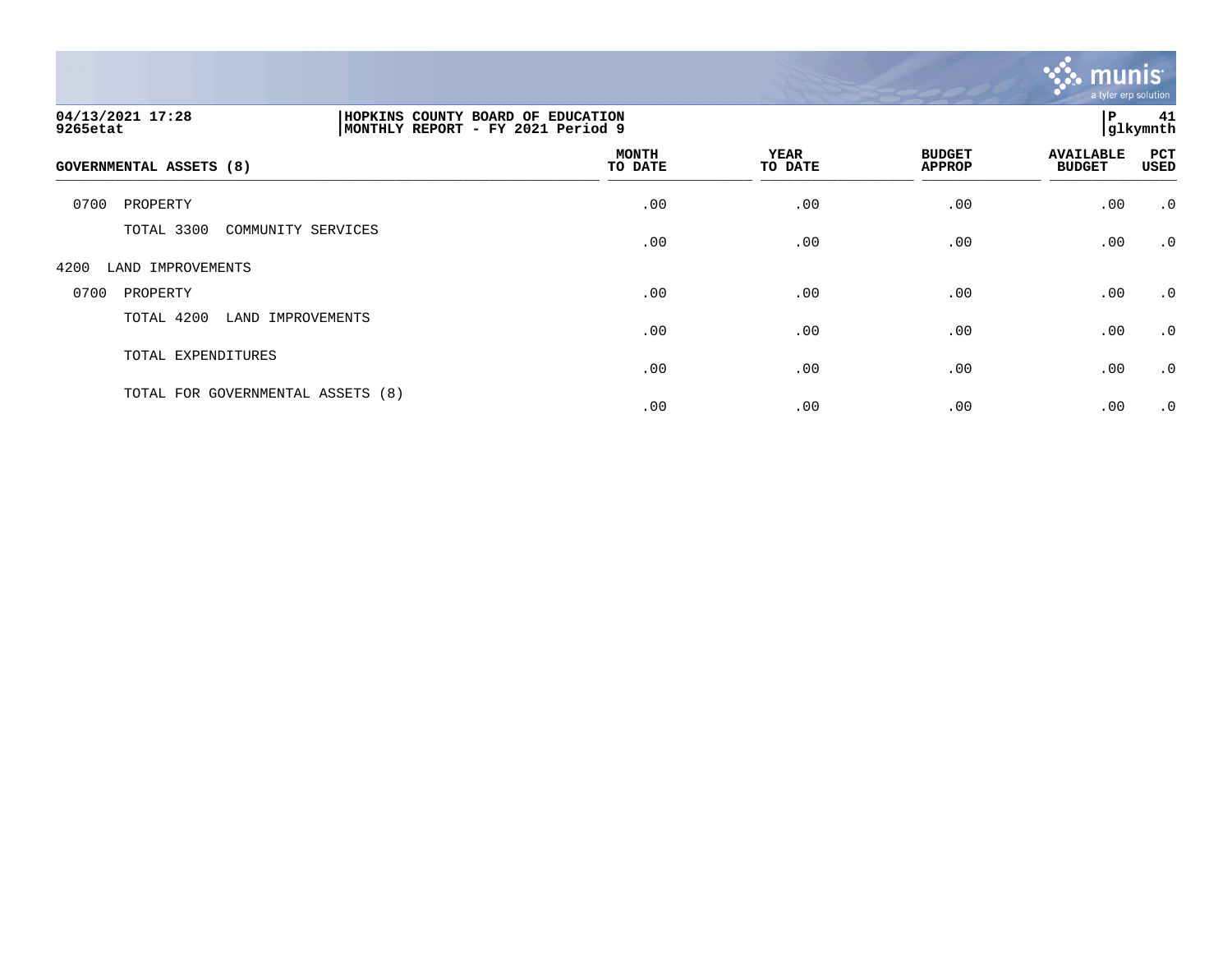| GOVERNMENTAL ASSETS (8) | MONTH TO DATE | YEAR TO DATE | BUDGET APPROP | AVAILABLE BUDGET | PCT USED |
|---|---|---|---|---|---|
| 0700 PROPERTY | .00 | .00 | .00 | .00 | .0 |
| TOTAL 3300 COMMUNITY SERVICES | .00 | .00 | .00 | .00 | .0 |
| 4200 LAND IMPROVEMENTS | | | | | |
| 0700 PROPERTY | .00 | .00 | .00 | .00 | .0 |
| TOTAL 4200 LAND IMPROVEMENTS | .00 | .00 | .00 | .00 | .0 |
| TOTAL EXPENDITURES | .00 | .00 | .00 | .00 | .0 |
| TOTAL FOR GOVERNMENTAL ASSETS (8) | .00 | .00 | .00 | .00 | .0 |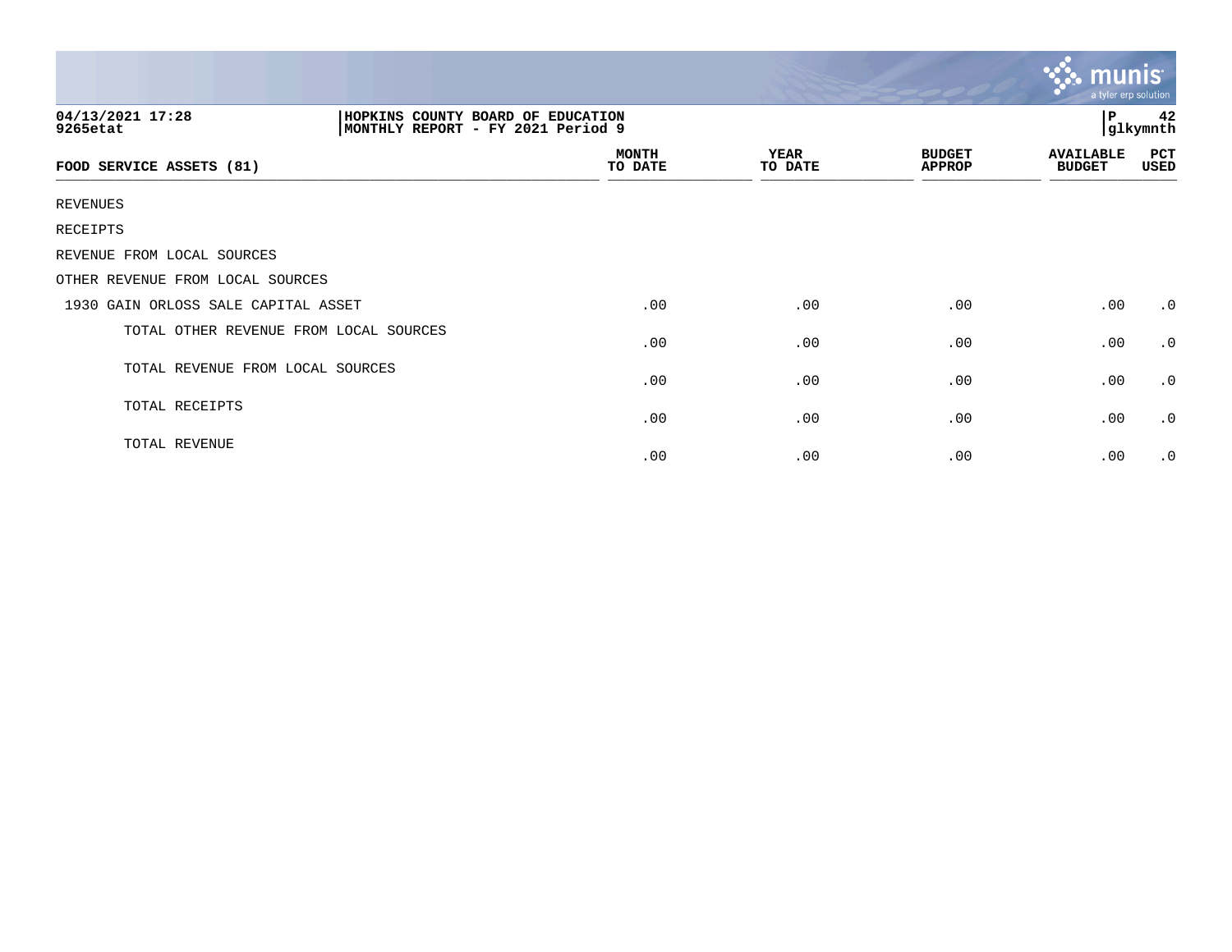04/13/2021 17:28
9265etat

HOPKINS COUNTY BOARD OF EDUCATION
MONTHLY REPORT - FY 2021 Period 9

P 42
glkymnth

| FOOD SERVICE ASSETS (81) | MONTH TO DATE | YEAR TO DATE | BUDGET APPROP | AVAILABLE BUDGET | PCT USED |
|---|---|---|---|---|---|
| REVENUES | | | | | |
| RECEIPTS | | | | | |
| REVENUE FROM LOCAL SOURCES | | | | | |
| OTHER REVENUE FROM LOCAL SOURCES | | | | | |
| 1930 GAIN ORLOSS SALE CAPITAL ASSET | .00 | .00 | .00 | .00 | .0 |
| TOTAL OTHER REVENUE FROM LOCAL SOURCES | .00 | .00 | .00 | .00 | .0 |
| TOTAL REVENUE FROM LOCAL SOURCES | .00 | .00 | .00 | .00 | .0 |
| TOTAL RECEIPTS | .00 | .00 | .00 | .00 | .0 |
| TOTAL REVENUE | .00 | .00 | .00 | .00 | .0 |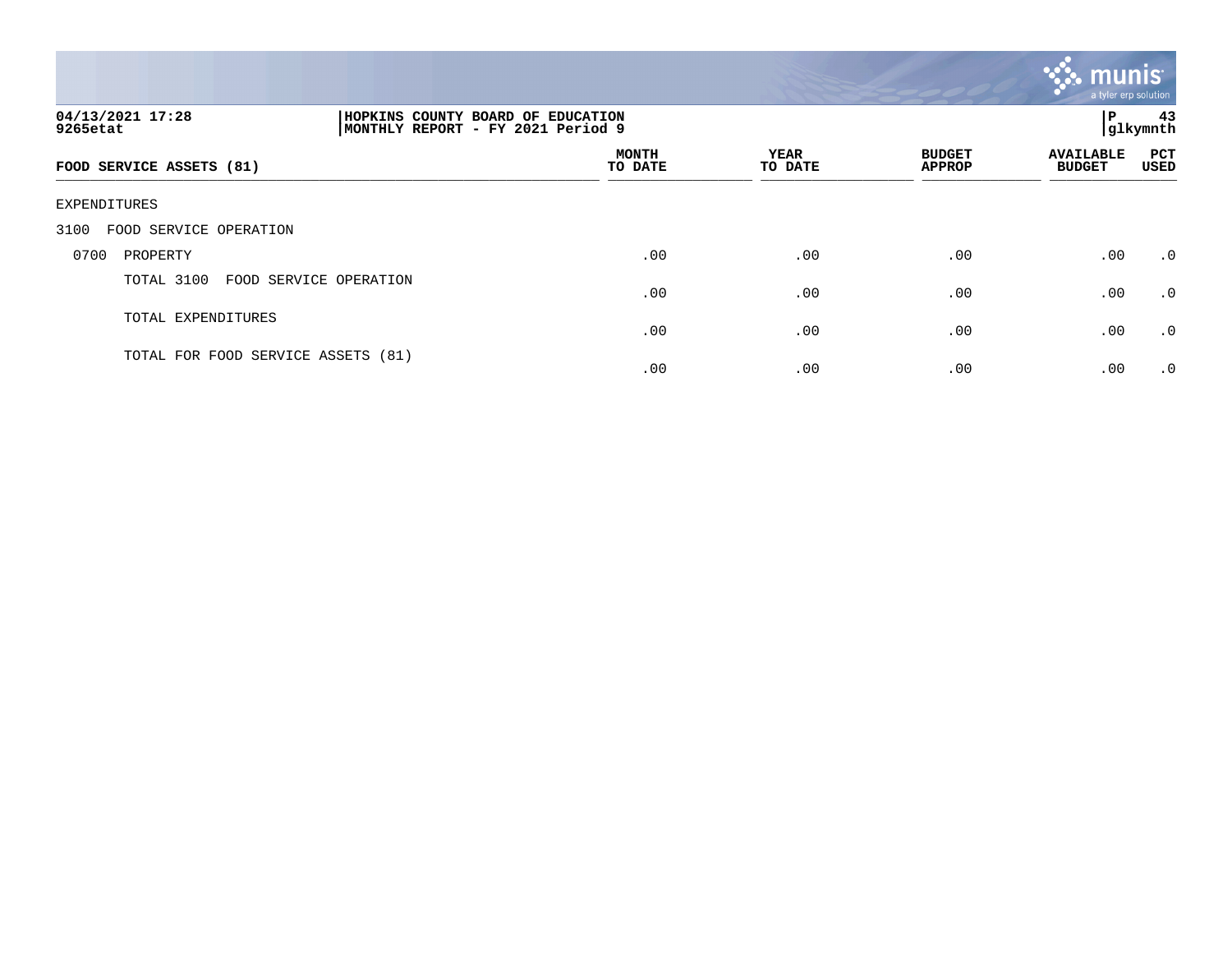04/13/2021 17:28
9265etat

HOPKINS COUNTY BOARD OF EDUCATION
MONTHLY REPORT - FY 2021 Period 9

glkymnth

| FOOD SERVICE ASSETS (81) | MONTH TO DATE | YEAR TO DATE | BUDGET APPROP | AVAILABLE BUDGET | PCT USED |
|---|---|---|---|---|---|
| EXPENDITURES | | | | | |
| 3100 FOOD SERVICE OPERATION | | | | | |
| 0700 PROPERTY | .00 | .00 | .00 | .00 | .0 |
| TOTAL 3100 FOOD SERVICE OPERATION | .00 | .00 | .00 | .00 | .0 |
| TOTAL EXPENDITURES | .00 | .00 | .00 | .00 | .0 |
| TOTAL FOR FOOD SERVICE ASSETS (81) | .00 | .00 | .00 | .00 | .0 |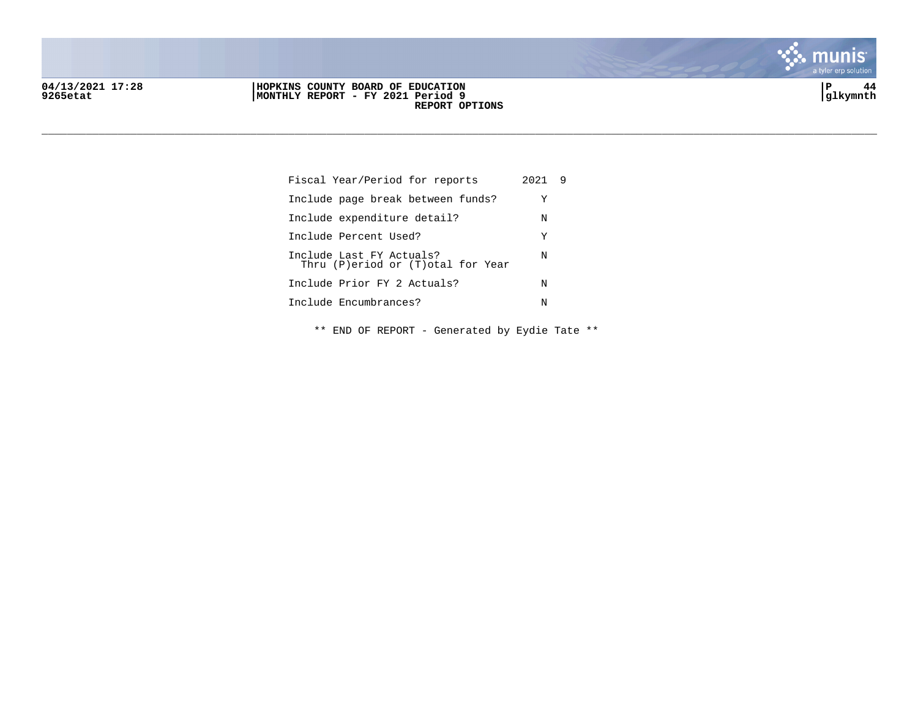**HOPKINS COUNTY BOARD OF EDUCATION**
**MONTHLY REPORT - FY 2021 Period 9**
**REPORT OPTIONS**

| | |
|---|---|
| Fiscal Year/Period for reports | 2021 9 |
| Include page break between funds? | Y |
| Include expenditure detail? | N |
| Include Percent Used? | Y |
| Include Last FY Actuals? Thru (P)eriod or (T)otal for Year | N |
| Include Prior FY 2 Actuals? | N |
| Include Encumbrances? | N |

** END OF REPORT - Generated by Eydie Tate **